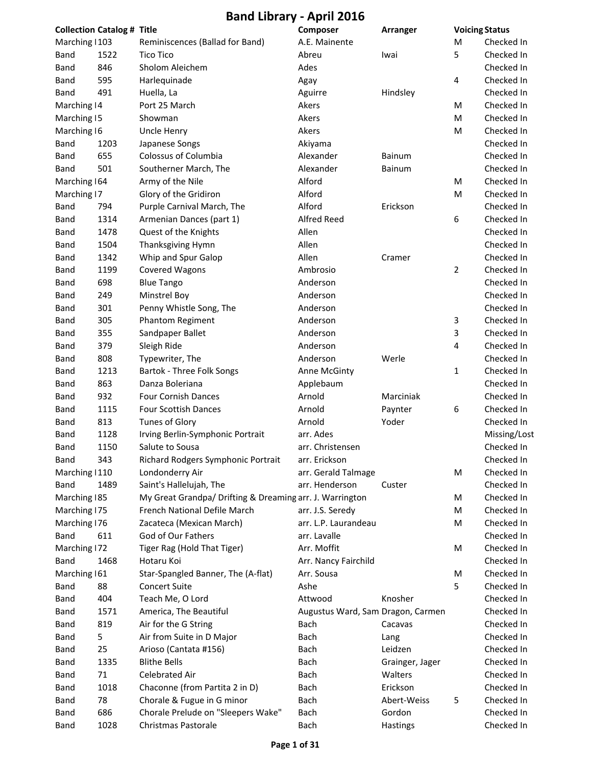# Band Library - April 2016

| Collection | Catalog # | Title | Composer | Arranger | Voicing | Status |
|---|---|---|---|---|---|---|
| Marching I | 103 | Reminiscences (Ballad for Band) | A.E. Mainente | | M | Checked In |
| Band | 1522 | Tico Tico | Abreu | Iwai | 5 | Checked In |
| Band | 846 | Sholom Aleichem | Ades | | | Checked In |
| Band | 595 | Harlequinade | Agay | | 4 | Checked In |
| Band | 491 | Huella, La | Aguirre | Hindsley | | Checked In |
| Marching I | 4 | Port 25 March | Akers | | M | Checked In |
| Marching I | 5 | Showman | Akers | | M | Checked In |
| Marching I | 6 | Uncle Henry | Akers | | M | Checked In |
| Band | 1203 | Japanese Songs | Akiyama | | | Checked In |
| Band | 655 | Colossus of Columbia | Alexander | Bainum | | Checked In |
| Band | 501 | Southerner March, The | Alexander | Bainum | | Checked In |
| Marching I | 64 | Army of the Nile | Alford | | M | Checked In |
| Marching I | 7 | Glory of the Gridiron | Alford | | M | Checked In |
| Band | 794 | Purple Carnival March, The | Alford | Erickson | | Checked In |
| Band | 1314 | Armenian Dances (part 1) | Alfred Reed | | 6 | Checked In |
| Band | 1478 | Quest of the Knights | Allen | | | Checked In |
| Band | 1504 | Thanksgiving Hymn | Allen | | | Checked In |
| Band | 1342 | Whip and Spur Galop | Allen | Cramer | | Checked In |
| Band | 1199 | Covered Wagons | Ambrosio | | 2 | Checked In |
| Band | 698 | Blue Tango | Anderson | | | Checked In |
| Band | 249 | Minstrel Boy | Anderson | | | Checked In |
| Band | 301 | Penny Whistle Song, The | Anderson | | | Checked In |
| Band | 305 | Phantom Regiment | Anderson | | 3 | Checked In |
| Band | 355 | Sandpaper Ballet | Anderson | | 3 | Checked In |
| Band | 379 | Sleigh Ride | Anderson | | 4 | Checked In |
| Band | 808 | Typewriter, The | Anderson | Werle | | Checked In |
| Band | 1213 | Bartok - Three Folk Songs | Anne McGinty | | 1 | Checked In |
| Band | 863 | Danza Boleriana | Applebaum | | | Checked In |
| Band | 932 | Four Cornish Dances | Arnold | Marciniak | | Checked In |
| Band | 1115 | Four Scottish Dances | Arnold | Paynter | 6 | Checked In |
| Band | 813 | Tunes of Glory | Arnold | Yoder | | Checked In |
| Band | 1128 | Irving Berlin-Symphonic Portrait | arr. Ades | | | Missing/Lost |
| Band | 1150 | Salute to Sousa | arr. Christensen | | | Checked In |
| Band | 343 | Richard Rodgers Symphonic Portrait | arr. Erickson | | | Checked In |
| Marching I | 110 | Londonderry Air | arr. Gerald Talmage | | M | Checked In |
| Band | 1489 | Saint's Hallelujah, The | arr. Henderson | Custer | | Checked In |
| Marching I | 85 | My Great Grandpa/ Drifting & Dreaming | arr. J. Warrington | | M | Checked In |
| Marching I | 75 | French National Defile March | arr. J.S. Seredy | | M | Checked In |
| Marching I | 76 | Zacateca (Mexican March) | arr. L.P. Laurandeau | | M | Checked In |
| Band | 611 | God of Our Fathers | arr. Lavalle | | | Checked In |
| Marching I | 72 | Tiger Rag (Hold That Tiger) | Arr. Moffit | | M | Checked In |
| Band | 1468 | Hotaru Koi | Arr. Nancy Fairchild | | | Checked In |
| Marching I | 61 | Star-Spangled Banner, The (A-flat) | Arr. Sousa | | M | Checked In |
| Band | 88 | Concert Suite | Ashe | | 5 | Checked In |
| Band | 404 | Teach Me, O Lord | Attwood | Knosher | | Checked In |
| Band | 1571 | America, The Beautiful | Augustus Ward, Sam | Dragon, Carmen | | Checked In |
| Band | 819 | Air for the G String | Bach | Cacavas | | Checked In |
| Band | 5 | Air from Suite in D Major | Bach | Lang | | Checked In |
| Band | 25 | Arioso (Cantata #156) | Bach | Leidzen | | Checked In |
| Band | 1335 | Blithe Bells | Bach | Grainger, Jager | | Checked In |
| Band | 71 | Celebrated Air | Bach | Walters | | Checked In |
| Band | 1018 | Chaconne (from Partita 2 in D) | Bach | Erickson | | Checked In |
| Band | 78 | Chorale & Fugue in G minor | Bach | Abert-Weiss | 5 | Checked In |
| Band | 686 | Chorale Prelude on "Sleepers Wake" | Bach | Gordon | | Checked In |
| Band | 1028 | Christmas Pastorale | Bach | Hastings | | Checked In |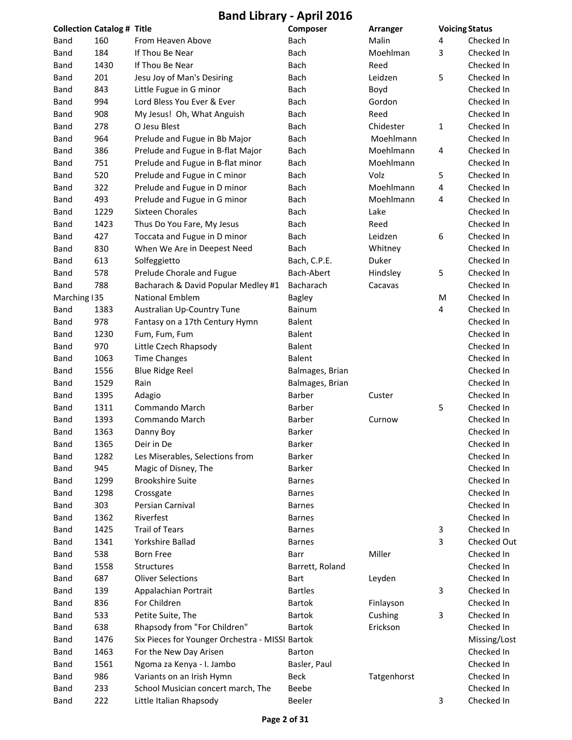# Band Library - April 2016

| Collection | Catalog # | Title | Composer | Arranger | Voicing | Status |
|---|---|---|---|---|---|---|
| Band | 160 | From Heaven Above | Bach | Malin | 4 | Checked In |
| Band | 184 | If Thou Be Near | Bach | Moehlman | 3 | Checked In |
| Band | 1430 | If Thou Be Near | Bach | Reed | | Checked In |
| Band | 201 | Jesu Joy of Man's Desiring | Bach | Leidzen | 5 | Checked In |
| Band | 843 | Little Fugue in G minor | Bach | Boyd | | Checked In |
| Band | 994 | Lord Bless You Ever & Ever | Bach | Gordon | | Checked In |
| Band | 908 | My Jesus! Oh, What Anguish | Bach | Reed | | Checked In |
| Band | 278 | O Jesu Blest | Bach | Chidester | 1 | Checked In |
| Band | 964 | Prelude and Fugue in Bb Major | Bach | Moehlmann | | Checked In |
| Band | 386 | Prelude and Fugue in B-flat Major | Bach | Moehlmann | 4 | Checked In |
| Band | 751 | Prelude and Fugue in B-flat minor | Bach | Moehlmann | | Checked In |
| Band | 520 | Prelude and Fugue in C minor | Bach | Volz | 5 | Checked In |
| Band | 322 | Prelude and Fugue in D minor | Bach | Moehlmann | 4 | Checked In |
| Band | 493 | Prelude and Fugue in G minor | Bach | Moehlmann | 4 | Checked In |
| Band | 1229 | Sixteen Chorales | Bach | Lake | | Checked In |
| Band | 1423 | Thus Do You Fare, My Jesus | Bach | Reed | | Checked In |
| Band | 427 | Toccata and Fugue in D minor | Bach | Leidzen | 6 | Checked In |
| Band | 830 | When We Are in Deepest Need | Bach | Whitney | | Checked In |
| Band | 613 | Solfeggietto | Bach, C.P.E. | Duker | | Checked In |
| Band | 578 | Prelude Chorale and Fugue | Bach-Abert | Hindsley | 5 | Checked In |
| Band | 788 | Bacharach & David Popular Medley #1 | Bacharach | Cacavas | | Checked In |
| Marching I | 35 | National Emblem | Bagley | | M | Checked In |
| Band | 1383 | Australian Up-Country Tune | Bainum | | 4 | Checked In |
| Band | 978 | Fantasy on a 17th Century Hymn | Balent | | | Checked In |
| Band | 1230 | Fum, Fum, Fum | Balent | | | Checked In |
| Band | 970 | Little Czech Rhapsody | Balent | | | Checked In |
| Band | 1063 | Time Changes | Balent | | | Checked In |
| Band | 1556 | Blue Ridge Reel | Balmages, Brian | | | Checked In |
| Band | 1529 | Rain | Balmages, Brian | | | Checked In |
| Band | 1395 | Adagio | Barber | Custer | | Checked In |
| Band | 1311 | Commando March | Barber | | 5 | Checked In |
| Band | 1393 | Commando March | Barber | Curnow | | Checked In |
| Band | 1363 | Danny Boy | Barker | | | Checked In |
| Band | 1365 | Deir in De | Barker | | | Checked In |
| Band | 1282 | Les Miserables, Selections from | Barker | | | Checked In |
| Band | 945 | Magic of Disney, The | Barker | | | Checked In |
| Band | 1299 | Brookshire Suite | Barnes | | | Checked In |
| Band | 1298 | Crossgate | Barnes | | | Checked In |
| Band | 303 | Persian Carnival | Barnes | | | Checked In |
| Band | 1362 | Riverfest | Barnes | | | Checked In |
| Band | 1425 | Trail of Tears | Barnes | | 3 | Checked In |
| Band | 1341 | Yorkshire Ballad | Barnes | | 3 | Checked Out |
| Band | 538 | Born Free | Barr | Miller | | Checked In |
| Band | 1558 | Structures | Barrett, Roland | | | Checked In |
| Band | 687 | Oliver Selections | Bart | Leyden | | Checked In |
| Band | 139 | Appalachian Portrait | Bartles | | 3 | Checked In |
| Band | 836 | For Children | Bartok | Finlayson | | Checked In |
| Band | 533 | Petite Suite, The | Bartok | Cushing | 3 | Checked In |
| Band | 638 | Rhapsody from "For Children" | Bartok | Erickson | | Checked In |
| Band | 1476 | Six Pieces for Younger Orchestra - MISSI | Bartok | | | Missing/Lost |
| Band | 1463 | For the New Day Arisen | Barton | | | Checked In |
| Band | 1561 | Ngoma za Kenya - I. Jambo | Basler, Paul | | | Checked In |
| Band | 986 | Variants on an Irish Hymn | Beck | Tatgenhorst | | Checked In |
| Band | 233 | School Musician concert march, The | Beebe | | | Checked In |
| Band | 222 | Little Italian Rhapsody | Beeler | | 3 | Checked In |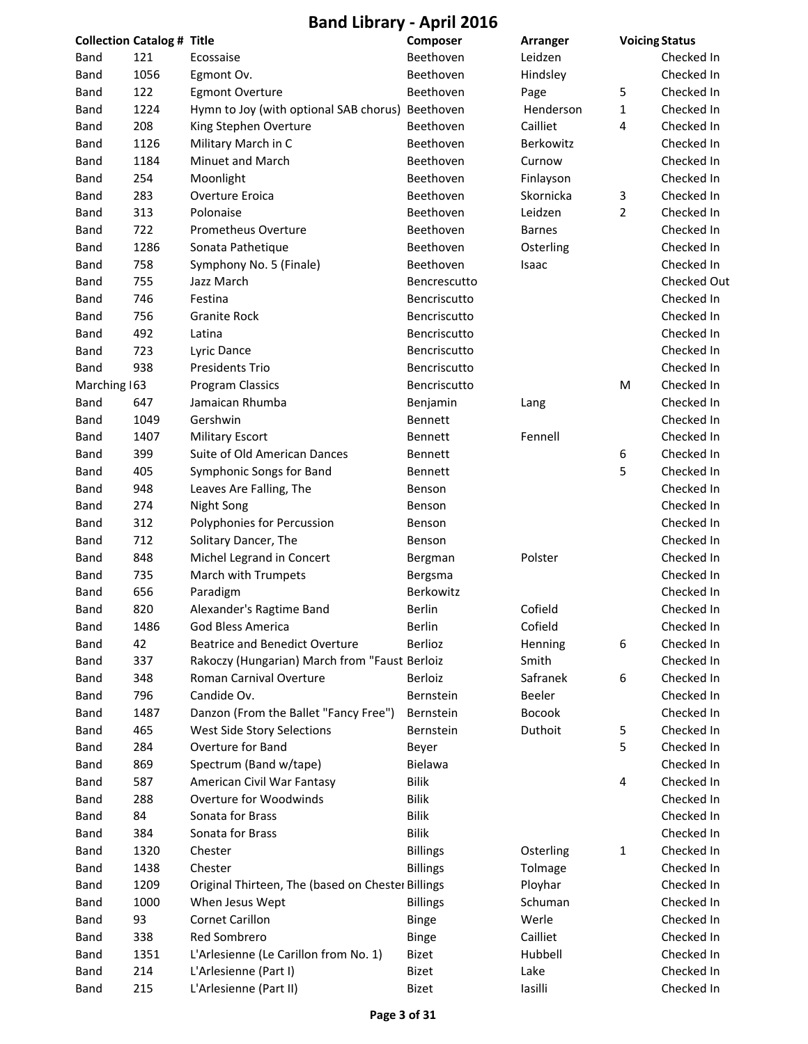# Band Library - April 2016

| Collection | Catalog # | Title | Composer | Arranger | Voicing | Status |
|---|---|---|---|---|---|---|
| Band | 121 | Ecossaise | Beethoven | Leidzen | | Checked In |
| Band | 1056 | Egmont Ov. | Beethoven | Hindsley | | Checked In |
| Band | 122 | Egmont Overture | Beethoven | Page | 5 | Checked In |
| Band | 1224 | Hymn to Joy (with optional SAB chorus) | Beethoven | Henderson | 1 | Checked In |
| Band | 208 | King Stephen Overture | Beethoven | Cailliet | 4 | Checked In |
| Band | 1126 | Military March in C | Beethoven | Berkowitz | | Checked In |
| Band | 1184 | Minuet and March | Beethoven | Curnow | | Checked In |
| Band | 254 | Moonlight | Beethoven | Finlayson | | Checked In |
| Band | 283 | Overture Eroica | Beethoven | Skornicka | 3 | Checked In |
| Band | 313 | Polonaise | Beethoven | Leidzen | 2 | Checked In |
| Band | 722 | Prometheus Overture | Beethoven | Barnes | | Checked In |
| Band | 1286 | Sonata Pathetique | Beethoven | Osterling | | Checked In |
| Band | 758 | Symphony No. 5 (Finale) | Beethoven | Isaac | | Checked In |
| Band | 755 | Jazz March | Bencrescutto | | | Checked Out |
| Band | 746 | Festina | Bencriscutto | | | Checked In |
| Band | 756 | Granite Rock | Bencriscutto | | | Checked In |
| Band | 492 | Latina | Bencriscutto | | | Checked In |
| Band | 723 | Lyric Dance | Bencriscutto | | | Checked In |
| Band | 938 | Presidents Trio | Bencriscutto | | | Checked In |
| Marching I | 63 | Program Classics | Bencriscutto | | M | Checked In |
| Band | 647 | Jamaican Rhumba | Benjamin | Lang | | Checked In |
| Band | 1049 | Gershwin | Bennett | | | Checked In |
| Band | 1407 | Military Escort | Bennett | Fennell | | Checked In |
| Band | 399 | Suite of Old American Dances | Bennett | | 6 | Checked In |
| Band | 405 | Symphonic Songs for Band | Bennett | | 5 | Checked In |
| Band | 948 | Leaves Are Falling, The | Benson | | | Checked In |
| Band | 274 | Night Song | Benson | | | Checked In |
| Band | 312 | Polyphonies for Percussion | Benson | | | Checked In |
| Band | 712 | Solitary Dancer, The | Benson | | | Checked In |
| Band | 848 | Michel Legrand in Concert | Bergman | Polster | | Checked In |
| Band | 735 | March with Trumpets | Bergsma | | | Checked In |
| Band | 656 | Paradigm | Berkowitz | | | Checked In |
| Band | 820 | Alexander's Ragtime Band | Berlin | Cofield | | Checked In |
| Band | 1486 | God Bless America | Berlin | Cofield | | Checked In |
| Band | 42 | Beatrice and Benedict Overture | Berlioz | Henning | 6 | Checked In |
| Band | 337 | Rakoczy (Hungarian) March from "Faust | Berloiz | Smith | | Checked In |
| Band | 348 | Roman Carnival Overture | Berloiz | Safranek | 6 | Checked In |
| Band | 796 | Candide Ov. | Bernstein | Beeler | | Checked In |
| Band | 1487 | Danzon (From the Ballet "Fancy Free") | Bernstein | Bocook | | Checked In |
| Band | 465 | West Side Story Selections | Bernstein | Duthoit | 5 | Checked In |
| Band | 284 | Overture for Band | Beyer | | 5 | Checked In |
| Band | 869 | Spectrum (Band w/tape) | Bielawa | | | Checked In |
| Band | 587 | American Civil War Fantasy | Bilik | | 4 | Checked In |
| Band | 288 | Overture for Woodwinds | Bilik | | | Checked In |
| Band | 84 | Sonata for Brass | Bilik | | | Checked In |
| Band | 384 | Sonata for Brass | Bilik | | | Checked In |
| Band | 1320 | Chester | Billings | Osterling | 1 | Checked In |
| Band | 1438 | Chester | Billings | Tolmage | | Checked In |
| Band | 1209 | Original Thirteen, The (based on Chester | Billings | Ployhar | | Checked In |
| Band | 1000 | When Jesus Wept | Billings | Schuman | | Checked In |
| Band | 93 | Cornet Carillon | Binge | Werle | | Checked In |
| Band | 338 | Red Sombrero | Binge | Cailliet | | Checked In |
| Band | 1351 | L'Arlesienne (Le Carillon from No. 1) | Bizet | Hubbell | | Checked In |
| Band | 214 | L'Arlesienne (Part I) | Bizet | Lake | | Checked In |
| Band | 215 | L'Arlesienne (Part II) | Bizet | Iasilli | | Checked In |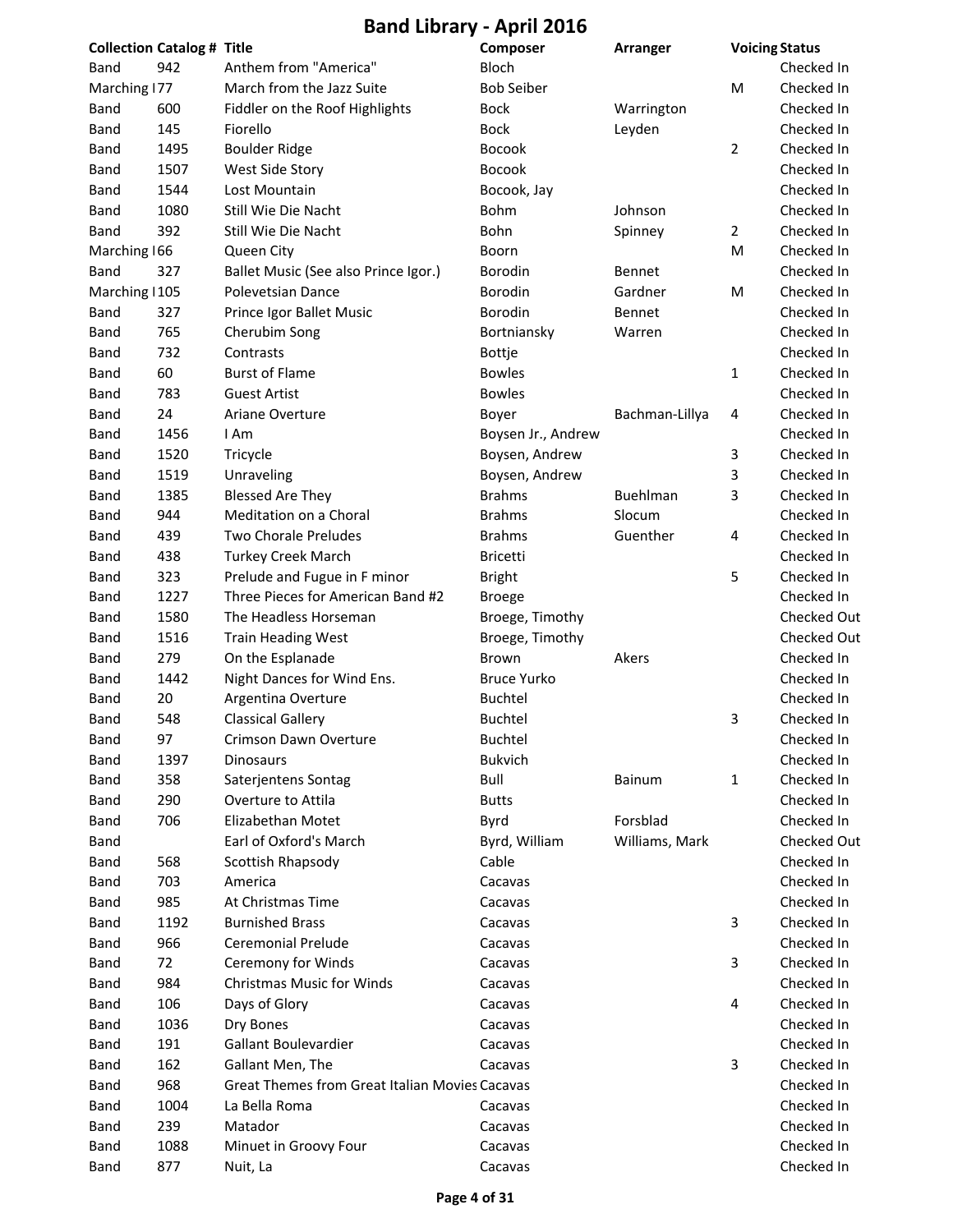# Band Library - April 2016

| Collection | Catalog # | Title | Composer | Arranger | Voicing | Status |
|---|---|---|---|---|---|---|
| Band | 942 | Anthem from "America" | Bloch | | | Checked In |
| Marching I | 77 | March from the Jazz Suite | Bob Seiber | | M | Checked In |
| Band | 600 | Fiddler on the Roof Highlights | Bock | Warrington | | Checked In |
| Band | 145 | Fiorello | Bock | Leyden | | Checked In |
| Band | 1495 | Boulder Ridge | Bocook | | 2 | Checked In |
| Band | 1507 | West Side Story | Bocook | | | Checked In |
| Band | 1544 | Lost Mountain | Bocook, Jay | | | Checked In |
| Band | 1080 | Still Wie Die Nacht | Bohm | Johnson | | Checked In |
| Band | 392 | Still Wie Die Nacht | Bohn | Spinney | 2 | Checked In |
| Marching I | 66 | Queen City | Boorn | | M | Checked In |
| Band | 327 | Ballet Music (See also Prince Igor.) | Borodin | Bennet | | Checked In |
| Marching I | 105 | Polevetsian Dance | Borodin | Gardner | M | Checked In |
| Band | 327 | Prince Igor Ballet Music | Borodin | Bennet | | Checked In |
| Band | 765 | Cherubim Song | Bortniansky | Warren | | Checked In |
| Band | 732 | Contrasts | Bottje | | | Checked In |
| Band | 60 | Burst of Flame | Bowles | | 1 | Checked In |
| Band | 783 | Guest Artist | Bowles | | | Checked In |
| Band | 24 | Ariane Overture | Boyer | Bachman-Lillya | 4 | Checked In |
| Band | 1456 | I Am | Boysen Jr., Andrew | | | Checked In |
| Band | 1520 | Tricycle | Boysen, Andrew | | 3 | Checked In |
| Band | 1519 | Unraveling | Boysen, Andrew | | 3 | Checked In |
| Band | 1385 | Blessed Are They | Brahms | Buehlman | 3 | Checked In |
| Band | 944 | Meditation on a Choral | Brahms | Slocum | | Checked In |
| Band | 439 | Two Chorale Preludes | Brahms | Guenther | 4 | Checked In |
| Band | 438 | Turkey Creek March | Bricetti | | | Checked In |
| Band | 323 | Prelude and Fugue in F minor | Bright | | 5 | Checked In |
| Band | 1227 | Three Pieces for American Band #2 | Broege | | | Checked In |
| Band | 1580 | The Headless Horseman | Broege, Timothy | | | Checked Out |
| Band | 1516 | Train Heading West | Broege, Timothy | | | Checked Out |
| Band | 279 | On the Esplanade | Brown | Akers | | Checked In |
| Band | 1442 | Night Dances for Wind Ens. | Bruce Yurko | | | Checked In |
| Band | 20 | Argentina Overture | Buchtel | | | Checked In |
| Band | 548 | Classical Gallery | Buchtel | | 3 | Checked In |
| Band | 97 | Crimson Dawn Overture | Buchtel | | | Checked In |
| Band | 1397 | Dinosaurs | Bukvich | | | Checked In |
| Band | 358 | Saterjentens Sontag | Bull | Bainum | 1 | Checked In |
| Band | 290 | Overture to Attila | Butts | | | Checked In |
| Band | 706 | Elizabethan Motet | Byrd | Forsblad | | Checked In |
| Band | | Earl of Oxford's March | Byrd, William | Williams, Mark | | Checked Out |
| Band | 568 | Scottish Rhapsody | Cable | | | Checked In |
| Band | 703 | America | Cacavas | | | Checked In |
| Band | 985 | At Christmas Time | Cacavas | | | Checked In |
| Band | 1192 | Burnished Brass | Cacavas | | 3 | Checked In |
| Band | 966 | Ceremonial Prelude | Cacavas | | | Checked In |
| Band | 72 | Ceremony for Winds | Cacavas | | 3 | Checked In |
| Band | 984 | Christmas Music for Winds | Cacavas | | | Checked In |
| Band | 106 | Days of Glory | Cacavas | | 4 | Checked In |
| Band | 1036 | Dry Bones | Cacavas | | | Checked In |
| Band | 191 | Gallant Boulevardier | Cacavas | | | Checked In |
| Band | 162 | Gallant Men, The | Cacavas | | 3 | Checked In |
| Band | 968 | Great Themes from Great Italian Movies | Cacavas | | | Checked In |
| Band | 1004 | La Bella Roma | Cacavas | | | Checked In |
| Band | 239 | Matador | Cacavas | | | Checked In |
| Band | 1088 | Minuet in Groovy Four | Cacavas | | | Checked In |
| Band | 877 | Nuit, La | Cacavas | | | Checked In |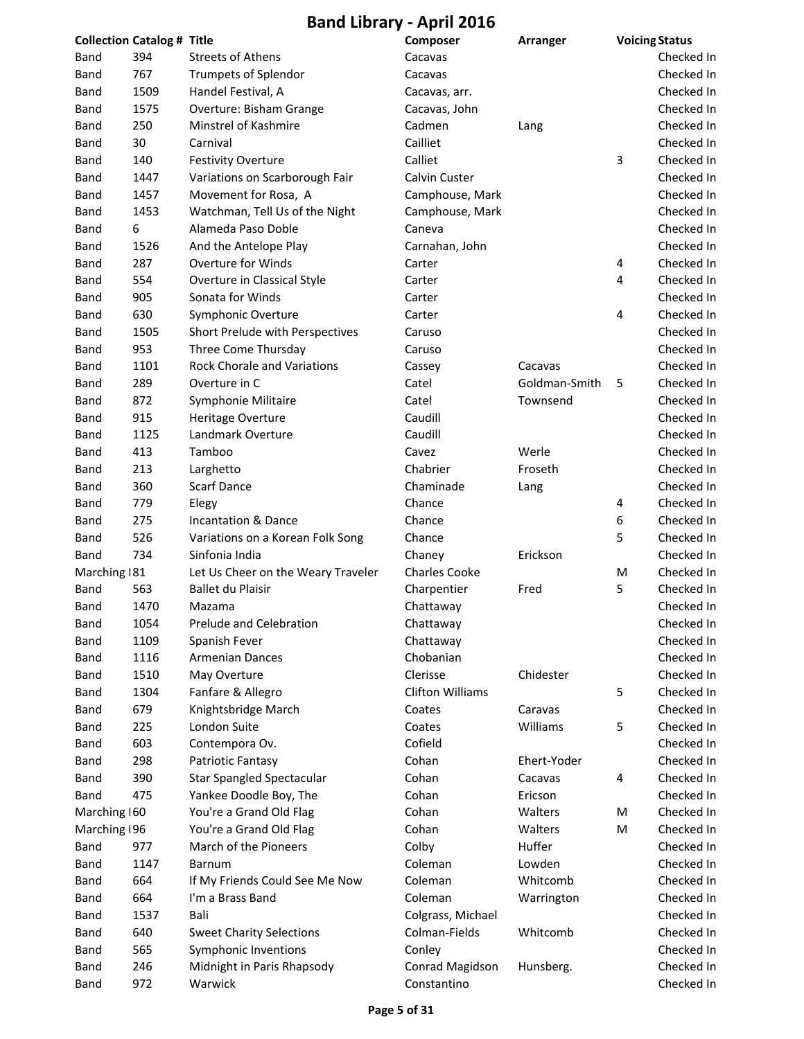# Band Library - April 2016

| Collection | Catalog # | Title | Composer | Arranger | Voicing | Status |
|---|---|---|---|---|---|---|
| Band | 394 | Streets of Athens | Cacavas | | | Checked In |
| Band | 767 | Trumpets of Splendor | Cacavas | | | Checked In |
| Band | 1509 | Handel Festival, A | Cacavas, arr. | | | Checked In |
| Band | 1575 | Overture: Bisham Grange | Cacavas, John | | | Checked In |
| Band | 250 | Minstrel of Kashmire | Cadmen | Lang | | Checked In |
| Band | 30 | Carnival | Cailliet | | | Checked In |
| Band | 140 | Festivity Overture | Calliet | | 3 | Checked In |
| Band | 1447 | Variations on Scarborough Fair | Calvin Custer | | | Checked In |
| Band | 1457 | Movement for Rosa, A | Camphouse, Mark | | | Checked In |
| Band | 1453 | Watchman, Tell Us of the Night | Camphouse, Mark | | | Checked In |
| Band | 6 | Alameda Paso Doble | Caneva | | | Checked In |
| Band | 1526 | And the Antelope Play | Carnahan, John | | | Checked In |
| Band | 287 | Overture for Winds | Carter | | 4 | Checked In |
| Band | 554 | Overture in Classical Style | Carter | | 4 | Checked In |
| Band | 905 | Sonata for Winds | Carter | | | Checked In |
| Band | 630 | Symphonic Overture | Carter | | 4 | Checked In |
| Band | 1505 | Short Prelude with Perspectives | Caruso | | | Checked In |
| Band | 953 | Three Come Thursday | Caruso | | | Checked In |
| Band | 1101 | Rock Chorale and Variations | Cassey | Cacavas | | Checked In |
| Band | 289 | Overture in C | Catel | Goldman-Smith | 5 | Checked In |
| Band | 872 | Symphonie Militaire | Catel | Townsend | | Checked In |
| Band | 915 | Heritage Overture | Caudill | | | Checked In |
| Band | 1125 | Landmark Overture | Caudill | | | Checked In |
| Band | 413 | Tamboo | Cavez | Werle | | Checked In |
| Band | 213 | Larghetto | Chabrier | Froseth | | Checked In |
| Band | 360 | Scarf Dance | Chaminade | Lang | | Checked In |
| Band | 779 | Elegy | Chance | | 4 | Checked In |
| Band | 275 | Incantation & Dance | Chance | | 6 | Checked In |
| Band | 526 | Variations on a Korean Folk Song | Chance | | 5 | Checked In |
| Band | 734 | Sinfonia India | Chaney | Erickson | | Checked In |
| Marching I | 81 | Let Us Cheer on the Weary Traveler | Charles Cooke | | M | Checked In |
| Band | 563 | Ballet du Plaisir | Charpentier | Fred | 5 | Checked In |
| Band | 1470 | Mazama | Chattaway | | | Checked In |
| Band | 1054 | Prelude and Celebration | Chattaway | | | Checked In |
| Band | 1109 | Spanish Fever | Chattaway | | | Checked In |
| Band | 1116 | Armenian Dances | Chobanian | | | Checked In |
| Band | 1510 | May Overture | Clerisse | Chidester | | Checked In |
| Band | 1304 | Fanfare & Allegro | Clifton Williams | | 5 | Checked In |
| Band | 679 | Knightsbridge March | Coates | Caravas | | Checked In |
| Band | 225 | London Suite | Coates | Williams | 5 | Checked In |
| Band | 603 | Contempora Ov. | Cofield | | | Checked In |
| Band | 298 | Patriotic Fantasy | Cohan | Ehert-Yoder | | Checked In |
| Band | 390 | Star Spangled Spectacular | Cohan | Cacavas | 4 | Checked In |
| Band | 475 | Yankee Doodle Boy, The | Cohan | Ericson | | Checked In |
| Marching I | 60 | You're a Grand Old Flag | Cohan | Walters | M | Checked In |
| Marching I | 96 | You're a Grand Old Flag | Cohan | Walters | M | Checked In |
| Band | 977 | March of the Pioneers | Colby | Huffer | | Checked In |
| Band | 1147 | Barnum | Coleman | Lowden | | Checked In |
| Band | 664 | If My Friends Could See Me Now | Coleman | Whitcomb | | Checked In |
| Band | 664 | I'm a Brass Band | Coleman | Warrington | | Checked In |
| Band | 1537 | Bali | Colgrass, Michael | | | Checked In |
| Band | 640 | Sweet Charity Selections | Colman-Fields | Whitcomb | | Checked In |
| Band | 565 | Symphonic Inventions | Conley | | | Checked In |
| Band | 246 | Midnight in Paris Rhapsody | Conrad Magidson | Hunsberg. | | Checked In |
| Band | 972 | Warwick | Constantino | | | Checked In |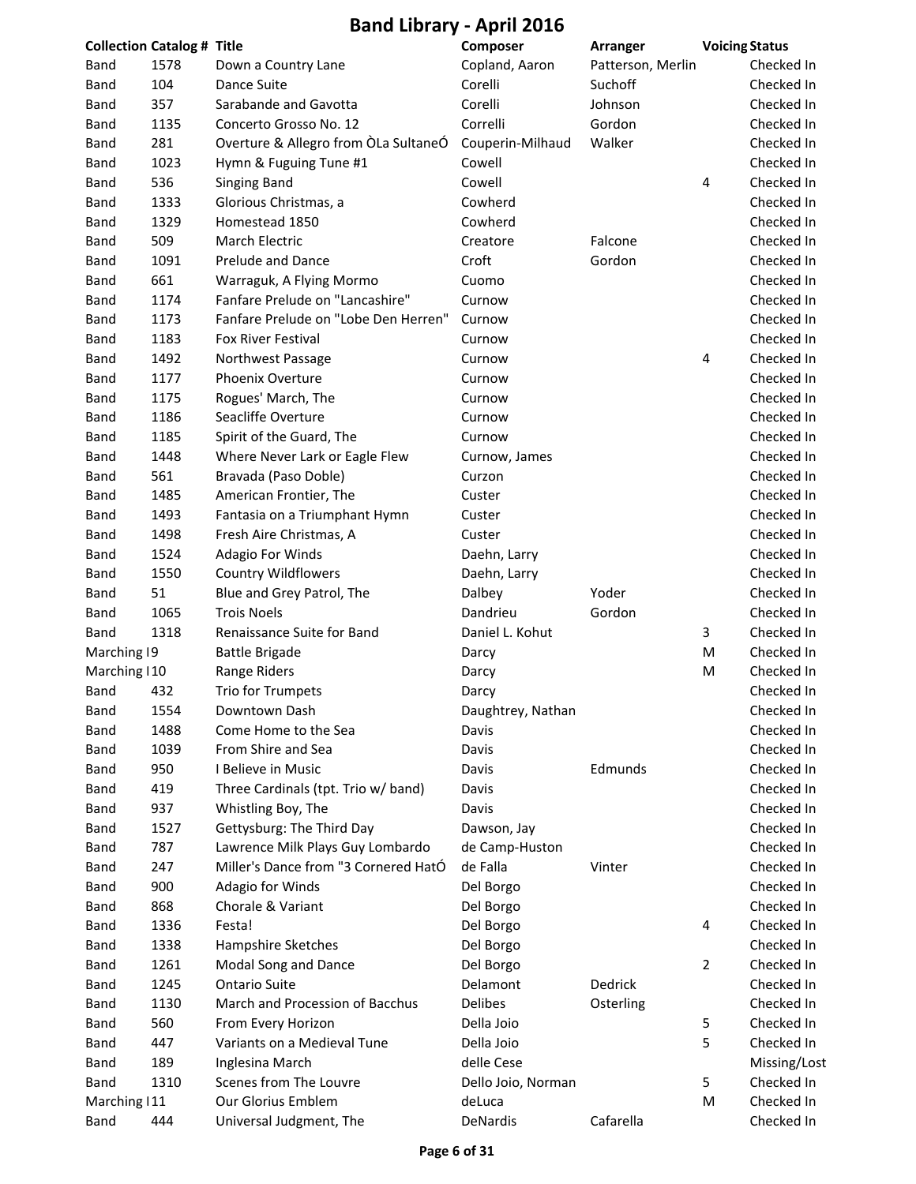# Band Library - April 2016

| Collection | Catalog # | Title | Composer | Arranger | Voicing | Status |
|---|---|---|---|---|---|---|
| Band | 1578 | Down a Country Lane | Copland, Aaron | Patterson, Merlin | | Checked In |
| Band | 104 | Dance Suite | Corelli | Suchoff | | Checked In |
| Band | 357 | Sarabande and Gavotta | Corelli | Johnson | | Checked In |
| Band | 1135 | Concerto Grosso No. 12 | Correlli | Gordon | | Checked In |
| Band | 281 | Overture & Allegro from ÒLa SultaneÓ | Couperin-Milhaud | Walker | | Checked In |
| Band | 1023 | Hymn & Fuguing Tune #1 | Cowell | | | Checked In |
| Band | 536 | Singing Band | Cowell | | 4 | Checked In |
| Band | 1333 | Glorious Christmas, a | Cowherd | | | Checked In |
| Band | 1329 | Homestead 1850 | Cowherd | | | Checked In |
| Band | 509 | March Electric | Creatore | Falcone | | Checked In |
| Band | 1091 | Prelude and Dance | Croft | Gordon | | Checked In |
| Band | 661 | Warraguk, A Flying Mormo | Cuomo | | | Checked In |
| Band | 1174 | Fanfare Prelude on "Lancashire" | Curnow | | | Checked In |
| Band | 1173 | Fanfare Prelude on "Lobe Den Herren" | Curnow | | | Checked In |
| Band | 1183 | Fox River Festival | Curnow | | | Checked In |
| Band | 1492 | Northwest Passage | Curnow | | 4 | Checked In |
| Band | 1177 | Phoenix Overture | Curnow | | | Checked In |
| Band | 1175 | Rogues' March, The | Curnow | | | Checked In |
| Band | 1186 | Seacliffe Overture | Curnow | | | Checked In |
| Band | 1185 | Spirit of the Guard, The | Curnow | | | Checked In |
| Band | 1448 | Where Never Lark or Eagle Flew | Curnow, James | | | Checked In |
| Band | 561 | Bravada (Paso Doble) | Curzon | | | Checked In |
| Band | 1485 | American Frontier, The | Custer | | | Checked In |
| Band | 1493 | Fantasia on a Triumphant Hymn | Custer | | | Checked In |
| Band | 1498 | Fresh Aire Christmas, A | Custer | | | Checked In |
| Band | 1524 | Adagio For Winds | Daehn, Larry | | | Checked In |
| Band | 1550 | Country Wildflowers | Daehn, Larry | | | Checked In |
| Band | 51 | Blue and Grey Patrol, The | Dalbey | Yoder | | Checked In |
| Band | 1065 | Trois Noels | Dandrieu | Gordon | | Checked In |
| Band | 1318 | Renaissance Suite for Band | Daniel L. Kohut | | 3 | Checked In |
| Marching I | 9 | Battle Brigade | Darcy | | M | Checked In |
| Marching I | 10 | Range Riders | Darcy | | M | Checked In |
| Band | 432 | Trio for Trumpets | Darcy | | | Checked In |
| Band | 1554 | Downtown Dash | Daughtrey, Nathan | | | Checked In |
| Band | 1488 | Come Home to the Sea | Davis | | | Checked In |
| Band | 1039 | From Shire and Sea | Davis | | | Checked In |
| Band | 950 | I Believe in Music | Davis | Edmunds | | Checked In |
| Band | 419 | Three Cardinals (tpt. Trio w/ band) | Davis | | | Checked In |
| Band | 937 | Whistling Boy, The | Davis | | | Checked In |
| Band | 1527 | Gettysburg: The Third Day | Dawson, Jay | | | Checked In |
| Band | 787 | Lawrence Milk Plays Guy Lombardo | de Camp-Huston | | | Checked In |
| Band | 247 | Miller's Dance from "3 Cornered HatÓ | de Falla | Vinter | | Checked In |
| Band | 900 | Adagio for Winds | Del Borgo | | | Checked In |
| Band | 868 | Chorale & Variant | Del Borgo | | | Checked In |
| Band | 1336 | Festa! | Del Borgo | | 4 | Checked In |
| Band | 1338 | Hampshire Sketches | Del Borgo | | | Checked In |
| Band | 1261 | Modal Song and Dance | Del Borgo | | 2 | Checked In |
| Band | 1245 | Ontario Suite | Delamont | Dedrick | | Checked In |
| Band | 1130 | March and Procession of Bacchus | Delibes | Osterling | | Checked In |
| Band | 560 | From Every Horizon | Della Joio | | 5 | Checked In |
| Band | 447 | Variants on a Medieval Tune | Della Joio | | 5 | Checked In |
| Band | 189 | Inglesina March | delle Cese | | | Missing/Lost |
| Band | 1310 | Scenes from The Louvre | Dello Joio, Norman | | 5 | Checked In |
| Marching I | 11 | Our Glorius Emblem | deLuca | | M | Checked In |
| Band | 444 | Universal Judgment, The | DeNardis | Cafarella | | Checked In |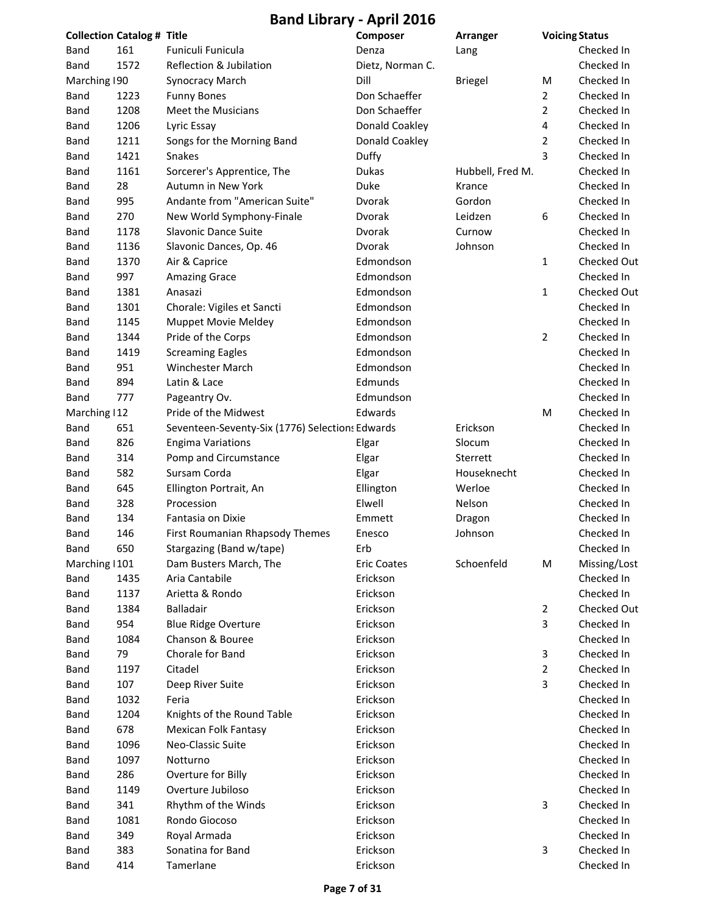# Band Library - April 2016

| Collection | Catalog # | Title | Composer | Arranger | Voicing | Status |
|---|---|---|---|---|---|---|
| Band | 161 | Funiculi Funicula | Denza | Lang | | Checked In |
| Band | 1572 | Reflection & Jubilation | Dietz, Norman C. | | | Checked In |
| Marching I | 90 | Synocracy March | Dill | Briegel | M | Checked In |
| Band | 1223 | Funny Bones | Don Schaeffer | | 2 | Checked In |
| Band | 1208 | Meet the Musicians | Don Schaeffer | | 2 | Checked In |
| Band | 1206 | Lyric Essay | Donald Coakley | | 4 | Checked In |
| Band | 1211 | Songs for the Morning Band | Donald Coakley | | 2 | Checked In |
| Band | 1421 | Snakes | Duffy | | 3 | Checked In |
| Band | 1161 | Sorcerer's Apprentice, The | Dukas | Hubbell, Fred M. | | Checked In |
| Band | 28 | Autumn in New York | Duke | Krance | | Checked In |
| Band | 995 | Andante from "American Suite" | Dvorak | Gordon | | Checked In |
| Band | 270 | New World Symphony-Finale | Dvorak | Leidzen | 6 | Checked In |
| Band | 1178 | Slavonic Dance Suite | Dvorak | Curnow | | Checked In |
| Band | 1136 | Slavonic Dances, Op. 46 | Dvorak | Johnson | | Checked In |
| Band | 1370 | Air & Caprice | Edmondson | | 1 | Checked Out |
| Band | 997 | Amazing Grace | Edmondson | | | Checked In |
| Band | 1381 | Anasazi | Edmondson | | 1 | Checked Out |
| Band | 1301 | Chorale: Vigiles et Sancti | Edmondson | | | Checked In |
| Band | 1145 | Muppet Movie Meldey | Edmondson | | | Checked In |
| Band | 1344 | Pride of the Corps | Edmondson | | 2 | Checked In |
| Band | 1419 | Screaming Eagles | Edmondson | | | Checked In |
| Band | 951 | Winchester March | Edmondson | | | Checked In |
| Band | 894 | Latin & Lace | Edmunds | | | Checked In |
| Band | 777 | Pageantry Ov. | Edmundson | | | Checked In |
| Marching I | 12 | Pride of the Midwest | Edwards | | M | Checked In |
| Band | 651 | Seventeen-Seventy-Six (1776) Selections | Edwards | Erickson | | Checked In |
| Band | 826 | Engima Variations | Elgar | Slocum | | Checked In |
| Band | 314 | Pomp and Circumstance | Elgar | Sterrett | | Checked In |
| Band | 582 | Sursam Corda | Elgar | Houseknecht | | Checked In |
| Band | 645 | Ellington Portrait, An | Ellington | Werloe | | Checked In |
| Band | 328 | Procession | Elwell | Nelson | | Checked In |
| Band | 134 | Fantasia on Dixie | Emmett | Dragon | | Checked In |
| Band | 146 | First Roumanian Rhapsody Themes | Enesco | Johnson | | Checked In |
| Band | 650 | Stargazing (Band w/tape) | Erb | | | Checked In |
| Marching I | 101 | Dam Busters March, The | Eric Coates | Schoenfeld | M | Missing/Lost |
| Band | 1435 | Aria Cantabile | Erickson | | | Checked In |
| Band | 1137 | Arietta & Rondo | Erickson | | | Checked In |
| Band | 1384 | Balladair | Erickson | | 2 | Checked Out |
| Band | 954 | Blue Ridge Overture | Erickson | | 3 | Checked In |
| Band | 1084 | Chanson & Bouree | Erickson | | | Checked In |
| Band | 79 | Chorale for Band | Erickson | | 3 | Checked In |
| Band | 1197 | Citadel | Erickson | | 2 | Checked In |
| Band | 107 | Deep River Suite | Erickson | | 3 | Checked In |
| Band | 1032 | Feria | Erickson | | | Checked In |
| Band | 1204 | Knights of the Round Table | Erickson | | | Checked In |
| Band | 678 | Mexican Folk Fantasy | Erickson | | | Checked In |
| Band | 1096 | Neo-Classic Suite | Erickson | | | Checked In |
| Band | 1097 | Notturno | Erickson | | | Checked In |
| Band | 286 | Overture for Billy | Erickson | | | Checked In |
| Band | 1149 | Overture Jubiloso | Erickson | | | Checked In |
| Band | 341 | Rhythm of the Winds | Erickson | | 3 | Checked In |
| Band | 1081 | Rondo Giocoso | Erickson | | | Checked In |
| Band | 349 | Royal Armada | Erickson | | | Checked In |
| Band | 383 | Sonatina for Band | Erickson | | 3 | Checked In |
| Band | 414 | Tamerlane | Erickson | | | Checked In |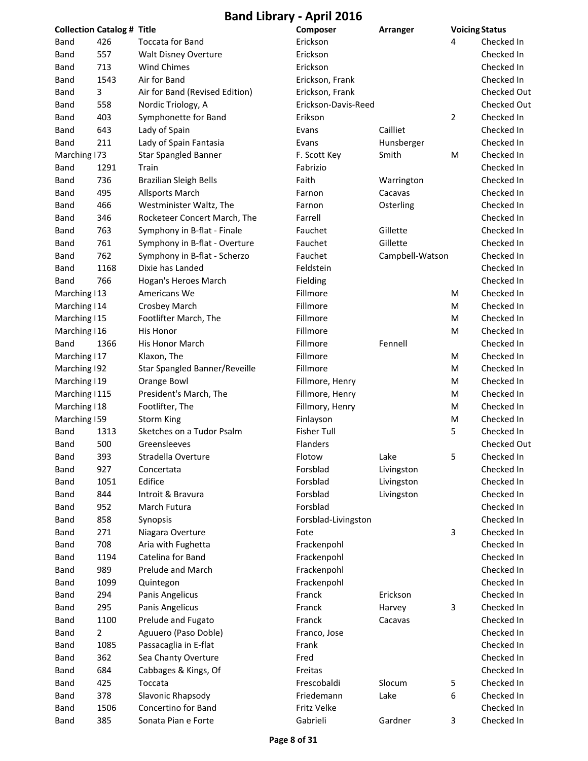# Band Library - April 2016

| Collection | Catalog # | Title | Composer | Arranger | Voicing | Status |
|---|---|---|---|---|---|---|
| Band | 426 | Toccata for Band | Erickson | | 4 | Checked In |
| Band | 557 | Walt Disney Overture | Erickson | | | Checked In |
| Band | 713 | Wind Chimes | Erickson | | | Checked In |
| Band | 1543 | Air for Band | Erickson, Frank | | | Checked In |
| Band | 3 | Air for Band (Revised Edition) | Erickson, Frank | | | Checked Out |
| Band | 558 | Nordic Triology, A | Erickson-Davis-Reed | | | Checked Out |
| Band | 403 | Symphonette for Band | Erikson | | 2 | Checked In |
| Band | 643 | Lady of Spain | Evans | Cailliet | | Checked In |
| Band | 211 | Lady of Spain Fantasia | Evans | Hunsberger | | Checked In |
| Marching I | 73 | Star Spangled Banner | F. Scott Key | Smith | M | Checked In |
| Band | 1291 | Train | Fabrizio | | | Checked In |
| Band | 736 | Brazilian Sleigh Bells | Faith | Warrington | | Checked In |
| Band | 495 | Allsports March | Farnon | Cacavas | | Checked In |
| Band | 466 | Westminister Waltz, The | Farnon | Osterling | | Checked In |
| Band | 346 | Rocketeer Concert March, The | Farrell | | | Checked In |
| Band | 763 | Symphony in B-flat - Finale | Fauchet | Gillette | | Checked In |
| Band | 761 | Symphony in B-flat - Overture | Fauchet | Gillette | | Checked In |
| Band | 762 | Symphony in B-flat - Scherzo | Fauchet | Campbell-Watson | | Checked In |
| Band | 1168 | Dixie has Landed | Feldstein | | | Checked In |
| Band | 766 | Hogan's Heroes March | Fielding | | | Checked In |
| Marching I | 13 | Americans We | Fillmore | | M | Checked In |
| Marching I | 14 | Crosbey March | Fillmore | | M | Checked In |
| Marching I | 15 | Footlifter March, The | Fillmore | | M | Checked In |
| Marching I | 16 | His Honor | Fillmore | | M | Checked In |
| Band | 1366 | His Honor March | Fillmore | Fennell | | Checked In |
| Marching I | 17 | Klaxon, The | Fillmore | | M | Checked In |
| Marching I | 92 | Star Spangled Banner/Reveille | Fillmore | | M | Checked In |
| Marching I | 19 | Orange Bowl | Fillmore, Henry | | M | Checked In |
| Marching I | 115 | President's March, The | Fillmore, Henry | | M | Checked In |
| Marching I | 18 | Footlifter, The | Fillmory, Henry | | M | Checked In |
| Marching I | 59 | Storm King | Finlayson | | M | Checked In |
| Band | 1313 | Sketches on a Tudor Psalm | Fisher Tull | | 5 | Checked In |
| Band | 500 | Greensleeves | Flanders | | | Checked Out |
| Band | 393 | Stradella Overture | Flotow | Lake | 5 | Checked In |
| Band | 927 | Concertata | Forsblad | Livingston | | Checked In |
| Band | 1051 | Edifice | Forsblad | Livingston | | Checked In |
| Band | 844 | Introit & Bravura | Forsblad | Livingston | | Checked In |
| Band | 952 | March Futura | Forsblad | | | Checked In |
| Band | 858 | Synopsis | Forsblad-Livingston | | | Checked In |
| Band | 271 | Niagara Overture | Fote | | 3 | Checked In |
| Band | 708 | Aria with Fughetta | Frackenpohl | | | Checked In |
| Band | 1194 | Catelina for Band | Frackenpohl | | | Checked In |
| Band | 989 | Prelude and March | Frackenpohl | | | Checked In |
| Band | 1099 | Quintegon | Frackenpohl | | | Checked In |
| Band | 294 | Panis Angelicus | Franck | Erickson | | Checked In |
| Band | 295 | Panis Angelicus | Franck | Harvey | 3 | Checked In |
| Band | 1100 | Prelude and Fugato | Franck | Cacavas | | Checked In |
| Band | 2 | Aguuero (Paso Doble) | Franco, Jose | | | Checked In |
| Band | 1085 | Passacaglia in E-flat | Frank | | | Checked In |
| Band | 362 | Sea Chanty Overture | Fred | | | Checked In |
| Band | 684 | Cabbages & Kings, Of | Freitas | | | Checked In |
| Band | 425 | Toccata | Frescobaldi | Slocum | 5 | Checked In |
| Band | 378 | Slavonic Rhapsody | Friedemann | Lake | 6 | Checked In |
| Band | 1506 | Concertino for Band | Fritz Velke | | | Checked In |
| Band | 385 | Sonata Pian e Forte | Gabrieli | Gardner | 3 | Checked In |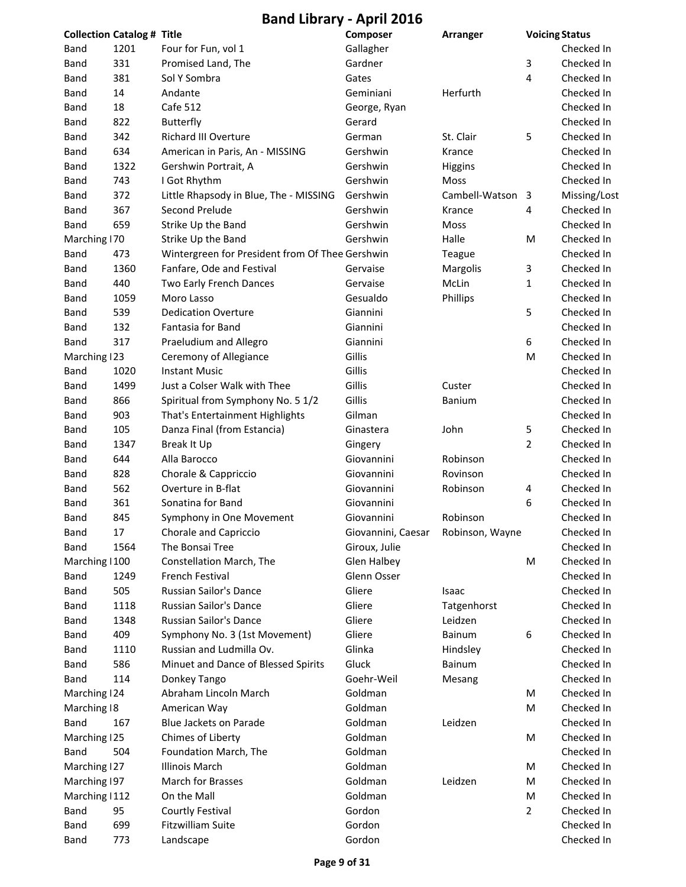# Band Library - April 2016

| Collection | Catalog # | Title | Composer | Arranger | Voicing | Status |
|---|---|---|---|---|---|---|
| Band | 1201 | Four for Fun, vol 1 | Gallagher | | | Checked In |
| Band | 331 | Promised Land, The | Gardner | | 3 | Checked In |
| Band | 381 | Sol Y Sombra | Gates | | 4 | Checked In |
| Band | 14 | Andante | Geminiani | Herfurth | | Checked In |
| Band | 18 | Cafe 512 | George, Ryan | | | Checked In |
| Band | 822 | Butterfly | Gerard | | | Checked In |
| Band | 342 | Richard III Overture | German | St. Clair | 5 | Checked In |
| Band | 634 | American in Paris, An - MISSING | Gershwin | Krance | | Checked In |
| Band | 1322 | Gershwin Portrait, A | Gershwin | Higgins | | Checked In |
| Band | 743 | I Got Rhythm | Gershwin | Moss | | Checked In |
| Band | 372 | Little Rhapsody in Blue, The - MISSING | Gershwin | Cambell-Watson | 3 | Missing/Lost |
| Band | 367 | Second Prelude | Gershwin | Krance | 4 | Checked In |
| Band | 659 | Strike Up the Band | Gershwin | Moss | | Checked In |
| Marching I | 70 | Strike Up the Band | Gershwin | Halle | M | Checked In |
| Band | 473 | Wintergreen for President from Of Thee | Gershwin | Teague | | Checked In |
| Band | 1360 | Fanfare, Ode and Festival | Gervaise | Margolis | 3 | Checked In |
| Band | 440 | Two Early French Dances | Gervaise | McLin | 1 | Checked In |
| Band | 1059 | Moro Lasso | Gesualdo | Phillips | | Checked In |
| Band | 539 | Dedication Overture | Giannini | | 5 | Checked In |
| Band | 132 | Fantasia for Band | Giannini | | | Checked In |
| Band | 317 | Praeludium and Allegro | Giannini | | 6 | Checked In |
| Marching I | 23 | Ceremony of Allegiance | Gillis | | M | Checked In |
| Band | 1020 | Instant Music | Gillis | | | Checked In |
| Band | 1499 | Just a Colser Walk with Thee | Gillis | Custer | | Checked In |
| Band | 866 | Spiritual from Symphony No. 5 1/2 | Gillis | Banium | | Checked In |
| Band | 903 | That's Entertainment Highlights | Gilman | | | Checked In |
| Band | 105 | Danza Final (from Estancia) | Ginastera | John | 5 | Checked In |
| Band | 1347 | Break It Up | Gingery | | 2 | Checked In |
| Band | 644 | Alla Barocco | Giovannini | Robinson | | Checked In |
| Band | 828 | Chorale & Cappricio | Giovannini | Rovinson | | Checked In |
| Band | 562 | Overture in B-flat | Giovannini | Robinson | 4 | Checked In |
| Band | 361 | Sonatina for Band | Giovannini | | 6 | Checked In |
| Band | 845 | Symphony in One Movement | Giovannini | Robinson | | Checked In |
| Band | 17 | Chorale and Capriccio | Giovannini, Caesar | Robinson, Wayne | | Checked In |
| Band | 1564 | The Bonsai Tree | Giroux, Julie | | | Checked In |
| Marching I | 100 | Constellation March, The | Glen Halbey | | M | Checked In |
| Band | 1249 | French Festival | Glenn Osser | | | Checked In |
| Band | 505 | Russian Sailor's Dance | Gliere | Isaac | | Checked In |
| Band | 1118 | Russian Sailor's Dance | Gliere | Tatgenhorst | | Checked In |
| Band | 1348 | Russian Sailor's Dance | Gliere | Leidzen | | Checked In |
| Band | 409 | Symphony No. 3 (1st Movement) | Gliere | Bainum | 6 | Checked In |
| Band | 1110 | Russian and Ludmilla Ov. | Glinka | Hindsley | | Checked In |
| Band | 586 | Minuet and Dance of Blessed Spirits | Gluck | Bainum | | Checked In |
| Band | 114 | Donkey Tango | Goehr-Weil | Mesang | | Checked In |
| Marching I | 24 | Abraham Lincoln March | Goldman | | M | Checked In |
| Marching I | 8 | American Way | Goldman | | M | Checked In |
| Band | 167 | Blue Jackets on Parade | Goldman | Leidzen | | Checked In |
| Marching I | 25 | Chimes of Liberty | Goldman | | M | Checked In |
| Band | 504 | Foundation March, The | Goldman | | | Checked In |
| Marching I | 27 | Illinois March | Goldman | | M | Checked In |
| Marching I | 97 | March for Brasses | Goldman | Leidzen | M | Checked In |
| Marching I | 112 | On the Mall | Goldman | | M | Checked In |
| Band | 95 | Courtly Festival | Gordon | | 2 | Checked In |
| Band | 699 | Fitzwilliam Suite | Gordon | | | Checked In |
| Band | 773 | Landscape | Gordon | | | Checked In |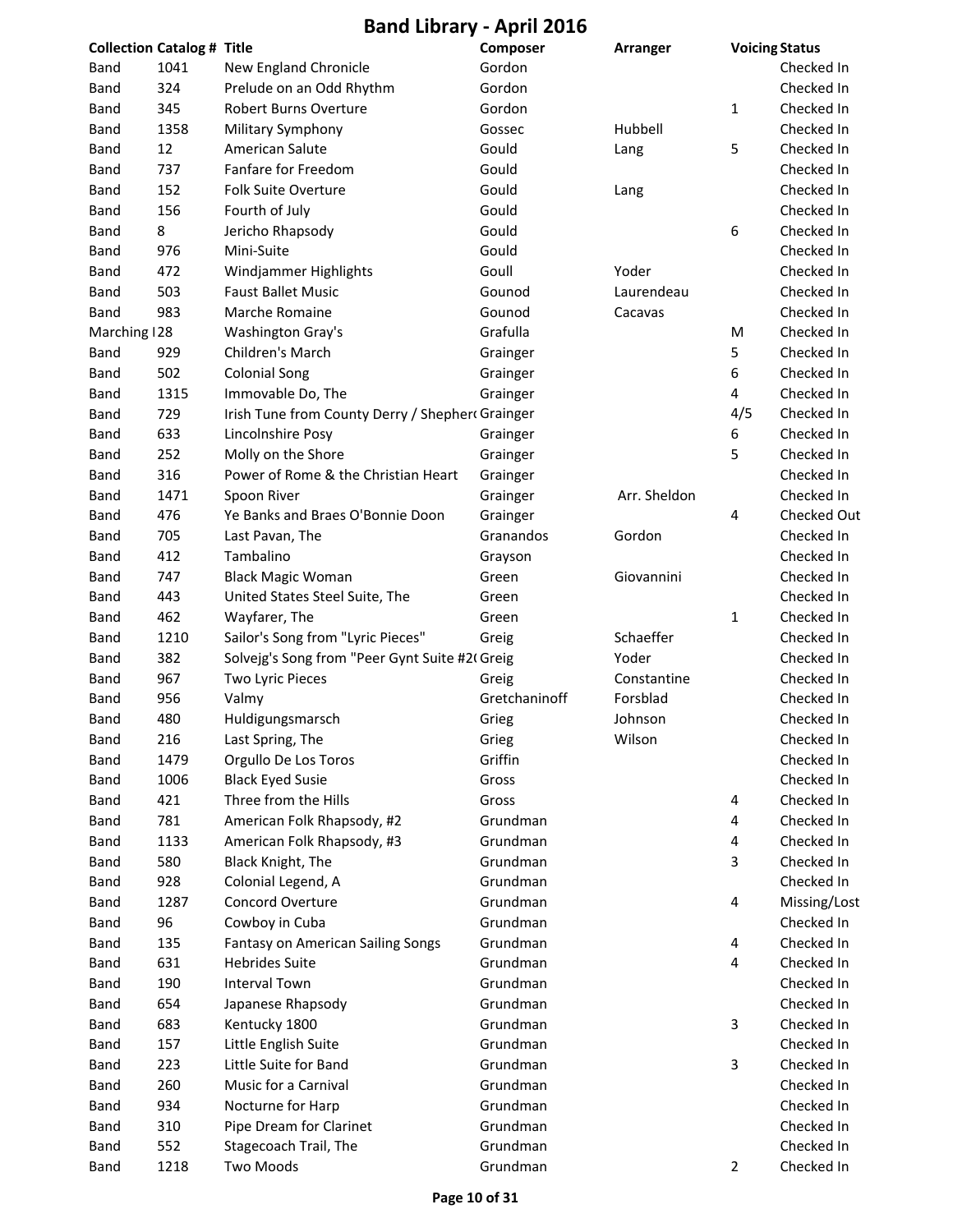# Band Library - April 2016

| Collection | Catalog # | Title | Composer | Arranger | Voicing | Status |
|---|---|---|---|---|---|---|
| Band | 1041 | New England Chronicle | Gordon | | | Checked In |
| Band | 324 | Prelude on an Odd Rhythm | Gordon | | | Checked In |
| Band | 345 | Robert Burns Overture | Gordon | | 1 | Checked In |
| Band | 1358 | Military Symphony | Gossec | Hubbell | | Checked In |
| Band | 12 | American Salute | Gould | Lang | 5 | Checked In |
| Band | 737 | Fanfare for Freedom | Gould | | | Checked In |
| Band | 152 | Folk Suite Overture | Gould | Lang | | Checked In |
| Band | 156 | Fourth of July | Gould | | | Checked In |
| Band | 8 | Jericho Rhapsody | Gould | | 6 | Checked In |
| Band | 976 | Mini-Suite | Gould | | | Checked In |
| Band | 472 | Windjammer Highlights | Goull | Yoder | | Checked In |
| Band | 503 | Faust Ballet Music | Gounod | Laurendeau | | Checked In |
| Band | 983 | Marche Romaine | Gounod | Cacavas | | Checked In |
| Marching I | 28 | Washington Gray's | Grafulla | | M | Checked In |
| Band | 929 | Children's March | Grainger | | 5 | Checked In |
| Band | 502 | Colonial Song | Grainger | | 6 | Checked In |
| Band | 1315 | Immovable Do, The | Grainger | | 4 | Checked In |
| Band | 729 | Irish Tune from County Derry / Shepherd | Grainger | | 4/5 | Checked In |
| Band | 633 | Lincolnshire Posy | Grainger | | 6 | Checked In |
| Band | 252 | Molly on the Shore | Grainger | | 5 | Checked In |
| Band | 316 | Power of Rome & the Christian Heart | Grainger | | | Checked In |
| Band | 1471 | Spoon River | Grainger | Arr. Sheldon | | Checked In |
| Band | 476 | Ye Banks and Braes O'Bonnie Doon | Grainger | | 4 | Checked Out |
| Band | 705 | Last Pavan, The | Granandos | Gordon | | Checked In |
| Band | 412 | Tambalino | Grayson | | | Checked In |
| Band | 747 | Black Magic Woman | Green | Giovannini | | Checked In |
| Band | 443 | United States Steel Suite, The | Green | | | Checked In |
| Band | 462 | Wayfarer, The | Green | | 1 | Checked In |
| Band | 1210 | Sailor's Song from "Lyric Pieces" | Greig | Schaeffer | | Checked In |
| Band | 382 | Solvejg's Song from "Peer Gynt Suite #2( | Greig | Yoder | | Checked In |
| Band | 967 | Two Lyric Pieces | Greig | Constantine | | Checked In |
| Band | 956 | Valmy | Gretchaninoff | Forsblad | | Checked In |
| Band | 480 | Huldigungsmarsch | Grieg | Johnson | | Checked In |
| Band | 216 | Last Spring, The | Grieg | Wilson | | Checked In |
| Band | 1479 | Orgullo De Los Toros | Griffin | | | Checked In |
| Band | 1006 | Black Eyed Susie | Gross | | | Checked In |
| Band | 421 | Three from the Hills | Gross | | 4 | Checked In |
| Band | 781 | American Folk Rhapsody, #2 | Grundman | | 4 | Checked In |
| Band | 1133 | American Folk Rhapsody, #3 | Grundman | | 4 | Checked In |
| Band | 580 | Black Knight, The | Grundman | | 3 | Checked In |
| Band | 928 | Colonial Legend, A | Grundman | | | Checked In |
| Band | 1287 | Concord Overture | Grundman | | 4 | Missing/Lost |
| Band | 96 | Cowboy in Cuba | Grundman | | | Checked In |
| Band | 135 | Fantasy on American Sailing Songs | Grundman | | 4 | Checked In |
| Band | 631 | Hebrides Suite | Grundman | | 4 | Checked In |
| Band | 190 | Interval Town | Grundman | | | Checked In |
| Band | 654 | Japanese Rhapsody | Grundman | | | Checked In |
| Band | 683 | Kentucky 1800 | Grundman | | 3 | Checked In |
| Band | 157 | Little English Suite | Grundman | | | Checked In |
| Band | 223 | Little Suite for Band | Grundman | | 3 | Checked In |
| Band | 260 | Music for a Carnival | Grundman | | | Checked In |
| Band | 934 | Nocturne for Harp | Grundman | | | Checked In |
| Band | 310 | Pipe Dream for Clarinet | Grundman | | | Checked In |
| Band | 552 | Stagecoach Trail, The | Grundman | | | Checked In |
| Band | 1218 | Two Moods | Grundman | | 2 | Checked In |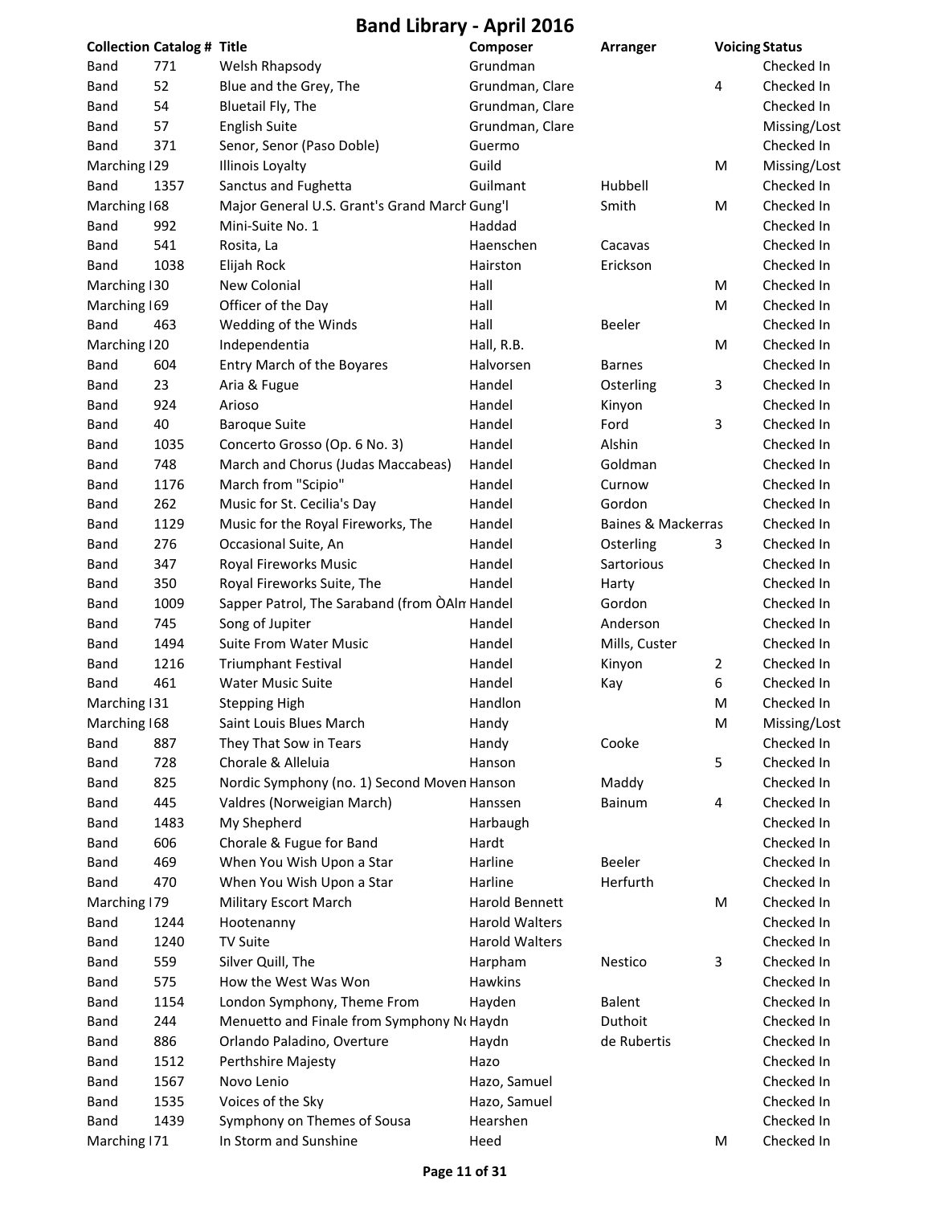# Band Library - April 2016

| Collection | Catalog # | Title | Composer | Arranger | Voicing | Status |
|---|---|---|---|---|---|---|
| Band | 771 | Welsh Rhapsody | Grundman | | | Checked In |
| Band | 52 | Blue and the Grey, The | Grundman, Clare | | 4 | Checked In |
| Band | 54 | Bluetail Fly, The | Grundman, Clare | | | Checked In |
| Band | 57 | English Suite | Grundman, Clare | | | Missing/Lost |
| Band | 371 | Senor, Senor (Paso Doble) | Guermo | | | Checked In |
| Marching I | 29 | Illinois Loyalty | Guild | | M | Missing/Lost |
| Band | 1357 | Sanctus and Fughetta | Guilmant | Hubbell | | Checked In |
| Marching I | 68 | Major General U.S. Grant's Grand March | Gung'l | Smith | M | Checked In |
| Band | 992 | Mini-Suite No. 1 | Haddad | | | Checked In |
| Band | 541 | Rosita, La | Haenschen | Cacavas | | Checked In |
| Band | 1038 | Elijah Rock | Hairston | Erickson | | Checked In |
| Marching I | 30 | New Colonial | Hall | | M | Checked In |
| Marching I | 69 | Officer of the Day | Hall | | M | Checked In |
| Band | 463 | Wedding of the Winds | Hall | Beeler | | Checked In |
| Marching I | 20 | Independentia | Hall, R.B. | | M | Checked In |
| Band | 604 | Entry March of the Boyares | Halvorsen | Barnes | | Checked In |
| Band | 23 | Aria & Fugue | Handel | Osterling | 3 | Checked In |
| Band | 924 | Arioso | Handel | Kinyon | | Checked In |
| Band | 40 | Baroque Suite | Handel | Ford | 3 | Checked In |
| Band | 1035 | Concerto Grosso (Op. 6 No. 3) | Handel | Alshin | | Checked In |
| Band | 748 | March and Chorus (Judas Maccabeas) | Handel | Goldman | | Checked In |
| Band | 1176 | March from "Scipio" | Handel | Curnow | | Checked In |
| Band | 262 | Music for St. Cecilia's Day | Handel | Gordon | | Checked In |
| Band | 1129 | Music for the Royal Fireworks, The | Handel | Baines & Mackerras | | Checked In |
| Band | 276 | Occasional Suite, An | Handel | Osterling | 3 | Checked In |
| Band | 347 | Royal Fireworks Music | Handel | Sartorious | | Checked In |
| Band | 350 | Royal Fireworks Suite, The | Handel | Harty | | Checked In |
| Band | 1009 | Sapper Patrol, The Saraband (from ÒAlm | Handel | Gordon | | Checked In |
| Band | 745 | Song of Jupiter | Handel | Anderson | | Checked In |
| Band | 1494 | Suite From Water Music | Handel | Mills, Custer | | Checked In |
| Band | 1216 | Triumphant Festival | Handel | Kinyon | 2 | Checked In |
| Band | 461 | Water Music Suite | Handel | Kay | 6 | Checked In |
| Marching I | 31 | Stepping High | Handlon | | M | Checked In |
| Marching I | 68 | Saint Louis Blues March | Handy | | M | Missing/Lost |
| Band | 887 | They That Sow in Tears | Handy | Cooke | | Checked In |
| Band | 728 | Chorale & Alleluia | Hanson | | 5 | Checked In |
| Band | 825 | Nordic Symphony (no. 1) Second Moven | Hanson | Maddy | | Checked In |
| Band | 445 | Valdres (Norweigian March) | Hanssen | Bainum | 4 | Checked In |
| Band | 1483 | My Shepherd | Harbaugh | | | Checked In |
| Band | 606 | Chorale & Fugue for Band | Hardt | | | Checked In |
| Band | 469 | When You Wish Upon a Star | Harline | Beeler | | Checked In |
| Band | 470 | When You Wish Upon a Star | Harline | Herfurth | | Checked In |
| Marching I | 79 | Military Escort March | Harold Bennett | | M | Checked In |
| Band | 1244 | Hootenanny | Harold Walters | | | Checked In |
| Band | 1240 | TV Suite | Harold Walters | | | Checked In |
| Band | 559 | Silver Quill, The | Harpham | Nestico | 3 | Checked In |
| Band | 575 | How the West Was Won | Hawkins | | | Checked In |
| Band | 1154 | London Symphony, Theme From | Hayden | Balent | | Checked In |
| Band | 244 | Menuetto and Finale from Symphony No | Haydn | Duthoit | | Checked In |
| Band | 886 | Orlando Paladino, Overture | Haydn | de Rubertis | | Checked In |
| Band | 1512 | Perthshire Majesty | Hazo | | | Checked In |
| Band | 1567 | Novo Lenio | Hazo, Samuel | | | Checked In |
| Band | 1535 | Voices of the Sky | Hazo, Samuel | | | Checked In |
| Band | 1439 | Symphony on Themes of Sousa | Hearshen | | | Checked In |
| Marching I | 71 | In Storm and Sunshine | Heed | | M | Checked In |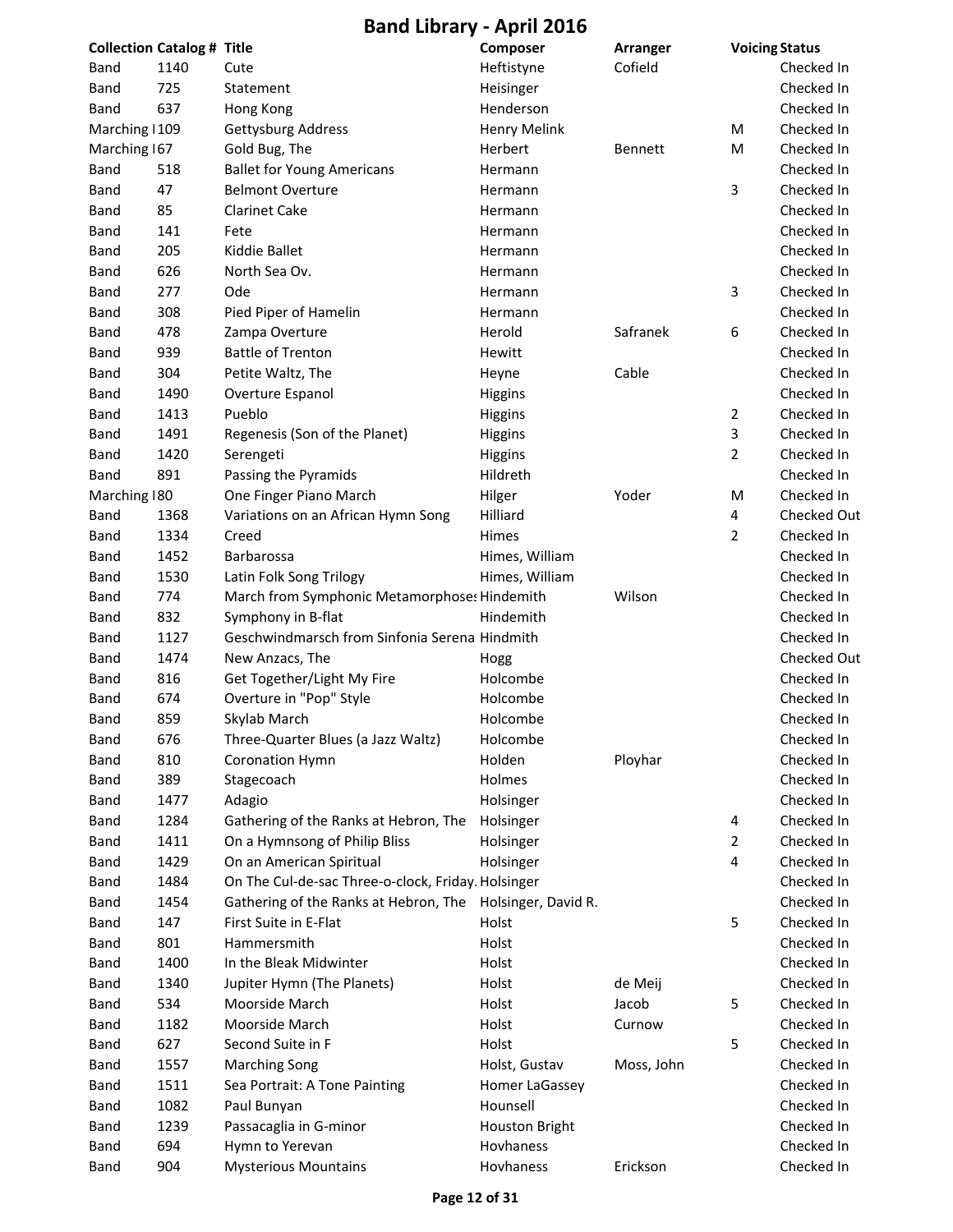# Band Library - April 2016

| Collection | Catalog # | Title | Composer | Arranger | Voicing | Status |
|---|---|---|---|---|---|---|
| Band | 1140 | Cute | Heftistyne | Cofield | | Checked In |
| Band | 725 | Statement | Heisinger | | | Checked In |
| Band | 637 | Hong Kong | Henderson | | | Checked In |
| Marching I | 109 | Gettysburg Address | Henry Melink | | M | Checked In |
| Marching I | 67 | Gold Bug, The | Herbert | Bennett | M | Checked In |
| Band | 518 | Ballet for Young Americans | Hermann | | | Checked In |
| Band | 47 | Belmont Overture | Hermann | | 3 | Checked In |
| Band | 85 | Clarinet Cake | Hermann | | | Checked In |
| Band | 141 | Fete | Hermann | | | Checked In |
| Band | 205 | Kiddie Ballet | Hermann | | | Checked In |
| Band | 626 | North Sea Ov. | Hermann | | | Checked In |
| Band | 277 | Ode | Hermann | | 3 | Checked In |
| Band | 308 | Pied Piper of Hamelin | Hermann | | | Checked In |
| Band | 478 | Zampa Overture | Herold | Safranek | 6 | Checked In |
| Band | 939 | Battle of Trenton | Hewitt | | | Checked In |
| Band | 304 | Petite Waltz, The | Heyne | Cable | | Checked In |
| Band | 1490 | Overture Espanol | Higgins | | | Checked In |
| Band | 1413 | Pueblo | Higgins | | 2 | Checked In |
| Band | 1491 | Regenesis (Son of the Planet) | Higgins | | 3 | Checked In |
| Band | 1420 | Serengeti | Higgins | | 2 | Checked In |
| Band | 891 | Passing the Pyramids | Hildreth | | | Checked In |
| Marching I | 80 | One Finger Piano March | Hilger | Yoder | M | Checked In |
| Band | 1368 | Variations on an African Hymn Song | Hilliard | | 4 | Checked Out |
| Band | 1334 | Creed | Himes | | 2 | Checked In |
| Band | 1452 | Barbarossa | Himes, William | | | Checked In |
| Band | 1530 | Latin Folk Song Trilogy | Himes, William | | | Checked In |
| Band | 774 | March from Symphonic Metamorphoses | Hindemith | Wilson | | Checked In |
| Band | 832 | Symphony in B-flat | Hindemith | | | Checked In |
| Band | 1127 | Geschwindmarsch from Sinfonia Serena | Hindmith | | | Checked In |
| Band | 1474 | New Anzacs, The | Hogg | | | Checked Out |
| Band | 816 | Get Together/Light My Fire | Holcombe | | | Checked In |
| Band | 674 | Overture in "Pop" Style | Holcombe | | | Checked In |
| Band | 859 | Skylab March | Holcombe | | | Checked In |
| Band | 676 | Three-Quarter Blues (a Jazz Waltz) | Holcombe | | | Checked In |
| Band | 810 | Coronation Hymn | Holden | Ployhar | | Checked In |
| Band | 389 | Stagecoach | Holmes | | | Checked In |
| Band | 1477 | Adagio | Holsinger | | | Checked In |
| Band | 1284 | Gathering of the Ranks at Hebron, The | Holsinger | | 4 | Checked In |
| Band | 1411 | On a Hymnsong of Philip Bliss | Holsinger | | 2 | Checked In |
| Band | 1429 | On an American Spiritual | Holsinger | | 4 | Checked In |
| Band | 1484 | On The Cul-de-sac Three-o-clock, Friday. | Holsinger | | | Checked In |
| Band | 1454 | Gathering of the Ranks at Hebron, The | Holsinger, David R. | | | Checked In |
| Band | 147 | First Suite in E-Flat | Holst | | 5 | Checked In |
| Band | 801 | Hammersmith | Holst | | | Checked In |
| Band | 1400 | In the Bleak Midwinter | Holst | | | Checked In |
| Band | 1340 | Jupiter Hymn (The Planets) | Holst | de Meij | | Checked In |
| Band | 534 | Moorside March | Holst | Jacob | 5 | Checked In |
| Band | 1182 | Moorside March | Holst | Curnow | | Checked In |
| Band | 627 | Second Suite in F | Holst | | 5 | Checked In |
| Band | 1557 | Marching Song | Holst, Gustav | Moss, John | | Checked In |
| Band | 1511 | Sea Portrait: A Tone Painting | Homer LaGassey | | | Checked In |
| Band | 1082 | Paul Bunyan | Hounsell | | | Checked In |
| Band | 1239 | Passacaglia in G-minor | Houston Bright | | | Checked In |
| Band | 694 | Hymn to Yerevan | Hovhaness | | | Checked In |
| Band | 904 | Mysterious Mountains | Hovhaness | Erickson | | Checked In |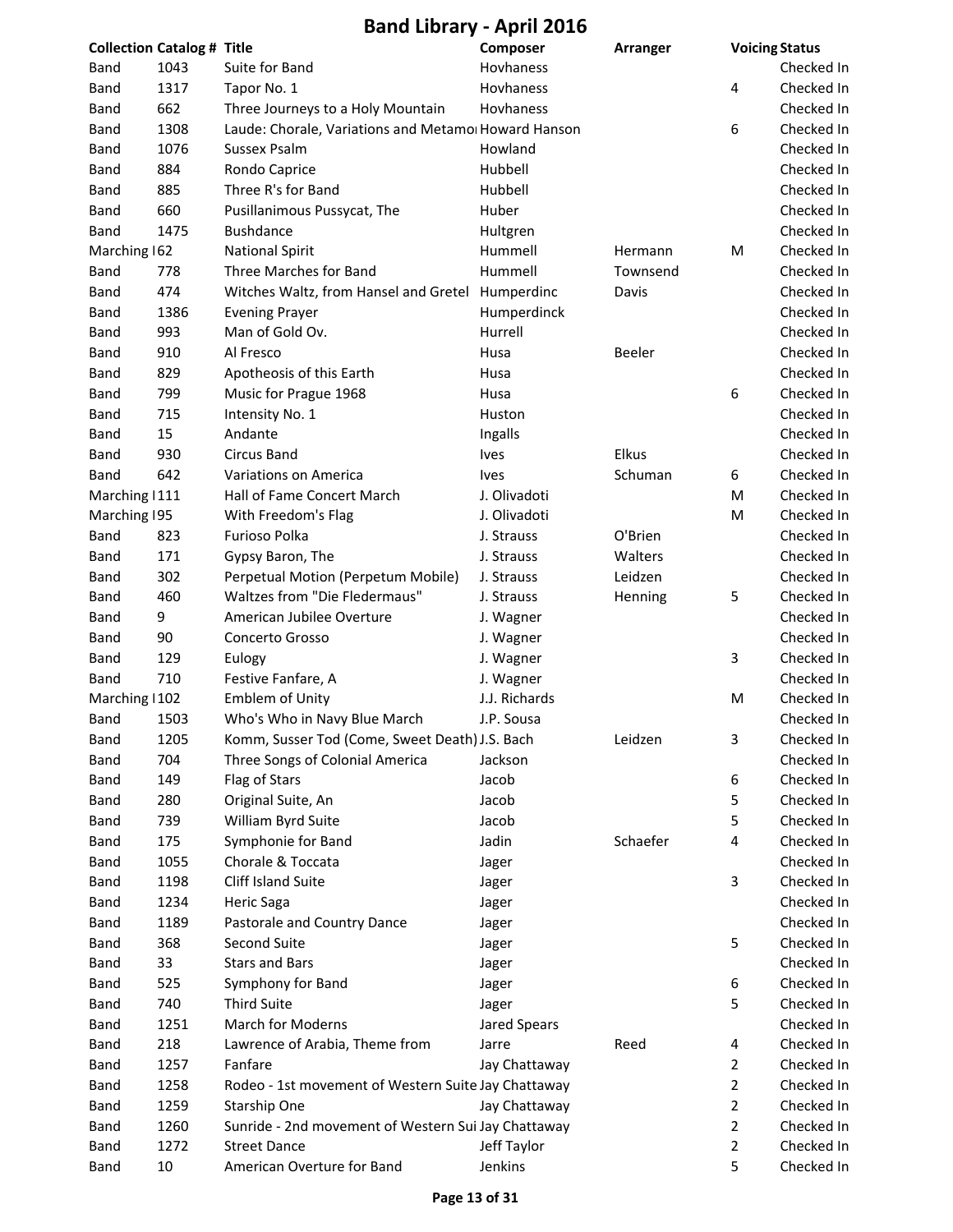# Band Library - April 2016

| Collection | Catalog # | Title | Composer | Arranger | Voicing | Status |
|---|---|---|---|---|---|---|
| Band | 1043 | Suite for Band | Hovhaness | | | Checked In |
| Band | 1317 | Tapor No. 1 | Hovhaness | | 4 | Checked In |
| Band | 662 | Three Journeys to a Holy Mountain | Hovhaness | | | Checked In |
| Band | 1308 | Laude: Chorale, Variations and Metamoı | Howard Hanson | | 6 | Checked In |
| Band | 1076 | Sussex Psalm | Howland | | | Checked In |
| Band | 884 | Rondo Caprice | Hubbell | | | Checked In |
| Band | 885 | Three R's for Band | Hubbell | | | Checked In |
| Band | 660 | Pusillanimous Pussycat, The | Huber | | | Checked In |
| Band | 1475 | Bushdance | Hultgren | | | Checked In |
| Marching I | 62 | National Spirit | Hummell | Hermann | M | Checked In |
| Band | 778 | Three Marches for Band | Hummell | Townsend | | Checked In |
| Band | 474 | Witches Waltz, from Hansel and Gretel | Humperdinc | Davis | | Checked In |
| Band | 1386 | Evening Prayer | Humperdinck | | | Checked In |
| Band | 993 | Man of Gold Ov. | Hurrell | | | Checked In |
| Band | 910 | Al Fresco | Husa | Beeler | | Checked In |
| Band | 829 | Apotheosis of this Earth | Husa | | | Checked In |
| Band | 799 | Music for Prague 1968 | Husa | | 6 | Checked In |
| Band | 715 | Intensity No. 1 | Huston | | | Checked In |
| Band | 15 | Andante | Ingalls | | | Checked In |
| Band | 930 | Circus Band | Ives | Elkus | | Checked In |
| Band | 642 | Variations on America | Ives | Schuman | 6 | Checked In |
| Marching I | 111 | Hall of Fame Concert March | J. Olivadoti | | M | Checked In |
| Marching I | 95 | With Freedom's Flag | J. Olivadoti | | M | Checked In |
| Band | 823 | Furioso Polka | J. Strauss | O'Brien | | Checked In |
| Band | 171 | Gypsy Baron, The | J. Strauss | Walters | | Checked In |
| Band | 302 | Perpetual Motion (Perpetum Mobile) | J. Strauss | Leidzen | | Checked In |
| Band | 460 | Waltzes from "Die Fledermaus" | J. Strauss | Henning | 5 | Checked In |
| Band | 9 | American Jubilee Overture | J. Wagner | | | Checked In |
| Band | 90 | Concerto Grosso | J. Wagner | | | Checked In |
| Band | 129 | Eulogy | J. Wagner | | 3 | Checked In |
| Band | 710 | Festive Fanfare, A | J. Wagner | | | Checked In |
| Marching I | 102 | Emblem of Unity | J.J. Richards | | M | Checked In |
| Band | 1503 | Who's Who in Navy Blue March | J.P. Sousa | | | Checked In |
| Band | 1205 | Komm, Susser Tod (Come, Sweet Death) | J.S. Bach | Leidzen | 3 | Checked In |
| Band | 704 | Three Songs of Colonial America | Jackson | | | Checked In |
| Band | 149 | Flag of Stars | Jacob | | 6 | Checked In |
| Band | 280 | Original Suite, An | Jacob | | 5 | Checked In |
| Band | 739 | William Byrd Suite | Jacob | | 5 | Checked In |
| Band | 175 | Symphonie for Band | Jadin | Schaefer | 4 | Checked In |
| Band | 1055 | Chorale & Toccata | Jager | | | Checked In |
| Band | 1198 | Cliff Island Suite | Jager | | 3 | Checked In |
| Band | 1234 | Heric Saga | Jager | | | Checked In |
| Band | 1189 | Pastorale and Country Dance | Jager | | | Checked In |
| Band | 368 | Second Suite | Jager | | 5 | Checked In |
| Band | 33 | Stars and Bars | Jager | | | Checked In |
| Band | 525 | Symphony for Band | Jager | | 6 | Checked In |
| Band | 740 | Third Suite | Jager | | 5 | Checked In |
| Band | 1251 | March for Moderns | Jared Spears | | | Checked In |
| Band | 218 | Lawrence of Arabia, Theme from | Jarre | Reed | 4 | Checked In |
| Band | 1257 | Fanfare | Jay Chattaway | | 2 | Checked In |
| Band | 1258 | Rodeo - 1st movement of Western Suite | Jay Chattaway | | 2 | Checked In |
| Band | 1259 | Starship One | Jay Chattaway | | 2 | Checked In |
| Band | 1260 | Sunride - 2nd movement of Western Sui | Jay Chattaway | | 2 | Checked In |
| Band | 1272 | Street Dance | Jeff Taylor | | 2 | Checked In |
| Band | 10 | American Overture for Band | Jenkins | | 5 | Checked In |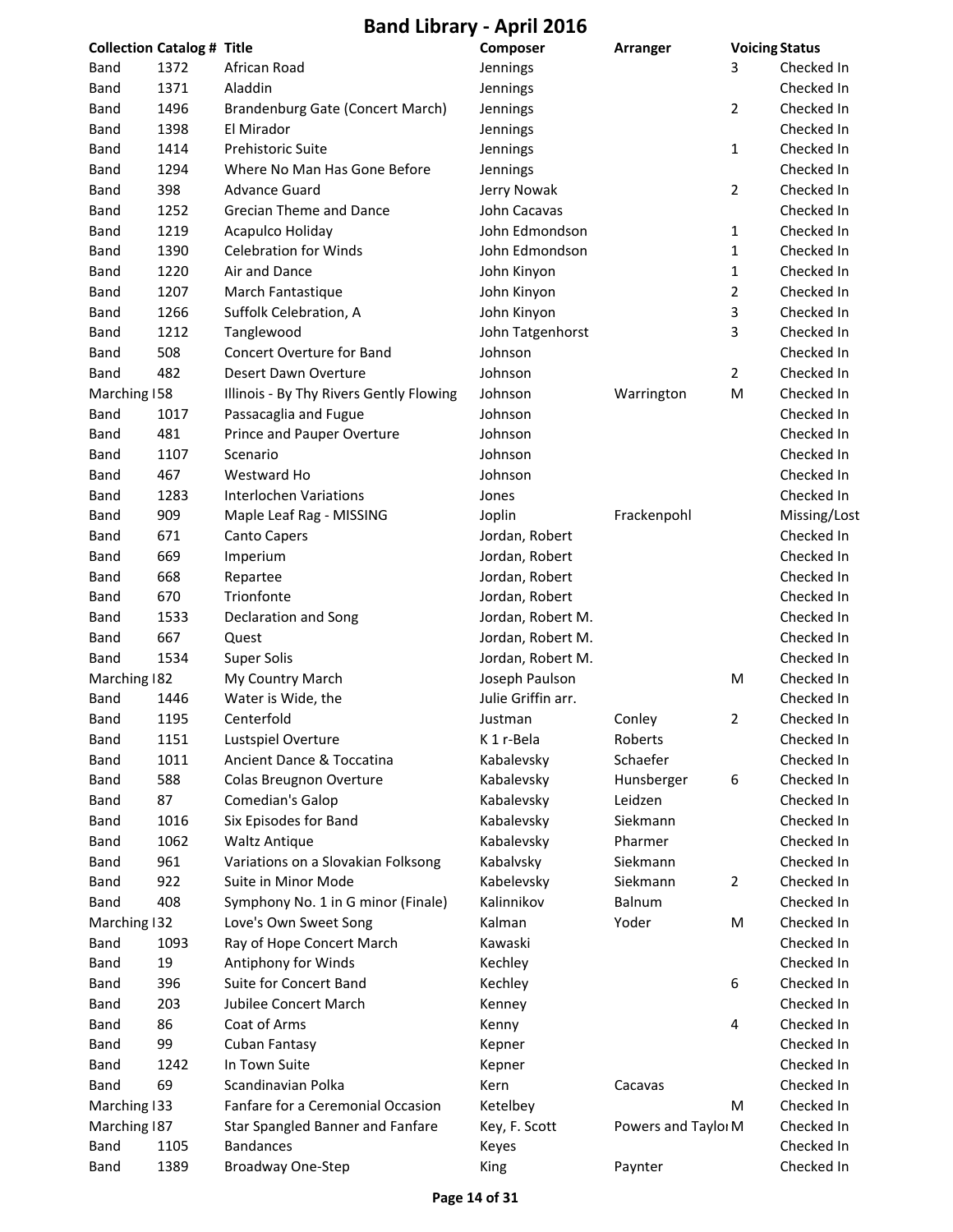# Band Library - April 2016

| Collection | Catalog # | Title | Composer | Arranger | Voicing | Status |
|---|---|---|---|---|---|---|
| Band | 1372 | African Road | Jennings | | 3 | Checked In |
| Band | 1371 | Aladdin | Jennings | | | Checked In |
| Band | 1496 | Brandenburg Gate (Concert March) | Jennings | | 2 | Checked In |
| Band | 1398 | El Mirador | Jennings | | | Checked In |
| Band | 1414 | Prehistoric Suite | Jennings | | 1 | Checked In |
| Band | 1294 | Where No Man Has Gone Before | Jennings | | | Checked In |
| Band | 398 | Advance Guard | Jerry Nowak | | 2 | Checked In |
| Band | 1252 | Grecian Theme and Dance | John Cacavas | | | Checked In |
| Band | 1219 | Acapulco Holiday | John Edmondson | | 1 | Checked In |
| Band | 1390 | Celebration for Winds | John Edmondson | | 1 | Checked In |
| Band | 1220 | Air and Dance | John Kinyon | | 1 | Checked In |
| Band | 1207 | March Fantastique | John Kinyon | | 2 | Checked In |
| Band | 1266 | Suffolk Celebration, A | John Kinyon | | 3 | Checked In |
| Band | 1212 | Tanglewood | John Tatgenhorst | | 3 | Checked In |
| Band | 508 | Concert Overture for Band | Johnson | | | Checked In |
| Band | 482 | Desert Dawn Overture | Johnson | | 2 | Checked In |
| Marching I | 58 | Illinois - By Thy Rivers Gently Flowing | Johnson | Warrington | M | Checked In |
| Band | 1017 | Passacaglia and Fugue | Johnson | | | Checked In |
| Band | 481 | Prince and Pauper Overture | Johnson | | | Checked In |
| Band | 1107 | Scenario | Johnson | | | Checked In |
| Band | 467 | Westward Ho | Johnson | | | Checked In |
| Band | 1283 | Interlochen Variations | Jones | | | Checked In |
| Band | 909 | Maple Leaf Rag - MISSING | Joplin | Frackenpohl | | Missing/Lost |
| Band | 671 | Canto Capers | Jordan, Robert | | | Checked In |
| Band | 669 | Imperium | Jordan, Robert | | | Checked In |
| Band | 668 | Repartee | Jordan, Robert | | | Checked In |
| Band | 670 | Trionfonte | Jordan, Robert | | | Checked In |
| Band | 1533 | Declaration and Song | Jordan, Robert M. | | | Checked In |
| Band | 667 | Quest | Jordan, Robert M. | | | Checked In |
| Band | 1534 | Super Solis | Jordan, Robert M. | | | Checked In |
| Marching I | 82 | My Country March | Joseph Paulson | | M | Checked In |
| Band | 1446 | Water is Wide, the | Julie Griffin arr. | | | Checked In |
| Band | 1195 | Centerfold | Justman | Conley | 2 | Checked In |
| Band | 1151 | Lustspiel Overture | K 1 r-Bela | Roberts | | Checked In |
| Band | 1011 | Ancient Dance & Toccatina | Kabalevsky | Schaefer | | Checked In |
| Band | 588 | Colas Breugnon Overture | Kabalevsky | Hunsberger | 6 | Checked In |
| Band | 87 | Comedian's Galop | Kabalevsky | Leidzen | | Checked In |
| Band | 1016 | Six Episodes for Band | Kabalevsky | Siekmann | | Checked In |
| Band | 1062 | Waltz Antique | Kabalevsky | Pharmer | | Checked In |
| Band | 961 | Variations on a Slovakian Folksong | Kabalvsky | Siekmann | | Checked In |
| Band | 922 | Suite in Minor Mode | Kabelevsky | Siekmann | 2 | Checked In |
| Band | 408 | Symphony No. 1 in G minor (Finale) | Kalinnikov | Balnum | | Checked In |
| Marching I | 32 | Love's Own Sweet Song | Kalman | Yoder | M | Checked In |
| Band | 1093 | Ray of Hope Concert March | Kawaski | | | Checked In |
| Band | 19 | Antiphony for Winds | Kechley | | | Checked In |
| Band | 396 | Suite for Concert Band | Kechley | | 6 | Checked In |
| Band | 203 | Jubilee Concert March | Kenney | | | Checked In |
| Band | 86 | Coat of Arms | Kenny | | 4 | Checked In |
| Band | 99 | Cuban Fantasy | Kepner | | | Checked In |
| Band | 1242 | In Town Suite | Kepner | | | Checked In |
| Band | 69 | Scandinavian Polka | Kern | Cacavas | | Checked In |
| Marching I | 33 | Fanfare for a Ceremonial Occasion | Ketelbey | | M | Checked In |
| Marching I | 87 | Star Spangled Banner and Fanfare | Key, F. Scott | Powers and Taylo | M | Checked In |
| Band | 1105 | Bandances | Keyes | | | Checked In |
| Band | 1389 | Broadway One-Step | King | Paynter | | Checked In |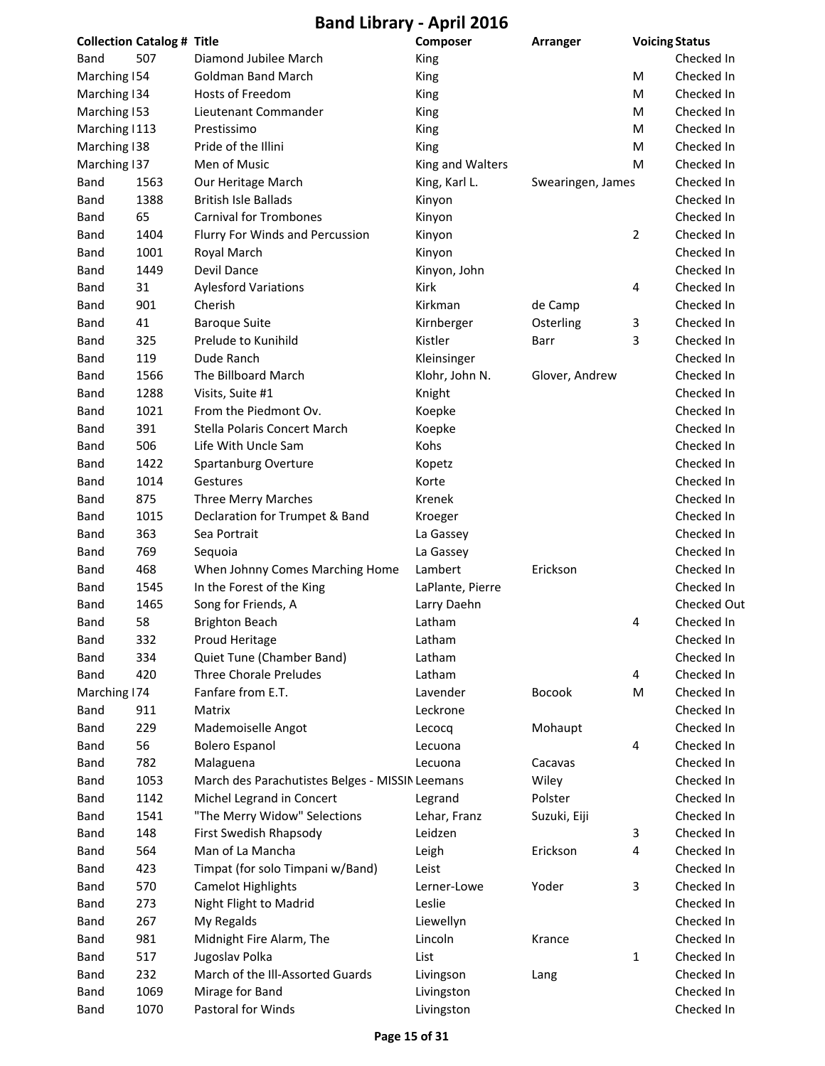# Band Library - April 2016

| Collection | Catalog # | Title | Composer | Arranger | Voicing | Status |
|---|---|---|---|---|---|---|
| Band | 507 | Diamond Jubilee March | King | | | Checked In |
| Marching I | 54 | Goldman Band March | King | | M | Checked In |
| Marching I | 34 | Hosts of Freedom | King | | M | Checked In |
| Marching I | 53 | Lieutenant Commander | King | | M | Checked In |
| Marching I | 113 | Prestissimo | King | | M | Checked In |
| Marching I | 38 | Pride of the Illini | King | | M | Checked In |
| Marching I | 37 | Men of Music | King and Walters | | M | Checked In |
| Band | 1563 | Our Heritage March | King, Karl L. | Swearingen, James | | Checked In |
| Band | 1388 | British Isle Ballads | Kinyon | | | Checked In |
| Band | 65 | Carnival for Trombones | Kinyon | | | Checked In |
| Band | 1404 | Flurry For Winds and Percussion | Kinyon | | 2 | Checked In |
| Band | 1001 | Royal March | Kinyon | | | Checked In |
| Band | 1449 | Devil Dance | Kinyon, John | | | Checked In |
| Band | 31 | Aylesford Variations | Kirk | | 4 | Checked In |
| Band | 901 | Cherish | Kirkman | de Camp | | Checked In |
| Band | 41 | Baroque Suite | Kirnberger | Osterling | 3 | Checked In |
| Band | 325 | Prelude to Kunihild | Kistler | Barr | 3 | Checked In |
| Band | 119 | Dude Ranch | Kleinsinger | | | Checked In |
| Band | 1566 | The Billboard March | Klohr, John N. | Glover, Andrew | | Checked In |
| Band | 1288 | Visits, Suite #1 | Knight | | | Checked In |
| Band | 1021 | From the Piedmont Ov. | Koepke | | | Checked In |
| Band | 391 | Stella Polaris Concert March | Koepke | | | Checked In |
| Band | 506 | Life With Uncle Sam | Kohs | | | Checked In |
| Band | 1422 | Spartanburg Overture | Kopetz | | | Checked In |
| Band | 1014 | Gestures | Korte | | | Checked In |
| Band | 875 | Three Merry Marches | Krenek | | | Checked In |
| Band | 1015 | Declaration for Trumpet & Band | Kroeger | | | Checked In |
| Band | 363 | Sea Portrait | La Gassey | | | Checked In |
| Band | 769 | Sequoia | La Gassey | | | Checked In |
| Band | 468 | When Johnny Comes Marching Home | Lambert | Erickson | | Checked In |
| Band | 1545 | In the Forest of the King | LaPlante, Pierre | | | Checked In |
| Band | 1465 | Song for Friends, A | Larry Daehn | | | Checked Out |
| Band | 58 | Brighton Beach | Latham | | 4 | Checked In |
| Band | 332 | Proud Heritage | Latham | | | Checked In |
| Band | 334 | Quiet Tune (Chamber Band) | Latham | | | Checked In |
| Band | 420 | Three Chorale Preludes | Latham | | 4 | Checked In |
| Marching I | 74 | Fanfare from E.T. | Lavender | Bocook | M | Checked In |
| Band | 911 | Matrix | Leckrone | | | Checked In |
| Band | 229 | Mademoiselle Angot | Lecocq | Mohaupt | | Checked In |
| Band | 56 | Bolero Espanol | Lecuona | | 4 | Checked In |
| Band | 782 | Malaguena | Lecuona | Cacavas | | Checked In |
| Band | 1053 | March des Parachutistes Belges - MISSIN | Leemans | Wiley | | Checked In |
| Band | 1142 | Michel Legrand in Concert | Legrand | Polster | | Checked In |
| Band | 1541 | "The Merry Widow" Selections | Lehar, Franz | Suzuki, Eiji | | Checked In |
| Band | 148 | First Swedish Rhapsody | Leidzen | | 3 | Checked In |
| Band | 564 | Man of La Mancha | Leigh | Erickson | 4 | Checked In |
| Band | 423 | Timpat (for solo Timpani w/Band) | Leist | | | Checked In |
| Band | 570 | Camelot Highlights | Lerner-Lowe | Yoder | 3 | Checked In |
| Band | 273 | Night Flight to Madrid | Leslie | | | Checked In |
| Band | 267 | My Regalds | Liewellyn | | | Checked In |
| Band | 981 | Midnight Fire Alarm, The | Lincoln | Krance | | Checked In |
| Band | 517 | Jugoslav Polka | List | | 1 | Checked In |
| Band | 232 | March of the Ill-Assorted Guards | Livingson | Lang | | Checked In |
| Band | 1069 | Mirage for Band | Livingston | | | Checked In |
| Band | 1070 | Pastoral for Winds | Livingston | | | Checked In |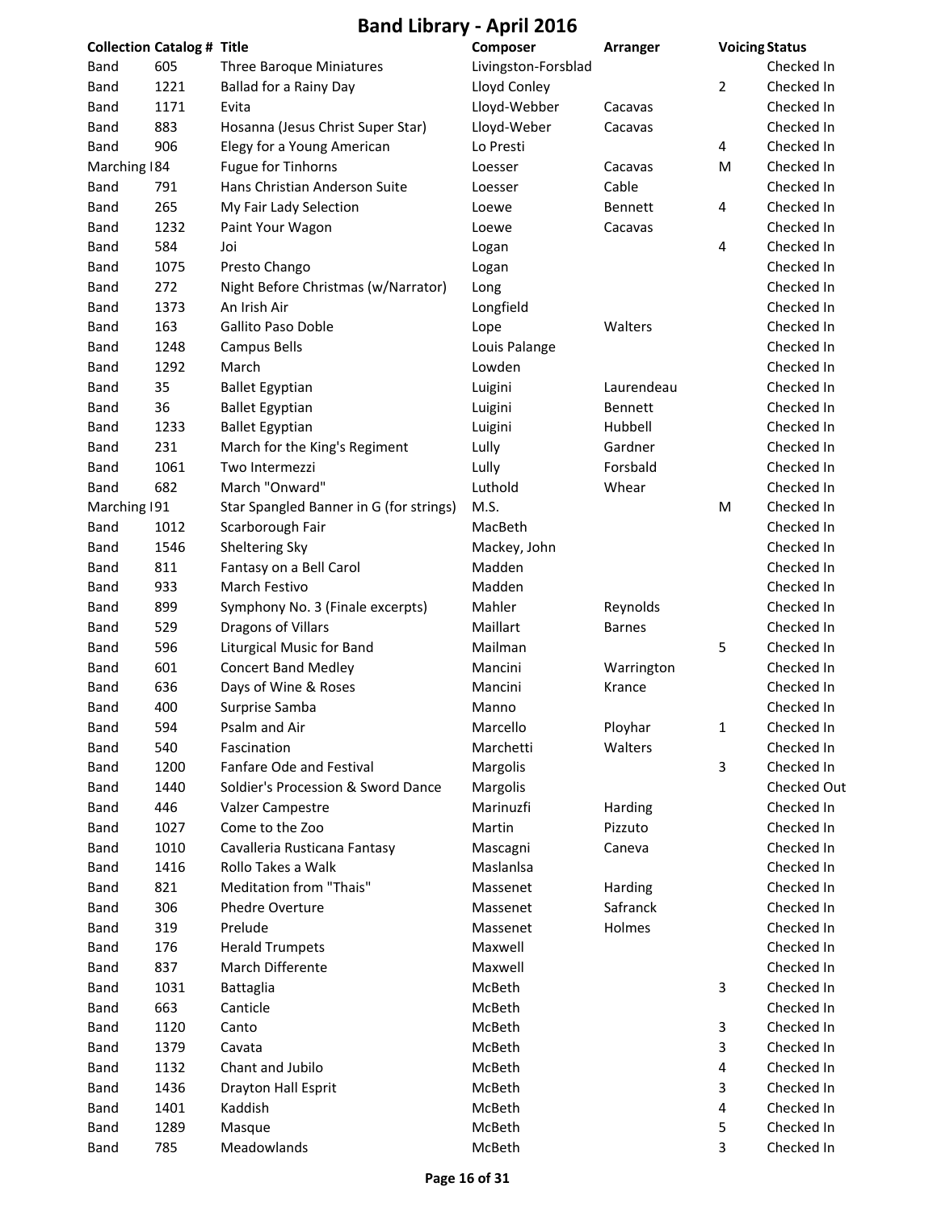# Band Library - April 2016

| Collection | Catalog # | Title | Composer | Arranger | Voicing | Status |
|---|---|---|---|---|---|---|
| Band | 605 | Three Baroque Miniatures | Livingston-Forsblad | | | Checked In |
| Band | 1221 | Ballad for a Rainy Day | Lloyd Conley | | 2 | Checked In |
| Band | 1171 | Evita | Lloyd-Webber | Cacavas | | Checked In |
| Band | 883 | Hosanna (Jesus Christ Super Star) | Lloyd-Weber | Cacavas | | Checked In |
| Band | 906 | Elegy for a Young American | Lo Presti | | 4 | Checked In |
| Marching I | 84 | Fugue for Tinhorns | Loesser | Cacavas | M | Checked In |
| Band | 791 | Hans Christian Anderson Suite | Loesser | Cable | | Checked In |
| Band | 265 | My Fair Lady Selection | Loewe | Bennett | 4 | Checked In |
| Band | 1232 | Paint Your Wagon | Loewe | Cacavas | | Checked In |
| Band | 584 | Joi | Logan | | 4 | Checked In |
| Band | 1075 | Presto Chango | Logan | | | Checked In |
| Band | 272 | Night Before Christmas (w/Narrator) | Long | | | Checked In |
| Band | 1373 | An Irish Air | Longfield | | | Checked In |
| Band | 163 | Gallito Paso Doble | Lope | Walters | | Checked In |
| Band | 1248 | Campus Bells | Louis Palange | | | Checked In |
| Band | 1292 | March | Lowden | | | Checked In |
| Band | 35 | Ballet Egyptian | Luigini | Laurendeau | | Checked In |
| Band | 36 | Ballet Egyptian | Luigini | Bennett | | Checked In |
| Band | 1233 | Ballet Egyptian | Luigini | Hubbell | | Checked In |
| Band | 231 | March for the King's Regiment | Lully | Gardner | | Checked In |
| Band | 1061 | Two Intermezzi | Lully | Forsbald | | Checked In |
| Band | 682 | March "Onward" | Luthold | Whear | | Checked In |
| Marching I | 91 | Star Spangled Banner in G (for strings) | M.S. | | M | Checked In |
| Band | 1012 | Scarborough Fair | MacBeth | | | Checked In |
| Band | 1546 | Sheltering Sky | Mackey, John | | | Checked In |
| Band | 811 | Fantasy on a Bell Carol | Madden | | | Checked In |
| Band | 933 | March Festivo | Madden | | | Checked In |
| Band | 899 | Symphony No. 3 (Finale excerpts) | Mahler | Reynolds | | Checked In |
| Band | 529 | Dragons of Villars | Maillart | Barnes | | Checked In |
| Band | 596 | Liturgical Music for Band | Mailman | | 5 | Checked In |
| Band | 601 | Concert Band Medley | Mancini | Warrington | | Checked In |
| Band | 636 | Days of Wine & Roses | Mancini | Krance | | Checked In |
| Band | 400 | Surprise Samba | Manno | | | Checked In |
| Band | 594 | Psalm and Air | Marcello | Ployhar | 1 | Checked In |
| Band | 540 | Fascination | Marchetti | Walters | | Checked In |
| Band | 1200 | Fanfare Ode and Festival | Margolis | | 3 | Checked In |
| Band | 1440 | Soldier's Procession & Sword Dance | Margolis | | | Checked Out |
| Band | 446 | Valzer Campestre | Marinuzfi | Harding | | Checked In |
| Band | 1027 | Come to the Zoo | Martin | Pizzuto | | Checked In |
| Band | 1010 | Cavalleria Rusticana Fantasy | Mascagni | Caneva | | Checked In |
| Band | 1416 | Rollo Takes a Walk | Maslanlsa | | | Checked In |
| Band | 821 | Meditation from "Thais" | Massenet | Harding | | Checked In |
| Band | 306 | Phedre Overture | Massenet | Safranck | | Checked In |
| Band | 319 | Prelude | Massenet | Holmes | | Checked In |
| Band | 176 | Herald Trumpets | Maxwell | | | Checked In |
| Band | 837 | March Differente | Maxwell | | | Checked In |
| Band | 1031 | Battaglia | McBeth | | 3 | Checked In |
| Band | 663 | Canticle | McBeth | | | Checked In |
| Band | 1120 | Canto | McBeth | | 3 | Checked In |
| Band | 1379 | Cavata | McBeth | | 3 | Checked In |
| Band | 1132 | Chant and Jubilo | McBeth | | 4 | Checked In |
| Band | 1436 | Drayton Hall Esprit | McBeth | | 3 | Checked In |
| Band | 1401 | Kaddish | McBeth | | 4 | Checked In |
| Band | 1289 | Masque | McBeth | | 5 | Checked In |
| Band | 785 | Meadowlands | McBeth | | 3 | Checked In |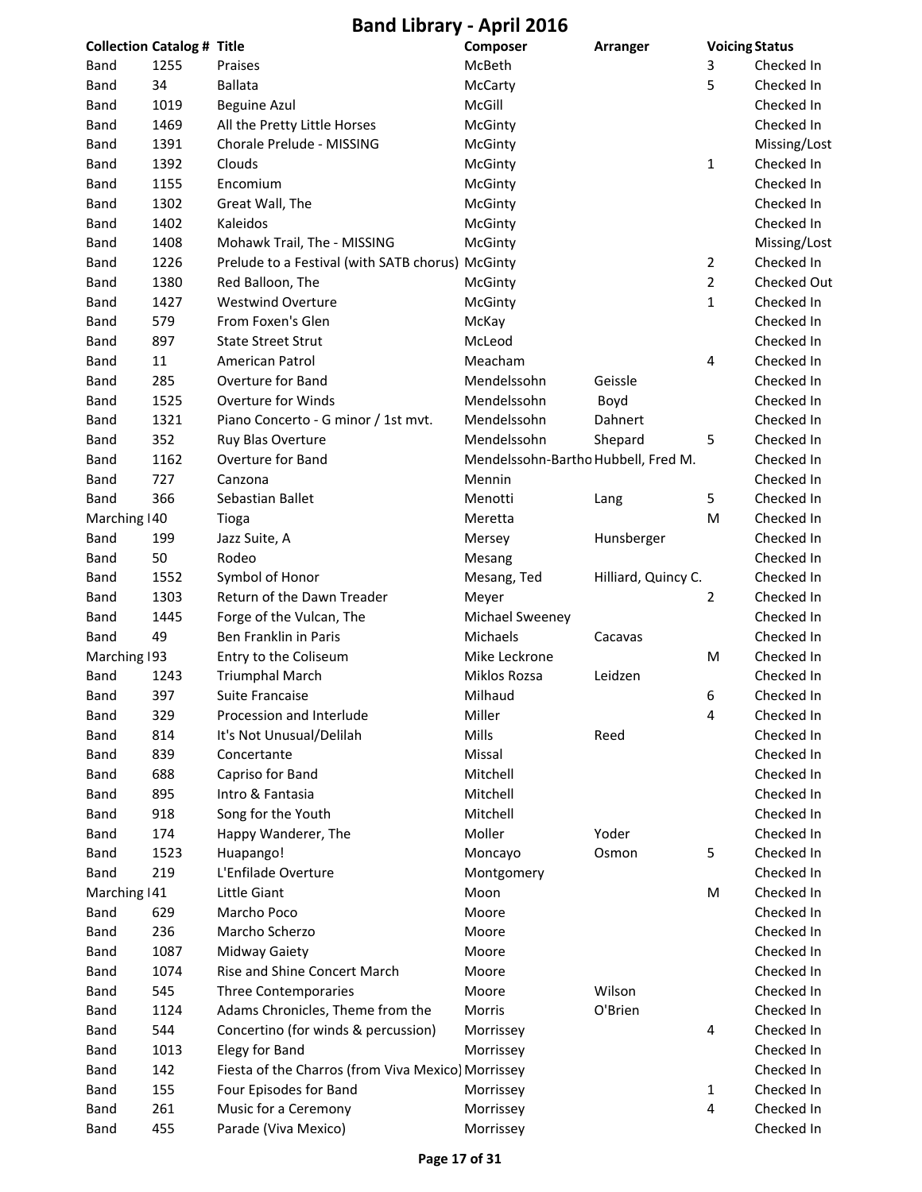# Band Library - April 2016

| Collection | Catalog # | Title | Composer | Arranger | Voicing | Status |
|---|---|---|---|---|---|---|
| Band | 1255 | Praises | McBeth | | 3 | Checked In |
| Band | 34 | Ballata | McCarty | | 5 | Checked In |
| Band | 1019 | Beguine Azul | McGill | | | Checked In |
| Band | 1469 | All the Pretty Little Horses | McGinty | | | Checked In |
| Band | 1391 | Chorale Prelude - MISSING | McGinty | | | Missing/Lost |
| Band | 1392 | Clouds | McGinty | | 1 | Checked In |
| Band | 1155 | Encomium | McGinty | | | Checked In |
| Band | 1302 | Great Wall, The | McGinty | | | Checked In |
| Band | 1402 | Kaleidos | McGinty | | | Checked In |
| Band | 1408 | Mohawk Trail, The - MISSING | McGinty | | | Missing/Lost |
| Band | 1226 | Prelude to a Festival (with SATB chorus) | McGinty | | 2 | Checked In |
| Band | 1380 | Red Balloon, The | McGinty | | 2 | Checked Out |
| Band | 1427 | Westwind Overture | McGinty | | 1 | Checked In |
| Band | 579 | From Foxen's Glen | McKay | | | Checked In |
| Band | 897 | State Street Strut | McLeod | | | Checked In |
| Band | 11 | American Patrol | Meacham | | 4 | Checked In |
| Band | 285 | Overture for Band | Mendelssohn | Geissle | | Checked In |
| Band | 1525 | Overture for Winds | Mendelssohn | Boyd | | Checked In |
| Band | 1321 | Piano Concerto - G minor / 1st mvt. | Mendelssohn | Dahnert | | Checked In |
| Band | 352 | Ruy Blas Overture | Mendelssohn | Shepard | 5 | Checked In |
| Band | 1162 | Overture for Band | Mendelssohn-Bartho | Hubbell, Fred M. | | Checked In |
| Band | 727 | Canzona | Mennin | | | Checked In |
| Band | 366 | Sebastian Ballet | Menotti | Lang | 5 | Checked In |
| Marching I | 40 | Tioga | Meretta | | M | Checked In |
| Band | 199 | Jazz Suite, A | Mersey | Hunsberger | | Checked In |
| Band | 50 | Rodeo | Mesang | | | Checked In |
| Band | 1552 | Symbol of Honor | Mesang, Ted | Hilliard, Quincy C. | | Checked In |
| Band | 1303 | Return of the Dawn Treader | Meyer | | 2 | Checked In |
| Band | 1445 | Forge of the Vulcan, The | Michael Sweeney | | | Checked In |
| Band | 49 | Ben Franklin in Paris | Michaels | Cacavas | | Checked In |
| Marching I | 93 | Entry to the Coliseum | Mike Leckrone | | M | Checked In |
| Band | 1243 | Triumphal March | Miklos Rozsa | Leidzen | | Checked In |
| Band | 397 | Suite Francaise | Milhaud | | 6 | Checked In |
| Band | 329 | Procession and Interlude | Miller | | 4 | Checked In |
| Band | 814 | It's Not Unusual/Delilah | Mills | Reed | | Checked In |
| Band | 839 | Concertante | Missal | | | Checked In |
| Band | 688 | Capriso for Band | Mitchell | | | Checked In |
| Band | 895 | Intro & Fantasia | Mitchell | | | Checked In |
| Band | 918 | Song for the Youth | Mitchell | | | Checked In |
| Band | 174 | Happy Wanderer, The | Moller | Yoder | | Checked In |
| Band | 1523 | Huapango! | Moncayo | Osmon | 5 | Checked In |
| Band | 219 | L'Enfilade Overture | Montgomery | | | Checked In |
| Marching I | 41 | Little Giant | Moon | | M | Checked In |
| Band | 629 | Marcho Poco | Moore | | | Checked In |
| Band | 236 | Marcho Scherzo | Moore | | | Checked In |
| Band | 1087 | Midway Gaiety | Moore | | | Checked In |
| Band | 1074 | Rise and Shine Concert March | Moore | | | Checked In |
| Band | 545 | Three Contemporaries | Moore | Wilson | | Checked In |
| Band | 1124 | Adams Chronicles, Theme from the | Morris | O'Brien | | Checked In |
| Band | 544 | Concertino (for winds & percussion) | Morrissey | | 4 | Checked In |
| Band | 1013 | Elegy for Band | Morrissey | | | Checked In |
| Band | 142 | Fiesta of the Charros (from Viva Mexico) | Morrissey | | | Checked In |
| Band | 155 | Four Episodes for Band | Morrissey | | 1 | Checked In |
| Band | 261 | Music for a Ceremony | Morrissey | | 4 | Checked In |
| Band | 455 | Parade (Viva Mexico) | Morrissey | | | Checked In |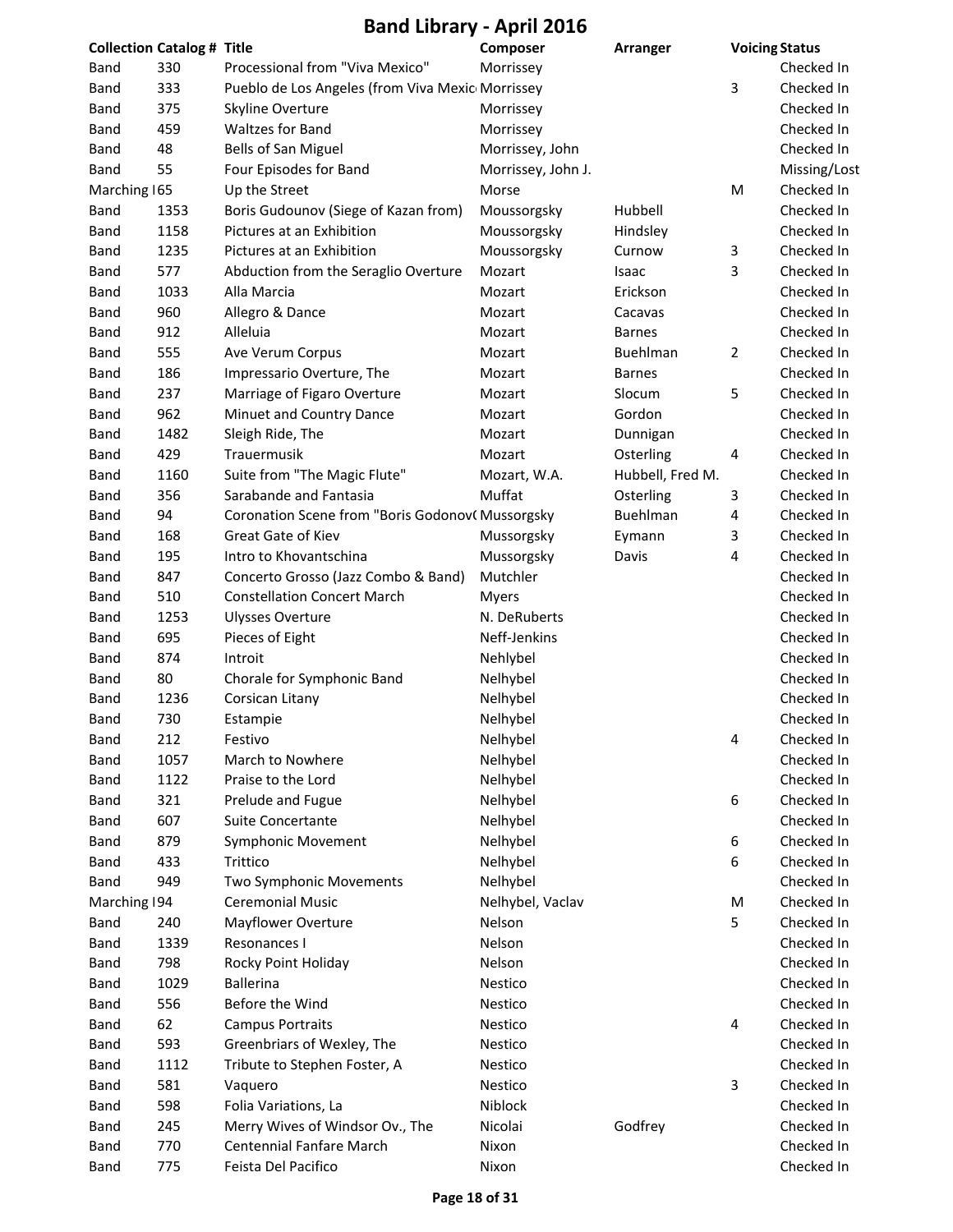# Band Library - April 2016

| Collection | Catalog # | Title | Composer | Arranger | Voicing | Status |
|---|---|---|---|---|---|---|
| Band | 330 | Processional from "Viva Mexico" | Morrissey | | | Checked In |
| Band | 333 | Pueblo de Los Angeles (from Viva Mexic | Morrissey | | 3 | Checked In |
| Band | 375 | Skyline Overture | Morrissey | | | Checked In |
| Band | 459 | Waltzes for Band | Morrissey | | | Checked In |
| Band | 48 | Bells of San Miguel | Morrissey, John | | | Checked In |
| Band | 55 | Four Episodes for Band | Morrissey, John J. | | | Missing/Lost |
| Marching I | 65 | Up the Street | Morse | | M | Checked In |
| Band | 1353 | Boris Gudounov (Siege of Kazan from) | Moussorgsky | Hubbell | | Checked In |
| Band | 1158 | Pictures at an Exhibition | Moussorgsky | Hindsley | | Checked In |
| Band | 1235 | Pictures at an Exhibition | Moussorgsky | Curnow | 3 | Checked In |
| Band | 577 | Abduction from the Seraglio Overture | Mozart | Isaac | 3 | Checked In |
| Band | 1033 | Alla Marcia | Mozart | Erickson | | Checked In |
| Band | 960 | Allegro & Dance | Mozart | Cacavas | | Checked In |
| Band | 912 | Alleluia | Mozart | Barnes | | Checked In |
| Band | 555 | Ave Verum Corpus | Mozart | Buehlman | 2 | Checked In |
| Band | 186 | Impressario Overture, The | Mozart | Barnes | | Checked In |
| Band | 237 | Marriage of Figaro Overture | Mozart | Slocum | 5 | Checked In |
| Band | 962 | Minuet and Country Dance | Mozart | Gordon | | Checked In |
| Band | 1482 | Sleigh Ride, The | Mozart | Dunnigan | | Checked In |
| Band | 429 | Trauermusik | Mozart | Osterling | 4 | Checked In |
| Band | 1160 | Suite from "The Magic Flute" | Mozart, W.A. | Hubbell, Fred M. | | Checked In |
| Band | 356 | Sarabande and Fantasia | Muffat | Osterling | 3 | Checked In |
| Band | 94 | Coronation Scene from "Boris Godonov( | Mussorgsky | Buehlman | 4 | Checked In |
| Band | 168 | Great Gate of Kiev | Mussorgsky | Eymann | 3 | Checked In |
| Band | 195 | Intro to Khovantschina | Mussorgsky | Davis | 4 | Checked In |
| Band | 847 | Concerto Grosso (Jazz Combo & Band) | Mutchler | | | Checked In |
| Band | 510 | Constellation Concert March | Myers | | | Checked In |
| Band | 1253 | Ulysses Overture | N. DeRuberts | | | Checked In |
| Band | 695 | Pieces of Eight | Neff-Jenkins | | | Checked In |
| Band | 874 | Introit | Nehlybel | | | Checked In |
| Band | 80 | Chorale for Symphonic Band | Nelhybel | | | Checked In |
| Band | 1236 | Corsican Litany | Nelhybel | | | Checked In |
| Band | 730 | Estampie | Nelhybel | | | Checked In |
| Band | 212 | Festivo | Nelhybel | | 4 | Checked In |
| Band | 1057 | March to Nowhere | Nelhybel | | | Checked In |
| Band | 1122 | Praise to the Lord | Nelhybel | | | Checked In |
| Band | 321 | Prelude and Fugue | Nelhybel | | 6 | Checked In |
| Band | 607 | Suite Concertante | Nelhybel | | | Checked In |
| Band | 879 | Symphonic Movement | Nelhybel | | 6 | Checked In |
| Band | 433 | Trittico | Nelhybel | | 6 | Checked In |
| Band | 949 | Two Symphonic Movements | Nelhybel | | | Checked In |
| Marching I | 94 | Ceremonial Music | Nelhybel, Vaclav | | M | Checked In |
| Band | 240 | Mayflower Overture | Nelson | | 5 | Checked In |
| Band | 1339 | Resonances I | Nelson | | | Checked In |
| Band | 798 | Rocky Point Holiday | Nelson | | | Checked In |
| Band | 1029 | Ballerina | Nestico | | | Checked In |
| Band | 556 | Before the Wind | Nestico | | | Checked In |
| Band | 62 | Campus Portraits | Nestico | | 4 | Checked In |
| Band | 593 | Greenbriars of Wexley, The | Nestico | | | Checked In |
| Band | 1112 | Tribute to Stephen Foster, A | Nestico | | | Checked In |
| Band | 581 | Vaquero | Nestico | | 3 | Checked In |
| Band | 598 | Folia Variations, La | Niblock | | | Checked In |
| Band | 245 | Merry Wives of Windsor Ov., The | Nicolai | Godfrey | | Checked In |
| Band | 770 | Centennial Fanfare March | Nixon | | | Checked In |
| Band | 775 | Feista Del Pacifico | Nixon | | | Checked In |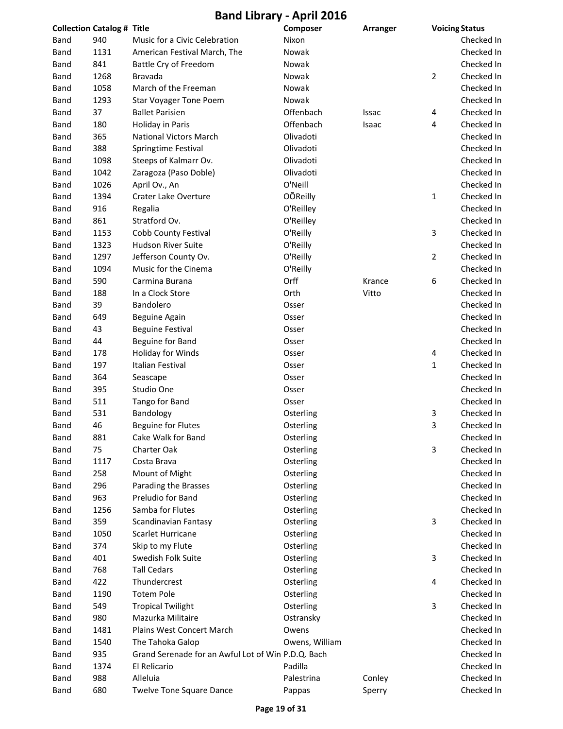# Band Library - April 2016

| Collection | Catalog # | Title | Composer | Arranger | Voicing | Status |
|---|---|---|---|---|---|---|
| Band | 940 | Music for a Civic Celebration | Nixon | | | Checked In |
| Band | 1131 | American Festival March, The | Nowak | | | Checked In |
| Band | 841 | Battle Cry of Freedom | Nowak | | | Checked In |
| Band | 1268 | Bravada | Nowak | | 2 | Checked In |
| Band | 1058 | March of the Freeman | Nowak | | | Checked In |
| Band | 1293 | Star Voyager Tone Poem | Nowak | | | Checked In |
| Band | 37 | Ballet Parisien | Offenbach | Issac | 4 | Checked In |
| Band | 180 | Holiday in Paris | Offenbach | Isaac | 4 | Checked In |
| Band | 365 | National Victors March | Olivadoti | | | Checked In |
| Band | 388 | Springtime Festival | Olivadoti | | | Checked In |
| Band | 1098 | Steeps of Kalmarr Ov. | Olivadoti | | | Checked In |
| Band | 1042 | Zaragoza (Paso Doble) | Olivadoti | | | Checked In |
| Band | 1026 | April Ov., An | O'Neill | | | Checked In |
| Band | 1394 | Crater Lake Overture | OÕReilly | | 1 | Checked In |
| Band | 916 | Regalia | O'Reilley | | | Checked In |
| Band | 861 | Stratford Ov. | O'Reilley | | | Checked In |
| Band | 1153 | Cobb County Festival | O'Reilly | | 3 | Checked In |
| Band | 1323 | Hudson River Suite | O'Reilly | | | Checked In |
| Band | 1297 | Jefferson County Ov. | O'Reilly | | 2 | Checked In |
| Band | 1094 | Music for the Cinema | O'Reilly | | | Checked In |
| Band | 590 | Carmina Burana | Orff | Krance | 6 | Checked In |
| Band | 188 | In a Clock Store | Orth | Vitto | | Checked In |
| Band | 39 | Bandolero | Osser | | | Checked In |
| Band | 649 | Beguine Again | Osser | | | Checked In |
| Band | 43 | Beguine Festival | Osser | | | Checked In |
| Band | 44 | Beguine for Band | Osser | | | Checked In |
| Band | 178 | Holiday for Winds | Osser | | 4 | Checked In |
| Band | 197 | Italian Festival | Osser | | 1 | Checked In |
| Band | 364 | Seascape | Osser | | | Checked In |
| Band | 395 | Studio One | Osser | | | Checked In |
| Band | 511 | Tango for Band | Osser | | | Checked In |
| Band | 531 | Bandology | Osterling | | 3 | Checked In |
| Band | 46 | Beguine for Flutes | Osterling | | 3 | Checked In |
| Band | 881 | Cake Walk for Band | Osterling | | | Checked In |
| Band | 75 | Charter Oak | Osterling | | 3 | Checked In |
| Band | 1117 | Costa Brava | Osterling | | | Checked In |
| Band | 258 | Mount of Might | Osterling | | | Checked In |
| Band | 296 | Parading the Brasses | Osterling | | | Checked In |
| Band | 963 | Preludio for Band | Osterling | | | Checked In |
| Band | 1256 | Samba for Flutes | Osterling | | | Checked In |
| Band | 359 | Scandinavian Fantasy | Osterling | | 3 | Checked In |
| Band | 1050 | Scarlet Hurricane | Osterling | | | Checked In |
| Band | 374 | Skip to my Flute | Osterling | | | Checked In |
| Band | 401 | Swedish Folk Suite | Osterling | | 3 | Checked In |
| Band | 768 | Tall Cedars | Osterling | | | Checked In |
| Band | 422 | Thundercrest | Osterling | | 4 | Checked In |
| Band | 1190 | Totem Pole | Osterling | | | Checked In |
| Band | 549 | Tropical Twilight | Osterling | | 3 | Checked In |
| Band | 980 | Mazurka Militaire | Ostransky | | | Checked In |
| Band | 1481 | Plains West Concert March | Owens | | | Checked In |
| Band | 1540 | The Tahoka Galop | Owens, William | | | Checked In |
| Band | 935 | Grand Serenade for an Awful Lot of Win | P.D.Q. Bach | | | Checked In |
| Band | 1374 | El Relicario | Padilla | | | Checked In |
| Band | 988 | Alleluia | Palestrina | Conley | | Checked In |
| Band | 680 | Twelve Tone Square Dance | Pappas | Sperry | | Checked In |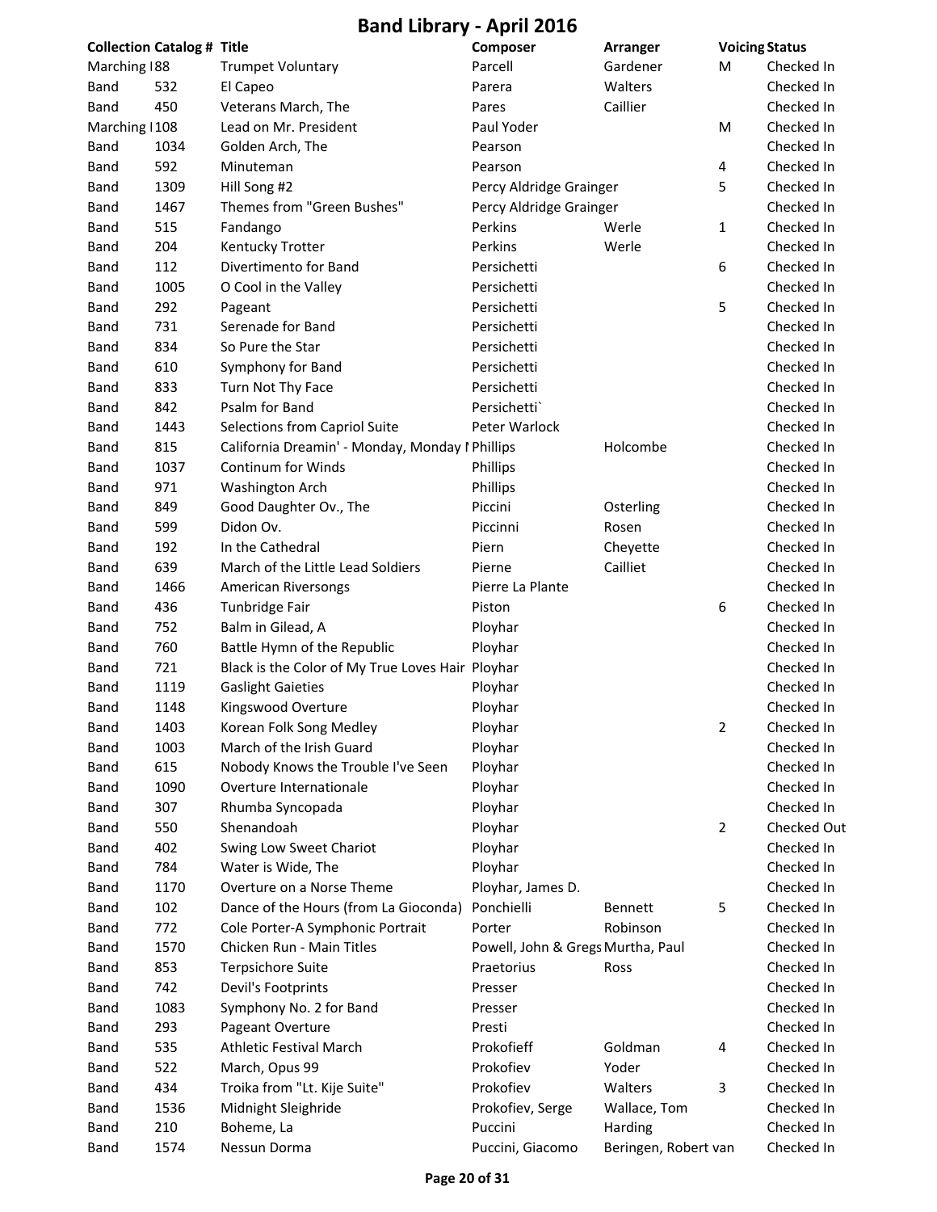# Band Library - April 2016

| Collection | Catalog # | Title | Composer | Arranger | Voicing | Status |
|---|---|---|---|---|---|---|
| Marching I | 88 | Trumpet Voluntary | Parcell | Gardener | M | Checked In |
| Band | 532 | El Capeo | Parera | Walters | | Checked In |
| Band | 450 | Veterans March, The | Pares | Caillier | | Checked In |
| Marching I | 108 | Lead on Mr. President | Paul Yoder | | M | Checked In |
| Band | 1034 | Golden Arch, The | Pearson | | | Checked In |
| Band | 592 | Minuteman | Pearson | | 4 | Checked In |
| Band | 1309 | Hill Song #2 | Percy Aldridge Grainger | | 5 | Checked In |
| Band | 1467 | Themes from "Green Bushes" | Percy Aldridge Grainger | | | Checked In |
| Band | 515 | Fandango | Perkins | Werle | 1 | Checked In |
| Band | 204 | Kentucky Trotter | Perkins | Werle | | Checked In |
| Band | 112 | Divertimento for Band | Persichetti | | 6 | Checked In |
| Band | 1005 | O Cool in the Valley | Persichetti | | | Checked In |
| Band | 292 | Pageant | Persichetti | | 5 | Checked In |
| Band | 731 | Serenade for Band | Persichetti | | | Checked In |
| Band | 834 | So Pure the Star | Persichetti | | | Checked In |
| Band | 610 | Symphony for Band | Persichetti | | | Checked In |
| Band | 833 | Turn Not Thy Face | Persichetti | | | Checked In |
| Band | 842 | Psalm for Band | Persichetti` | | | Checked In |
| Band | 1443 | Selections from Capriol Suite | Peter Warlock | | | Checked In |
| Band | 815 | California Dreamin' - Monday, Monday I | Phillips | Holcombe | | Checked In |
| Band | 1037 | Continum for Winds | Phillips | | | Checked In |
| Band | 971 | Washington Arch | Phillips | | | Checked In |
| Band | 849 | Good Daughter Ov., The | Piccini | Osterling | | Checked In |
| Band | 599 | Didon Ov. | Piccinni | Rosen | | Checked In |
| Band | 192 | In the Cathedral | Piern | Cheyette | | Checked In |
| Band | 639 | March of the Little Lead Soldiers | Pierne | Cailliet | | Checked In |
| Band | 1466 | American Riversongs | Pierre La Plante | | | Checked In |
| Band | 436 | Tunbridge Fair | Piston | | 6 | Checked In |
| Band | 752 | Balm in Gilead, A | Ployhar | | | Checked In |
| Band | 760 | Battle Hymn of the Republic | Ployhar | | | Checked In |
| Band | 721 | Black is the Color of My True Loves Hair | Ployhar | | | Checked In |
| Band | 1119 | Gaslight Gaieties | Ployhar | | | Checked In |
| Band | 1148 | Kingswood Overture | Ployhar | | | Checked In |
| Band | 1403 | Korean Folk Song Medley | Ployhar | | 2 | Checked In |
| Band | 1003 | March of the Irish Guard | Ployhar | | | Checked In |
| Band | 615 | Nobody Knows the Trouble I've Seen | Ployhar | | | Checked In |
| Band | 1090 | Overture Internationale | Ployhar | | | Checked In |
| Band | 307 | Rhumba Syncopada | Ployhar | | | Checked In |
| Band | 550 | Shenandoah | Ployhar | | 2 | Checked Out |
| Band | 402 | Swing Low Sweet Chariot | Ployhar | | | Checked In |
| Band | 784 | Water is Wide, The | Ployhar | | | Checked In |
| Band | 1170 | Overture on a Norse Theme | Ployhar, James D. | | | Checked In |
| Band | 102 | Dance of the Hours (from La Gioconda) | Ponchielli | Bennett | 5 | Checked In |
| Band | 772 | Cole Porter-A Symphonic Portrait | Porter | Robinson | | Checked In |
| Band | 1570 | Chicken Run - Main Titles | Powell, John & Gregs | Murtha, Paul | | Checked In |
| Band | 853 | Terpsichore Suite | Praetorius | Ross | | Checked In |
| Band | 742 | Devil's Footprints | Presser | | | Checked In |
| Band | 1083 | Symphony No. 2 for Band | Presser | | | Checked In |
| Band | 293 | Pageant Overture | Presti | | | Checked In |
| Band | 535 | Athletic Festival March | Prokofieff | Goldman | 4 | Checked In |
| Band | 522 | March, Opus 99 | Prokofiev | Yoder | | Checked In |
| Band | 434 | Troika from "Lt. Kije Suite" | Prokofiev | Walters | 3 | Checked In |
| Band | 1536 | Midnight Sleighride | Prokofiev, Serge | Wallace, Tom | | Checked In |
| Band | 210 | Boheme, La | Puccini | Harding | | Checked In |
| Band | 1574 | Nessun Dorma | Puccini, Giacomo | Beringen, Robert van | | Checked In |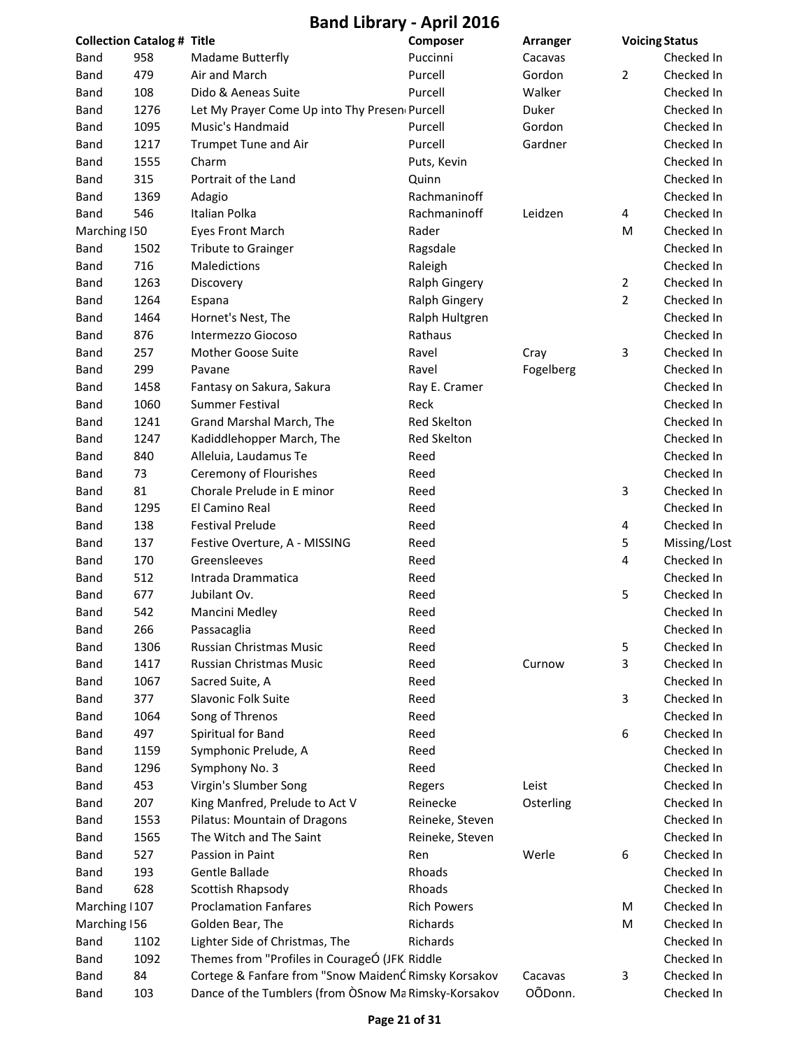# Band Library - April 2016

| Collection | Catalog # | Title | Composer | Arranger | Voicing | Status |
|---|---|---|---|---|---|---|
| Band | 958 | Madame Butterfly | Puccinni | Cacavas | | Checked In |
| Band | 479 | Air and March | Purcell | Gordon | 2 | Checked In |
| Band | 108 | Dido & Aeneas Suite | Purcell | Walker | | Checked In |
| Band | 1276 | Let My Prayer Come Up into Thy Presen | Purcell | Duker | | Checked In |
| Band | 1095 | Music's Handmaid | Purcell | Gordon | | Checked In |
| Band | 1217 | Trumpet Tune and Air | Purcell | Gardner | | Checked In |
| Band | 1555 | Charm | Puts, Kevin | | | Checked In |
| Band | 315 | Portrait of the Land | Quinn | | | Checked In |
| Band | 1369 | Adagio | Rachmaninoff | | | Checked In |
| Band | 546 | Italian Polka | Rachmaninoff | Leidzen | 4 | Checked In |
| Marching I | 50 | Eyes Front March | Rader | | M | Checked In |
| Band | 1502 | Tribute to Grainger | Ragsdale | | | Checked In |
| Band | 716 | Maledictions | Raleigh | | | Checked In |
| Band | 1263 | Discovery | Ralph Gingery | | 2 | Checked In |
| Band | 1264 | Espana | Ralph Gingery | | 2 | Checked In |
| Band | 1464 | Hornet's Nest, The | Ralph Hultgren | | | Checked In |
| Band | 876 | Intermezzo Giocoso | Rathaus | | | Checked In |
| Band | 257 | Mother Goose Suite | Ravel | Cray | 3 | Checked In |
| Band | 299 | Pavane | Ravel | Fogelberg | | Checked In |
| Band | 1458 | Fantasy on Sakura, Sakura | Ray E. Cramer | | | Checked In |
| Band | 1060 | Summer Festival | Reck | | | Checked In |
| Band | 1241 | Grand Marshal March, The | Red Skelton | | | Checked In |
| Band | 1247 | Kadiddlehopper March, The | Red Skelton | | | Checked In |
| Band | 840 | Alleluia, Laudamus Te | Reed | | | Checked In |
| Band | 73 | Ceremony of Flourishes | Reed | | | Checked In |
| Band | 81 | Chorale Prelude in E minor | Reed | | 3 | Checked In |
| Band | 1295 | El Camino Real | Reed | | | Checked In |
| Band | 138 | Festival Prelude | Reed | | 4 | Checked In |
| Band | 137 | Festive Overture, A - MISSING | Reed | | 5 | Missing/Lost |
| Band | 170 | Greensleeves | Reed | | 4 | Checked In |
| Band | 512 | Intrada Drammatica | Reed | | | Checked In |
| Band | 677 | Jubilant Ov. | Reed | | 5 | Checked In |
| Band | 542 | Mancini Medley | Reed | | | Checked In |
| Band | 266 | Passacaglia | Reed | | | Checked In |
| Band | 1306 | Russian Christmas Music | Reed | | 5 | Checked In |
| Band | 1417 | Russian Christmas Music | Reed | Curnow | 3 | Checked In |
| Band | 1067 | Sacred Suite, A | Reed | | | Checked In |
| Band | 377 | Slavonic Folk Suite | Reed | | 3 | Checked In |
| Band | 1064 | Song of Threnos | Reed | | | Checked In |
| Band | 497 | Spiritual for Band | Reed | | 6 | Checked In |
| Band | 1159 | Symphonic Prelude, A | Reed | | | Checked In |
| Band | 1296 | Symphony No. 3 | Reed | | | Checked In |
| Band | 453 | Virgin's Slumber Song | Regers | Leist | | Checked In |
| Band | 207 | King Manfred, Prelude to Act V | Reinecke | Osterling | | Checked In |
| Band | 1553 | Pilatus: Mountain of Dragons | Reineke, Steven | | | Checked In |
| Band | 1565 | The Witch and The Saint | Reineke, Steven | | | Checked In |
| Band | 527 | Passion in Paint | Ren | Werle | 6 | Checked In |
| Band | 193 | Gentle Ballade | Rhoads | | | Checked In |
| Band | 628 | Scottish Rhapsody | Rhoads | | | Checked In |
| Marching I | 107 | Proclamation Fanfares | Rich Powers | | M | Checked In |
| Marching I | 56 | Golden Bear, The | Richards | | M | Checked In |
| Band | 1102 | Lighter Side of Christmas, The | Richards | | | Checked In |
| Band | 1092 | Themes from "Profiles in CourageÓ (JFK | Riddle | | | Checked In |
| Band | 84 | Cortege & Fanfare from "Snow MaidenĆ | Rimsky Korsakov | Cacavas | 3 | Checked In |
| Band | 103 | Dance of the Tumblers (from ÒSnow Ma | Rimsky-Korsakov | OÕDonn. | | Checked In |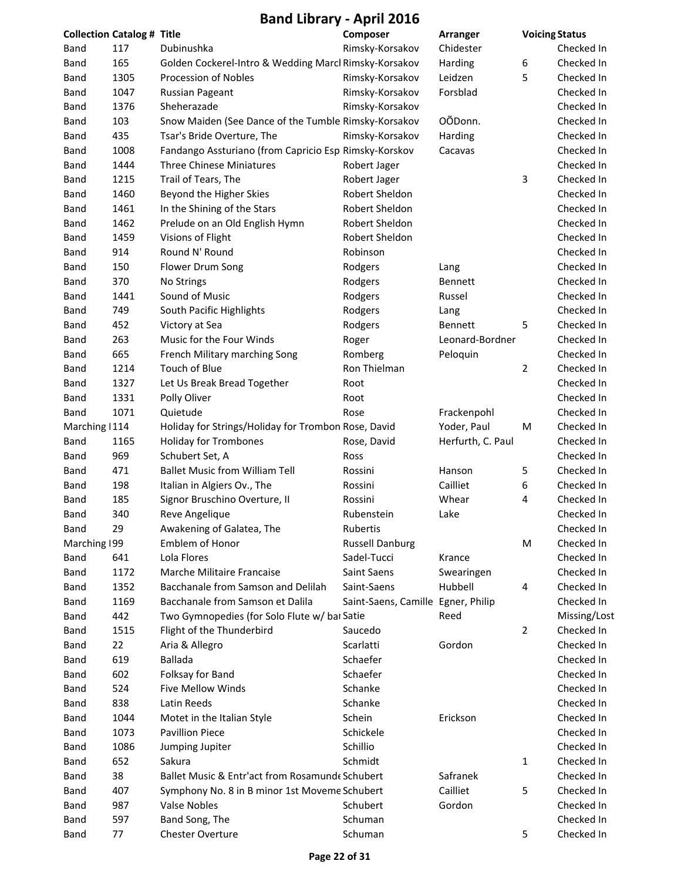# Band Library - April 2016

| Collection | Catalog # | Title | Composer | Arranger | Voicing | Status |
|---|---|---|---|---|---|---|
| Band | 117 | Dubinushka | Rimsky-Korsakov | Chidester | | Checked In |
| Band | 165 | Golden Cockerel-Intro & Wedding Marcl | Rimsky-Korsakov | Harding | 6 | Checked In |
| Band | 1305 | Procession of Nobles | Rimsky-Korsakov | Leidzen | 5 | Checked In |
| Band | 1047 | Russian Pageant | Rimsky-Korsakov | Forsblad | | Checked In |
| Band | 1376 | Sheherazade | Rimsky-Korsakov | | | Checked In |
| Band | 103 | Snow Maiden (See Dance of the Tumble | Rimsky-Korsakov | OÕDonn. | | Checked In |
| Band | 435 | Tsar's Bride Overture, The | Rimsky-Korsakov | Harding | | Checked In |
| Band | 1008 | Fandango Assturiano (from Capricio Esp | Rimsky-Korskov | Cacavas | | Checked In |
| Band | 1444 | Three Chinese Miniatures | Robert Jager | | | Checked In |
| Band | 1215 | Trail of Tears, The | Robert Jager | | 3 | Checked In |
| Band | 1460 | Beyond the Higher Skies | Robert Sheldon | | | Checked In |
| Band | 1461 | In the Shining of the Stars | Robert Sheldon | | | Checked In |
| Band | 1462 | Prelude on an Old English Hymn | Robert Sheldon | | | Checked In |
| Band | 1459 | Visions of Flight | Robert Sheldon | | | Checked In |
| Band | 914 | Round N' Round | Robinson | | | Checked In |
| Band | 150 | Flower Drum Song | Rodgers | Lang | | Checked In |
| Band | 370 | No Strings | Rodgers | Bennett | | Checked In |
| Band | 1441 | Sound of Music | Rodgers | Russel | | Checked In |
| Band | 749 | South Pacific Highlights | Rodgers | Lang | | Checked In |
| Band | 452 | Victory at Sea | Rodgers | Bennett | 5 | Checked In |
| Band | 263 | Music for the Four Winds | Roger | Leonard-Bordner | | Checked In |
| Band | 665 | French Military marching Song | Romberg | Peloquin | | Checked In |
| Band | 1214 | Touch of Blue | Ron Thielman | | 2 | Checked In |
| Band | 1327 | Let Us Break Bread Together | Root | | | Checked In |
| Band | 1331 | Polly Oliver | Root | | | Checked In |
| Band | 1071 | Quietude | Rose | Frackenpohl | | Checked In |
| Marching I | 114 | Holiday for Strings/Holiday for Trombon | Rose, David | Yoder, Paul | M | Checked In |
| Band | 1165 | Holiday for Trombones | Rose, David | Herfurth, C. Paul | | Checked In |
| Band | 969 | Schubert Set, A | Ross | | | Checked In |
| Band | 471 | Ballet Music from William Tell | Rossini | Hanson | 5 | Checked In |
| Band | 198 | Italian in Algiers Ov., The | Rossini | Cailliet | 6 | Checked In |
| Band | 185 | Signor Bruschino Overture, II | Rossini | Whear | 4 | Checked In |
| Band | 340 | Reve Angelique | Rubenstein | Lake | | Checked In |
| Band | 29 | Awakening of Galatea, The | Rubertis | | | Checked In |
| Marching I | 99 | Emblem of Honor | Russell Danburg | | M | Checked In |
| Band | 641 | Lola Flores | Sadel-Tucci | Krance | | Checked In |
| Band | 1172 | Marche Militaire Francaise | Saint Saens | Swearingen | | Checked In |
| Band | 1352 | Bacchanale from Samson and Delilah | Saint-Saens | Hubbell | 4 | Checked In |
| Band | 1169 | Bacchanale from Samson et Dalila | Saint-Saens, Camille | Egner, Philip | | Checked In |
| Band | 442 | Two Gymnopedies (for Solo Flute w/ bai | Satie | Reed | | Missing/Lost |
| Band | 1515 | Flight of the Thunderbird | Saucedo | | 2 | Checked In |
| Band | 22 | Aria & Allegro | Scarlatti | Gordon | | Checked In |
| Band | 619 | Ballada | Schaefer | | | Checked In |
| Band | 602 | Folksay for Band | Schaefer | | | Checked In |
| Band | 524 | Five Mellow Winds | Schanke | | | Checked In |
| Band | 838 | Latin Reeds | Schanke | | | Checked In |
| Band | 1044 | Motet in the Italian Style | Schein | Erickson | | Checked In |
| Band | 1073 | Pavillion Piece | Schickele | | | Checked In |
| Band | 1086 | Jumping Jupiter | Schillio | | | Checked In |
| Band | 652 | Sakura | Schmidt | | 1 | Checked In |
| Band | 38 | Ballet Music & Entr'act from Rosamunde | Schubert | Safranek | | Checked In |
| Band | 407 | Symphony No. 8 in B minor 1st Moveme | Schubert | Cailliet | 5 | Checked In |
| Band | 987 | Valse Nobles | Schubert | Gordon | | Checked In |
| Band | 597 | Band Song, The | Schuman | | | Checked In |
| Band | 77 | Chester Overture | Schuman | | 5 | Checked In |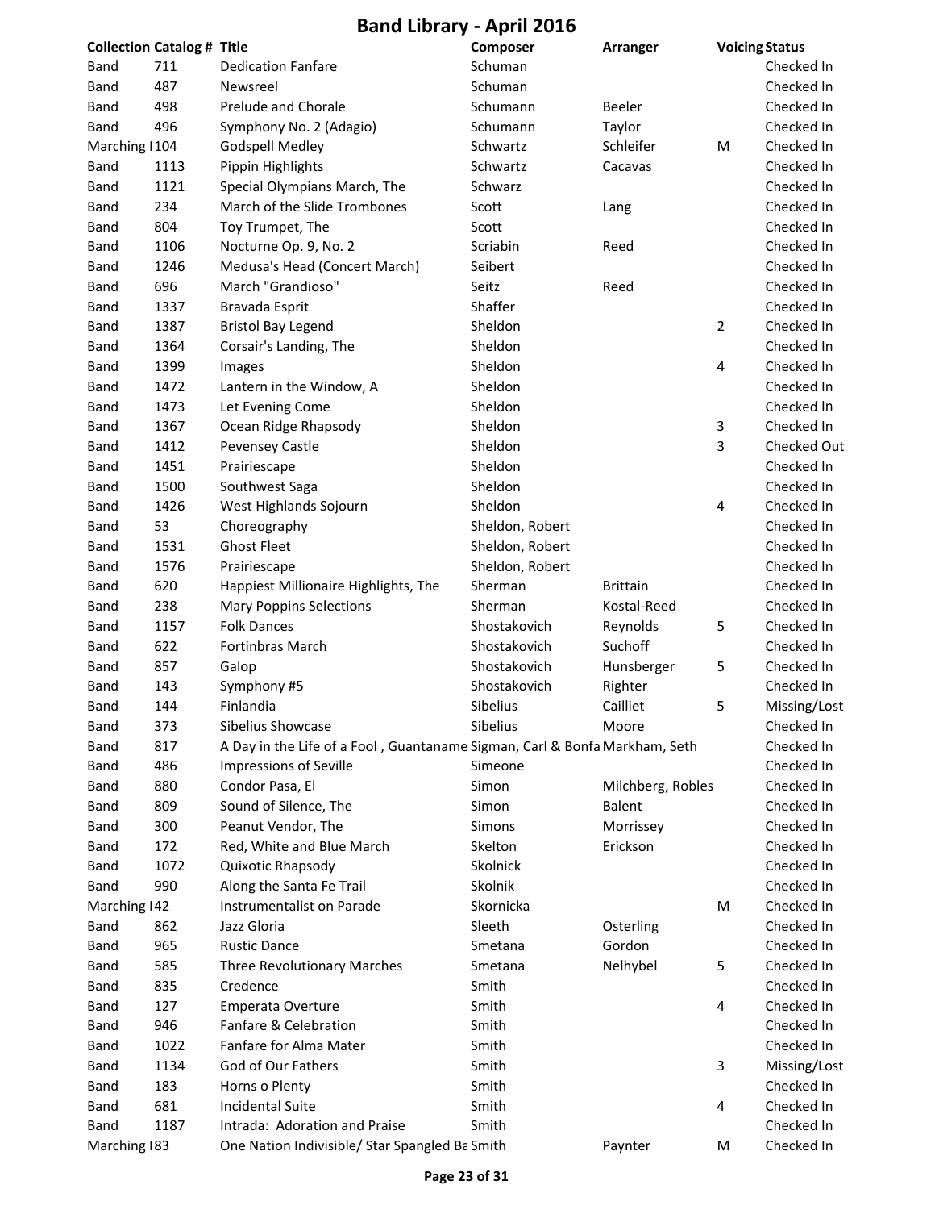# Band Library - April 2016

| Collection | Catalog # | Title | Composer | Arranger | Voicing | Status |
|---|---|---|---|---|---|---|
| Band | 711 | Dedication Fanfare | Schuman | | | Checked In |
| Band | 487 | Newsreel | Schuman | | | Checked In |
| Band | 498 | Prelude and Chorale | Schumann | Beeler | | Checked In |
| Band | 496 | Symphony No. 2 (Adagio) | Schumann | Taylor | | Checked In |
| Marching I | 104 | Godspell Medley | Schwartz | Schleifer | M | Checked In |
| Band | 1113 | Pippin Highlights | Schwartz | Cacavas | | Checked In |
| Band | 1121 | Special Olympians March, The | Schwarz | | | Checked In |
| Band | 234 | March of the Slide Trombones | Scott | Lang | | Checked In |
| Band | 804 | Toy Trumpet, The | Scott | | | Checked In |
| Band | 1106 | Nocturne Op. 9, No. 2 | Scriabin | Reed | | Checked In |
| Band | 1246 | Medusa's Head (Concert March) | Seibert | | | Checked In |
| Band | 696 | March "Grandioso" | Seitz | Reed | | Checked In |
| Band | 1337 | Bravada Esprit | Shaffer | | | Checked In |
| Band | 1387 | Bristol Bay Legend | Sheldon | | 2 | Checked In |
| Band | 1364 | Corsair's Landing, The | Sheldon | | | Checked In |
| Band | 1399 | Images | Sheldon | | 4 | Checked In |
| Band | 1472 | Lantern in the Window, A | Sheldon | | | Checked In |
| Band | 1473 | Let Evening Come | Sheldon | | | Checked In |
| Band | 1367 | Ocean Ridge Rhapsody | Sheldon | | 3 | Checked In |
| Band | 1412 | Pevensey Castle | Sheldon | | 3 | Checked Out |
| Band | 1451 | Prairiescape | Sheldon | | | Checked In |
| Band | 1500 | Southwest Saga | Sheldon | | | Checked In |
| Band | 1426 | West Highlands Sojourn | Sheldon | | 4 | Checked In |
| Band | 53 | Choreography | Sheldon, Robert | | | Checked In |
| Band | 1531 | Ghost Fleet | Sheldon, Robert | | | Checked In |
| Band | 1576 | Prairiescape | Sheldon, Robert | | | Checked In |
| Band | 620 | Happiest Millionaire Highlights, The | Sherman | Brittain | | Checked In |
| Band | 238 | Mary Poppins Selections | Sherman | Kostal-Reed | | Checked In |
| Band | 1157 | Folk Dances | Shostakovich | Reynolds | 5 | Checked In |
| Band | 622 | Fortinbras March | Shostakovich | Suchoff | | Checked In |
| Band | 857 | Galop | Shostakovich | Hunsberger | 5 | Checked In |
| Band | 143 | Symphony #5 | Shostakovich | Righter | | Checked In |
| Band | 144 | Finlandia | Sibelius | Cailliet | 5 | Missing/Lost |
| Band | 373 | Sibelius Showcase | Sibelius | Moore | | Checked In |
| Band | 817 | A Day in the Life of a Fool , Guantaname | Sigman, Carl & Bonfa | Markham, Seth | | Checked In |
| Band | 486 | Impressions of Seville | Simeone | | | Checked In |
| Band | 880 | Condor Pasa, El | Simon | Milchberg, Robles | | Checked In |
| Band | 809 | Sound of Silence, The | Simon | Balent | | Checked In |
| Band | 300 | Peanut Vendor, The | Simons | Morrissey | | Checked In |
| Band | 172 | Red, White and Blue March | Skelton | Erickson | | Checked In |
| Band | 1072 | Quixotic Rhapsody | Skolnick | | | Checked In |
| Band | 990 | Along the Santa Fe Trail | Skolnik | | | Checked In |
| Marching I | 42 | Instrumentalist on Parade | Skornicka | | M | Checked In |
| Band | 862 | Jazz Gloria | Sleeth | Osterling | | Checked In |
| Band | 965 | Rustic Dance | Smetana | Gordon | | Checked In |
| Band | 585 | Three Revolutionary Marches | Smetana | Nelhybel | 5 | Checked In |
| Band | 835 | Credence | Smith | | | Checked In |
| Band | 127 | Emperata Overture | Smith | | 4 | Checked In |
| Band | 946 | Fanfare & Celebration | Smith | | | Checked In |
| Band | 1022 | Fanfare for Alma Mater | Smith | | | Checked In |
| Band | 1134 | God of Our Fathers | Smith | | 3 | Missing/Lost |
| Band | 183 | Horns o Plenty | Smith | | | Checked In |
| Band | 681 | Incidental Suite | Smith | | 4 | Checked In |
| Band | 1187 | Intrada: Adoration and Praise | Smith | | | Checked In |
| Marching I | 83 | One Nation Indivisible/ Star Spangled Ba | Smith | Paynter | M | Checked In |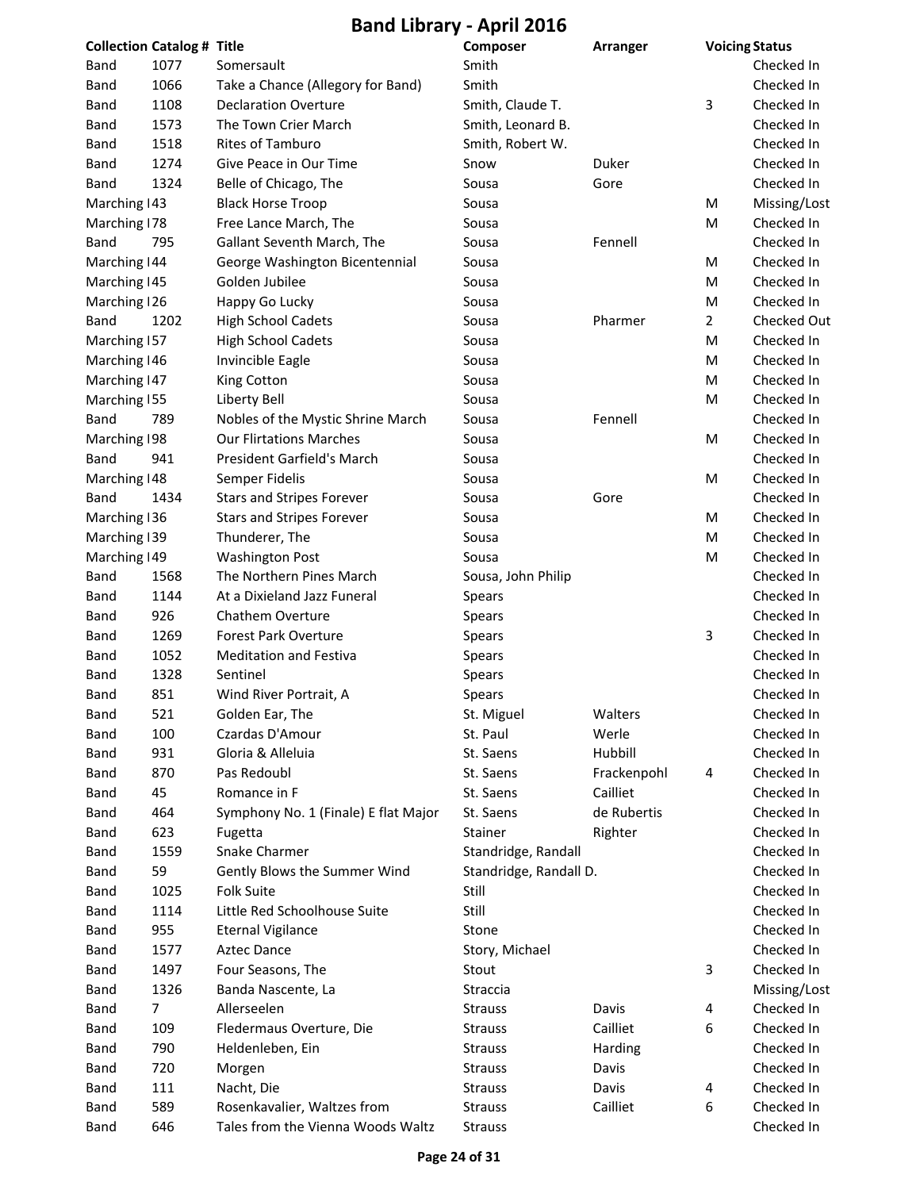# Band Library - April 2016

| Collection | Catalog # | Title | Composer | Arranger | Voicing | Status |
|---|---|---|---|---|---|---|
| Band | 1077 | Somersault | Smith | | | Checked In |
| Band | 1066 | Take a Chance (Allegory for Band) | Smith | | | Checked In |
| Band | 1108 | Declaration Overture | Smith, Claude T. | | 3 | Checked In |
| Band | 1573 | The Town Crier March | Smith, Leonard B. | | | Checked In |
| Band | 1518 | Rites of Tamburo | Smith, Robert W. | | | Checked In |
| Band | 1274 | Give Peace in Our Time | Snow | Duker | | Checked In |
| Band | 1324 | Belle of Chicago, The | Sousa | Gore | | Checked In |
| Marching I | 43 | Black Horse Troop | Sousa | | M | Missing/Lost |
| Marching I | 78 | Free Lance March, The | Sousa | | M | Checked In |
| Band | 795 | Gallant Seventh March, The | Sousa | Fennell | | Checked In |
| Marching I | 44 | George Washington Bicentennial | Sousa | | M | Checked In |
| Marching I | 45 | Golden Jubilee | Sousa | | M | Checked In |
| Marching I | 26 | Happy Go Lucky | Sousa | | M | Checked In |
| Band | 1202 | High School Cadets | Sousa | Pharmer | 2 | Checked Out |
| Marching I | 57 | High School Cadets | Sousa | | M | Checked In |
| Marching I | 46 | Invincible Eagle | Sousa | | M | Checked In |
| Marching I | 47 | King Cotton | Sousa | | M | Checked In |
| Marching I | 55 | Liberty Bell | Sousa | | M | Checked In |
| Band | 789 | Nobles of the Mystic Shrine March | Sousa | Fennell | | Checked In |
| Marching I | 98 | Our Flirtations Marches | Sousa | | M | Checked In |
| Band | 941 | President Garfield's March | Sousa | | | Checked In |
| Marching I | 48 | Semper Fidelis | Sousa | | M | Checked In |
| Band | 1434 | Stars and Stripes Forever | Sousa | Gore | | Checked In |
| Marching I | 36 | Stars and Stripes Forever | Sousa | | M | Checked In |
| Marching I | 39 | Thunderer, The | Sousa | | M | Checked In |
| Marching I | 49 | Washington Post | Sousa | | M | Checked In |
| Band | 1568 | The Northern Pines March | Sousa, John Philip | | | Checked In |
| Band | 1144 | At a Dixieland Jazz Funeral | Spears | | | Checked In |
| Band | 926 | Chathem Overture | Spears | | | Checked In |
| Band | 1269 | Forest Park Overture | Spears | | 3 | Checked In |
| Band | 1052 | Meditation and Festiva | Spears | | | Checked In |
| Band | 1328 | Sentinel | Spears | | | Checked In |
| Band | 851 | Wind River Portrait, A | Spears | | | Checked In |
| Band | 521 | Golden Ear, The | St. Miguel | Walters | | Checked In |
| Band | 100 | Czardas D'Amour | St. Paul | Werle | | Checked In |
| Band | 931 | Gloria & Alleluia | St. Saens | Hubbill | | Checked In |
| Band | 870 | Pas Redoubl | St. Saens | Frackenpohl | 4 | Checked In |
| Band | 45 | Romance in F | St. Saens | Cailliet | | Checked In |
| Band | 464 | Symphony No. 1 (Finale) E flat Major | St. Saens | de Rubertis | | Checked In |
| Band | 623 | Fugetta | Stainer | Righter | | Checked In |
| Band | 1559 | Snake Charmer | Standridge, Randall | | | Checked In |
| Band | 59 | Gently Blows the Summer Wind | Standridge, Randall D. | | | Checked In |
| Band | 1025 | Folk Suite | Still | | | Checked In |
| Band | 1114 | Little Red Schoolhouse Suite | Still | | | Checked In |
| Band | 955 | Eternal Vigilance | Stone | | | Checked In |
| Band | 1577 | Aztec Dance | Story, Michael | | | Checked In |
| Band | 1497 | Four Seasons, The | Stout | | 3 | Checked In |
| Band | 1326 | Banda Nascente, La | Straccia | | | Missing/Lost |
| Band | 7 | Allerseelen | Strauss | Davis | 4 | Checked In |
| Band | 109 | Fledermaus Overture, Die | Strauss | Cailliet | 6 | Checked In |
| Band | 790 | Heldenleben, Ein | Strauss | Harding | | Checked In |
| Band | 720 | Morgen | Strauss | Davis | | Checked In |
| Band | 111 | Nacht, Die | Strauss | Davis | 4 | Checked In |
| Band | 589 | Rosenkavalier, Waltzes from | Strauss | Cailliet | 6 | Checked In |
| Band | 646 | Tales from the Vienna Woods Waltz | Strauss | | | Checked In |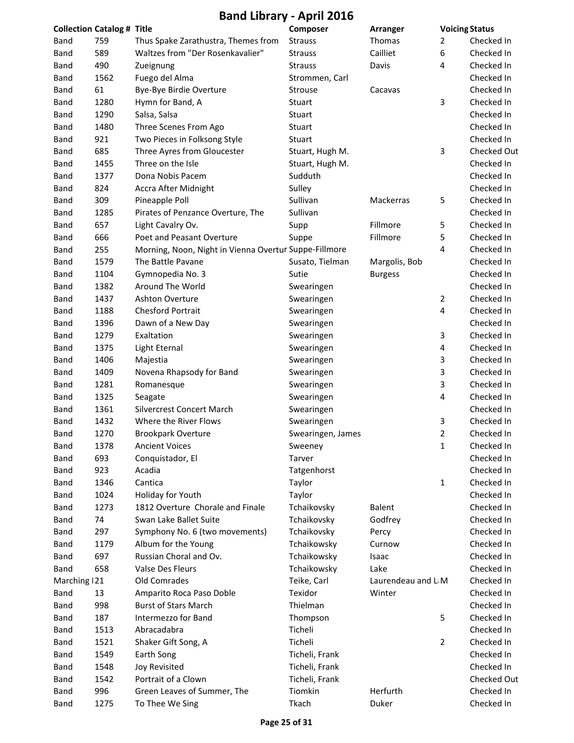# Band Library - April 2016

| Collection | Catalog # | Title | Composer | Arranger | Voicing | Status |
|---|---|---|---|---|---|---|
| Band | 759 | Thus Spake Zarathustra, Themes from | Strauss | Thomas | 2 | Checked In |
| Band | 589 | Waltzes from "Der Rosenkavalier" | Strauss | Cailliet | 6 | Checked In |
| Band | 490 | Zueignung | Strauss | Davis | 4 | Checked In |
| Band | 1562 | Fuego del Alma | Strommen, Carl | | | Checked In |
| Band | 61 | Bye-Bye Birdie Overture | Strouse | Cacavas | | Checked In |
| Band | 1280 | Hymn for Band, A | Stuart | | 3 | Checked In |
| Band | 1290 | Salsa, Salsa | Stuart | | | Checked In |
| Band | 1480 | Three Scenes From Ago | Stuart | | | Checked In |
| Band | 921 | Two Pieces in Folksong Style | Stuart | | | Checked In |
| Band | 685 | Three Ayres from Gloucester | Stuart, Hugh M. | | 3 | Checked Out |
| Band | 1455 | Three on the Isle | Stuart, Hugh M. | | | Checked In |
| Band | 1377 | Dona Nobis Pacem | Sudduth | | | Checked In |
| Band | 824 | Accra After Midnight | Sulley | | | Checked In |
| Band | 309 | Pineapple Poll | Sullivan | Mackerras | 5 | Checked In |
| Band | 1285 | Pirates of Penzance Overture, The | Sullivan | | | Checked In |
| Band | 657 | Light Cavalry Ov. | Supp | Fillmore | 5 | Checked In |
| Band | 666 | Poet and Peasant Overture | Suppe | Fillmore | 5 | Checked In |
| Band | 255 | Morning, Noon, Night in Vienna Overtur | Suppe-Fillmore | | 4 | Checked In |
| Band | 1579 | The Battle Pavane | Susato, Tielman | Margolis, Bob | | Checked In |
| Band | 1104 | Gymnopedia No. 3 | Sutie | Burgess | | Checked In |
| Band | 1382 | Around The World | Swearingen | | | Checked In |
| Band | 1437 | Ashton Overture | Swearingen | | 2 | Checked In |
| Band | 1188 | Chesford Portrait | Swearingen | | 4 | Checked In |
| Band | 1396 | Dawn of a New Day | Swearingen | | | Checked In |
| Band | 1279 | Exaltation | Swearingen | | 3 | Checked In |
| Band | 1375 | Light Eternal | Swearingen | | 4 | Checked In |
| Band | 1406 | Majestia | Swearingen | | 3 | Checked In |
| Band | 1409 | Novena Rhapsody for Band | Swearingen | | 3 | Checked In |
| Band | 1281 | Romanesque | Swearingen | | 3 | Checked In |
| Band | 1325 | Seagate | Swearingen | | 4 | Checked In |
| Band | 1361 | Silvercrest Concert March | Swearingen | | | Checked In |
| Band | 1432 | Where the River Flows | Swearingen | | 3 | Checked In |
| Band | 1270 | Brookpark Overture | Swearingen, James | | 2 | Checked In |
| Band | 1378 | Ancient Voices | Sweeney | | 1 | Checked In |
| Band | 693 | Conquistador, El | Tarver | | | Checked In |
| Band | 923 | Acadia | Tatgenhorst | | | Checked In |
| Band | 1346 | Cantica | Taylor | | 1 | Checked In |
| Band | 1024 | Holiday for Youth | Taylor | | | Checked In |
| Band | 1273 | 1812 Overture Chorale and Finale | Tchaikovsky | Balent | | Checked In |
| Band | 74 | Swan Lake Ballet Suite | Tchaikovsky | Godfrey | | Checked In |
| Band | 297 | Symphony No. 6 (two movements) | Tchaikovsky | Percy | | Checked In |
| Band | 1179 | Album for the Young | Tchaikowsky | Curnow | | Checked In |
| Band | 697 | Russian Choral and Ov. | Tchaikowsky | Isaac | | Checked In |
| Band | 658 | Valse Des Fleurs | Tchaikowsky | Lake | | Checked In |
| Marching I | 21 | Old Comrades | Teike, Carl | Laurendeau and L | M | Checked In |
| Band | 13 | Amparito Roca Paso Doble | Texidor | Winter | | Checked In |
| Band | 998 | Burst of Stars March | Thielman | | | Checked In |
| Band | 187 | Intermezzo for Band | Thompson | | 5 | Checked In |
| Band | 1513 | Abracadabra | Ticheli | | | Checked In |
| Band | 1521 | Shaker Gift Song, A | Ticheli | | 2 | Checked In |
| Band | 1549 | Earth Song | Ticheli, Frank | | | Checked In |
| Band | 1548 | Joy Revisited | Ticheli, Frank | | | Checked In |
| Band | 1542 | Portrait of a Clown | Ticheli, Frank | | | Checked Out |
| Band | 996 | Green Leaves of Summer, The | Tiomkin | Herfurth | | Checked In |
| Band | 1275 | To Thee We Sing | Tkach | Duker | | Checked In |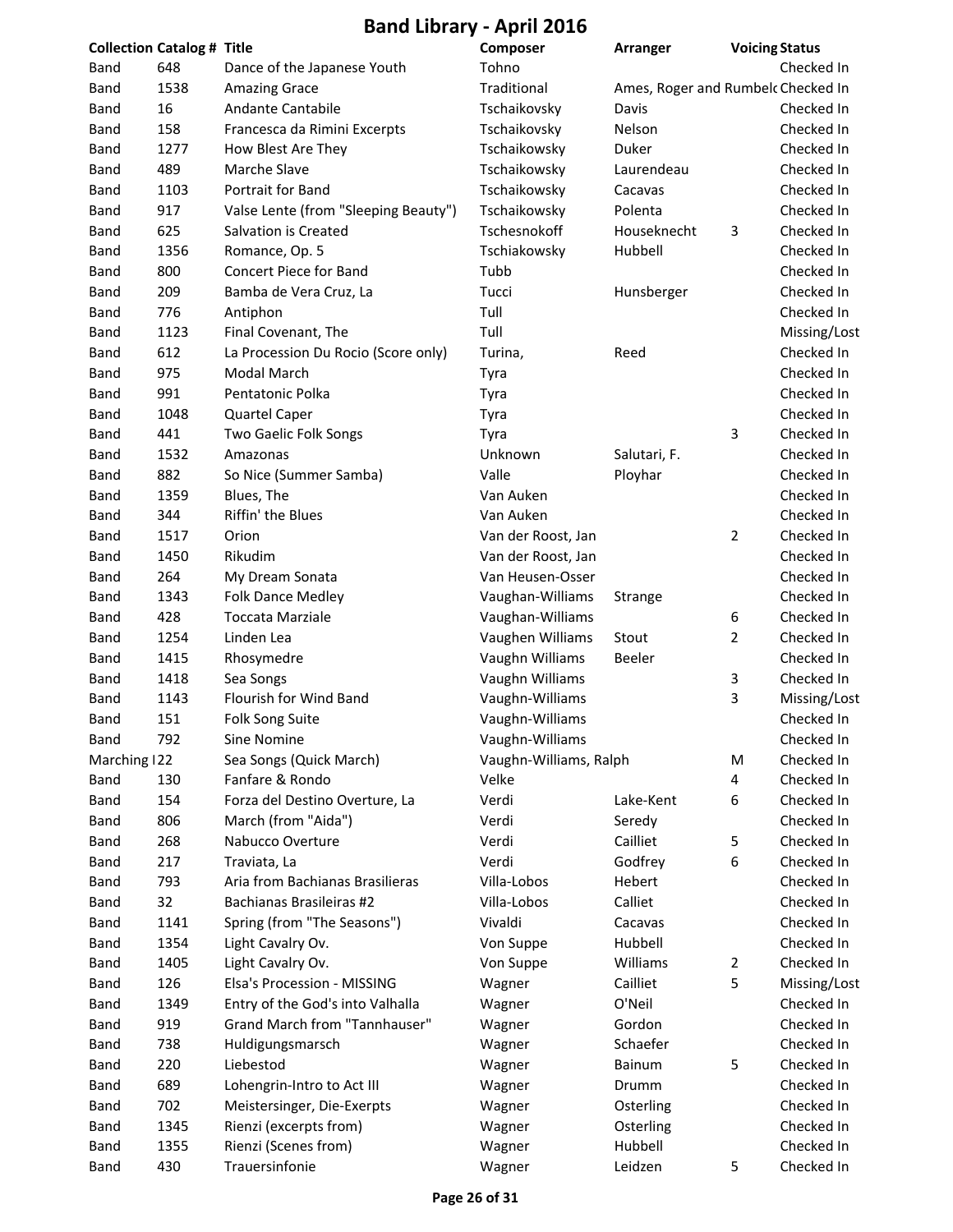# Band Library - April 2016

| Collection | Catalog # | Title | Composer | Arranger | Voicing | Status |
|---|---|---|---|---|---|---|
| Band | 648 | Dance of the Japanese Youth | Tohno | | | Checked In |
| Band | 1538 | Amazing Grace | Traditional | Ames, Roger and Rumbelo | | Checked In |
| Band | 16 | Andante Cantabile | Tschaikovsky | Davis | | Checked In |
| Band | 158 | Francesca da Rimini Excerpts | Tschaikovsky | Nelson | | Checked In |
| Band | 1277 | How Blest Are They | Tschaikowsky | Duker | | Checked In |
| Band | 489 | Marche Slave | Tschaikowsky | Laurendeau | | Checked In |
| Band | 1103 | Portrait for Band | Tschaikovsky | Cacavas | | Checked In |
| Band | 917 | Valse Lente (from "Sleeping Beauty") | Tschaikowsky | Polenta | | Checked In |
| Band | 625 | Salvation is Created | Tschesnokoff | Houseknecht | 3 | Checked In |
| Band | 1356 | Romance, Op. 5 | Tschiakowsky | Hubbell | | Checked In |
| Band | 800 | Concert Piece for Band | Tubb | | | Checked In |
| Band | 209 | Bamba de Vera Cruz, La | Tucci | Hunsberger | | Checked In |
| Band | 776 | Antiphon | Tull | | | Checked In |
| Band | 1123 | Final Covenant, The | Tull | | | Missing/Lost |
| Band | 612 | La Procession Du Rocio (Score only) | Turina, | Reed | | Checked In |
| Band | 975 | Modal March | Tyra | | | Checked In |
| Band | 991 | Pentatonic Polka | Tyra | | | Checked In |
| Band | 1048 | Quartel Caper | Tyra | | | Checked In |
| Band | 441 | Two Gaelic Folk Songs | Tyra | | 3 | Checked In |
| Band | 1532 | Amazonas | Unknown | Salutari, F. | | Checked In |
| Band | 882 | So Nice (Summer Samba) | Valle | Ployhar | | Checked In |
| Band | 1359 | Blues, The | Van Auken | | | Checked In |
| Band | 344 | Riffin' the Blues | Van Auken | | | Checked In |
| Band | 1517 | Orion | Van der Roost, Jan | | 2 | Checked In |
| Band | 1450 | Rikudim | Van der Roost, Jan | | | Checked In |
| Band | 264 | My Dream Sonata | Van Heusen-Osser | | | Checked In |
| Band | 1343 | Folk Dance Medley | Vaughan-Williams | Strange | | Checked In |
| Band | 428 | Toccata Marziale | Vaughan-Williams | | 6 | Checked In |
| Band | 1254 | Linden Lea | Vaughen Williams | Stout | 2 | Checked In |
| Band | 1415 | Rhosymedre | Vaughn Williams | Beeler | | Checked In |
| Band | 1418 | Sea Songs | Vaughn Williams | | 3 | Checked In |
| Band | 1143 | Flourish for Wind Band | Vaughn-Williams | | 3 | Missing/Lost |
| Band | 151 | Folk Song Suite | Vaughn-Williams | | | Checked In |
| Band | 792 | Sine Nomine | Vaughn-Williams | | | Checked In |
| Marching I | 22 | Sea Songs (Quick March) | Vaughn-Williams, Ralph | | M | Checked In |
| Band | 130 | Fanfare & Rondo | Velke | | 4 | Checked In |
| Band | 154 | Forza del Destino Overture, La | Verdi | Lake-Kent | 6 | Checked In |
| Band | 806 | March (from "Aida") | Verdi | Seredy | | Checked In |
| Band | 268 | Nabucco Overture | Verdi | Cailliet | 5 | Checked In |
| Band | 217 | Traviata, La | Verdi | Godfrey | 6 | Checked In |
| Band | 793 | Aria from Bachianas Brasilieras | Villa-Lobos | Hebert | | Checked In |
| Band | 32 | Bachianas Brasileiras #2 | Villa-Lobos | Calliet | | Checked In |
| Band | 1141 | Spring (from "The Seasons") | Vivaldi | Cacavas | | Checked In |
| Band | 1354 | Light Cavalry Ov. | Von Suppe | Hubbell | | Checked In |
| Band | 1405 | Light Cavalry Ov. | Von Suppe | Williams | 2 | Checked In |
| Band | 126 | Elsa's Procession - MISSING | Wagner | Cailliet | 5 | Missing/Lost |
| Band | 1349 | Entry of the God's into Valhalla | Wagner | O'Neil | | Checked In |
| Band | 919 | Grand March from "Tannhauser" | Wagner | Gordon | | Checked In |
| Band | 738 | Huldigungsmarsch | Wagner | Schaefer | | Checked In |
| Band | 220 | Liebestod | Wagner | Bainum | 5 | Checked In |
| Band | 689 | Lohengrin-Intro to Act III | Wagner | Drumm | | Checked In |
| Band | 702 | Meistersinger, Die-Exerpts | Wagner | Osterling | | Checked In |
| Band | 1345 | Rienzi (excerpts from) | Wagner | Osterling | | Checked In |
| Band | 1355 | Rienzi (Scenes from) | Wagner | Hubbell | | Checked In |
| Band | 430 | Trauersinfonie | Wagner | Leidzen | 5 | Checked In |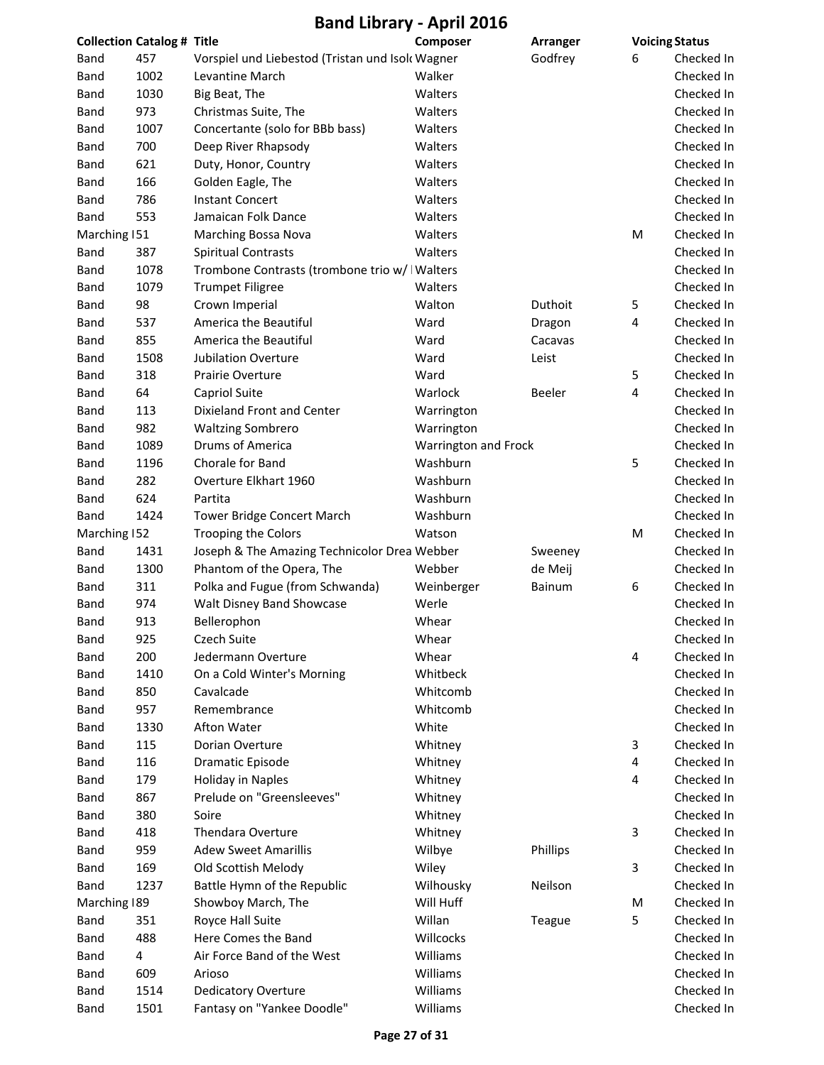# Band Library - April 2016

| Collection | Catalog # | Title | Composer | Arranger | Voicing | Status |
|---|---|---|---|---|---|---|
| Band | 457 | Vorspiel und Liebestod (Tristan und Isolc | Wagner | Godfrey | 6 | Checked In |
| Band | 1002 | Levantine March | Walker | | | Checked In |
| Band | 1030 | Big Beat, The | Walters | | | Checked In |
| Band | 973 | Christmas Suite, The | Walters | | | Checked In |
| Band | 1007 | Concertante (solo for BBb bass) | Walters | | | Checked In |
| Band | 700 | Deep River Rhapsody | Walters | | | Checked In |
| Band | 621 | Duty, Honor, Country | Walters | | | Checked In |
| Band | 166 | Golden Eagle, The | Walters | | | Checked In |
| Band | 786 | Instant Concert | Walters | | | Checked In |
| Band | 553 | Jamaican Folk Dance | Walters | | | Checked In |
| Marching I | 51 | Marching Bossa Nova | Walters | | M | Checked In |
| Band | 387 | Spiritual Contrasts | Walters | | | Checked In |
| Band | 1078 | Trombone Contrasts (trombone trio w/ I | Walters | | | Checked In |
| Band | 1079 | Trumpet Filigree | Walters | | | Checked In |
| Band | 98 | Crown Imperial | Walton | Duthoit | 5 | Checked In |
| Band | 537 | America the Beautiful | Ward | Dragon | 4 | Checked In |
| Band | 855 | America the Beautiful | Ward | Cacavas | | Checked In |
| Band | 1508 | Jubilation Overture | Ward | Leist | | Checked In |
| Band | 318 | Prairie Overture | Ward | | 5 | Checked In |
| Band | 64 | Capriol Suite | Warlock | Beeler | 4 | Checked In |
| Band | 113 | Dixieland Front and Center | Warrington | | | Checked In |
| Band | 982 | Waltzing Sombrero | Warrington | | | Checked In |
| Band | 1089 | Drums of America | Warrington and Frock | | | Checked In |
| Band | 1196 | Chorale for Band | Washburn | | 5 | Checked In |
| Band | 282 | Overture Elkhart 1960 | Washburn | | | Checked In |
| Band | 624 | Partita | Washburn | | | Checked In |
| Band | 1424 | Tower Bridge Concert March | Washburn | | | Checked In |
| Marching I | 52 | Trooping the Colors | Watson | | M | Checked In |
| Band | 1431 | Joseph & The Amazing Technicolor Drea | Webber | Sweeney | | Checked In |
| Band | 1300 | Phantom of the Opera, The | Webber | de Meij | | Checked In |
| Band | 311 | Polka and Fugue (from Schwanda) | Weinberger | Bainum | 6 | Checked In |
| Band | 974 | Walt Disney Band Showcase | Werle | | | Checked In |
| Band | 913 | Bellerophon | Whear | | | Checked In |
| Band | 925 | Czech Suite | Whear | | | Checked In |
| Band | 200 | Jedermann Overture | Whear | | 4 | Checked In |
| Band | 1410 | On a Cold Winter's Morning | Whitbeck | | | Checked In |
| Band | 850 | Cavalcade | Whitcomb | | | Checked In |
| Band | 957 | Remembrance | Whitcomb | | | Checked In |
| Band | 1330 | Afton Water | White | | | Checked In |
| Band | 115 | Dorian Overture | Whitney | | 3 | Checked In |
| Band | 116 | Dramatic Episode | Whitney | | 4 | Checked In |
| Band | 179 | Holiday in Naples | Whitney | | 4 | Checked In |
| Band | 867 | Prelude on "Greensleeves" | Whitney | | | Checked In |
| Band | 380 | Soire | Whitney | | | Checked In |
| Band | 418 | Thendara Overture | Whitney | | 3 | Checked In |
| Band | 959 | Adew Sweet Amarillis | Wilbye | Phillips | | Checked In |
| Band | 169 | Old Scottish Melody | Wiley | | 3 | Checked In |
| Band | 1237 | Battle Hymn of the Republic | Wilhousky | Neilson | | Checked In |
| Marching I | 89 | Showboy March, The | Will Huff | | M | Checked In |
| Band | 351 | Royce Hall Suite | Willan | Teague | 5 | Checked In |
| Band | 488 | Here Comes the Band | Willcocks | | | Checked In |
| Band | 4 | Air Force Band of the West | Williams | | | Checked In |
| Band | 609 | Arioso | Williams | | | Checked In |
| Band | 1514 | Dedicatory Overture | Williams | | | Checked In |
| Band | 1501 | Fantasy on "Yankee Doodle" | Williams | | | Checked In |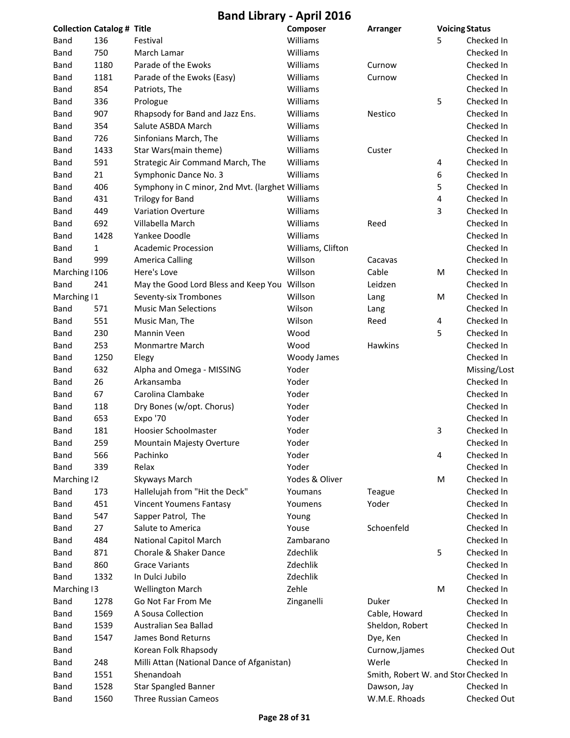# Band Library - April 2016

| Collection | Catalog # | Title | Composer | Arranger | Voicing | Status |
|---|---|---|---|---|---|---|
| Band | 136 | Festival | Williams | | 5 | Checked In |
| Band | 750 | March Lamar | Williams | | | Checked In |
| Band | 1180 | Parade of the Ewoks | Williams | Curnow | | Checked In |
| Band | 1181 | Parade of the Ewoks (Easy) | Williams | Curnow | | Checked In |
| Band | 854 | Patriots, The | Williams | | | Checked In |
| Band | 336 | Prologue | Williams | | 5 | Checked In |
| Band | 907 | Rhapsody for Band and Jazz Ens. | Williams | Nestico | | Checked In |
| Band | 354 | Salute ASBDA March | Williams | | | Checked In |
| Band | 726 | Sinfonians March, The | Williams | | | Checked In |
| Band | 1433 | Star Wars(main theme) | Williams | Custer | | Checked In |
| Band | 591 | Strategic Air Command March, The | Williams | | 4 | Checked In |
| Band | 21 | Symphonic Dance No. 3 | Williams | | 6 | Checked In |
| Band | 406 | Symphony in C minor, 2nd Mvt. (larghet | Williams | | 5 | Checked In |
| Band | 431 | Trilogy for Band | Williams | | 4 | Checked In |
| Band | 449 | Variation Overture | Williams | | 3 | Checked In |
| Band | 692 | Villabella March | Williams | Reed | | Checked In |
| Band | 1428 | Yankee Doodle | Williams | | | Checked In |
| Band | 1 | Academic Procession | Williams, Clifton | | | Checked In |
| Band | 999 | America Calling | Willson | Cacavas | | Checked In |
| Marching I | 106 | Here's Love | Willson | Cable | M | Checked In |
| Band | 241 | May the Good Lord Bless and Keep You | Willson | Leidzen | | Checked In |
| Marching I | 1 | Seventy-six Trombones | Willson | Lang | M | Checked In |
| Band | 571 | Music Man Selections | Wilson | Lang | | Checked In |
| Band | 551 | Music Man, The | Wilson | Reed | 4 | Checked In |
| Band | 230 | Mannin Veen | Wood | | 5 | Checked In |
| Band | 253 | Monmartre March | Wood | Hawkins | | Checked In |
| Band | 1250 | Elegy | Woody James | | | Checked In |
| Band | 632 | Alpha and Omega - MISSING | Yoder | | | Missing/Lost |
| Band | 26 | Arkansamba | Yoder | | | Checked In |
| Band | 67 | Carolina Clambake | Yoder | | | Checked In |
| Band | 118 | Dry Bones (w/opt. Chorus) | Yoder | | | Checked In |
| Band | 653 | Expo '70 | Yoder | | | Checked In |
| Band | 181 | Hoosier Schoolmaster | Yoder | | 3 | Checked In |
| Band | 259 | Mountain Majesty Overture | Yoder | | | Checked In |
| Band | 566 | Pachinko | Yoder | | 4 | Checked In |
| Band | 339 | Relax | Yoder | | | Checked In |
| Marching I | 2 | Skyways March | Yodes & Oliver | | M | Checked In |
| Band | 173 | Hallelujah from "Hit the Deck" | Youmans | Teague | | Checked In |
| Band | 451 | Vincent Youmens Fantasy | Youmens | Yoder | | Checked In |
| Band | 547 | Sapper Patrol, The | Young | | | Checked In |
| Band | 27 | Salute to America | Youse | Schoenfeld | | Checked In |
| Band | 484 | National Capitol March | Zambarano | | | Checked In |
| Band | 871 | Chorale & Shaker Dance | Zdechlik | | 5 | Checked In |
| Band | 860 | Grace Variants | Zdechlik | | | Checked In |
| Band | 1332 | In Dulci Jubilo | Zdechlik | | | Checked In |
| Marching I | 3 | Wellington March | Zehle | | M | Checked In |
| Band | 1278 | Go Not Far From Me | Zinganelli | Duker | | Checked In |
| Band | 1569 | A Sousa Collection | | Cable, Howard | | Checked In |
| Band | 1539 | Australian Sea Ballad | | Sheldon, Robert | | Checked In |
| Band | 1547 | James Bond Returns | | Dye, Ken | | Checked In |
| Band | | Korean Folk Rhapsody | | Curnow,Jjames | | Checked Out |
| Band | 248 | Milli Attan (National Dance of Afganistan) | | Werle | | Checked In |
| Band | 1551 | Shenandoah | | Smith, Robert W. and Stor | | Checked In |
| Band | 1528 | Star Spangled Banner | | Dawson, Jay | | Checked In |
| Band | 1560 | Three Russian Cameos | | W.M.E. Rhoads | | Checked Out |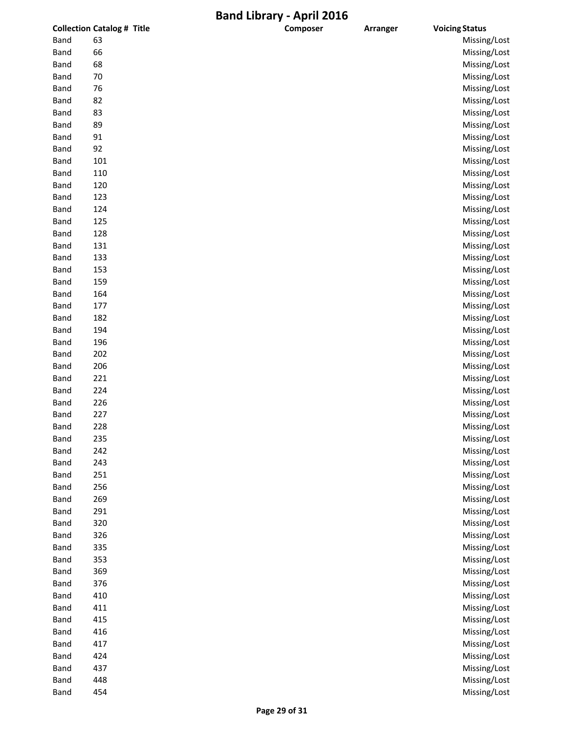# Band Library - April 2016

| Collection | Catalog # | Title | Composer | Arranger | Voicing | Status |
|---|---|---|---|---|---|---|
| Band | 63 | | | | | Missing/Lost |
| Band | 66 | | | | | Missing/Lost |
| Band | 68 | | | | | Missing/Lost |
| Band | 70 | | | | | Missing/Lost |
| Band | 76 | | | | | Missing/Lost |
| Band | 82 | | | | | Missing/Lost |
| Band | 83 | | | | | Missing/Lost |
| Band | 89 | | | | | Missing/Lost |
| Band | 91 | | | | | Missing/Lost |
| Band | 92 | | | | | Missing/Lost |
| Band | 101 | | | | | Missing/Lost |
| Band | 110 | | | | | Missing/Lost |
| Band | 120 | | | | | Missing/Lost |
| Band | 123 | | | | | Missing/Lost |
| Band | 124 | | | | | Missing/Lost |
| Band | 125 | | | | | Missing/Lost |
| Band | 128 | | | | | Missing/Lost |
| Band | 131 | | | | | Missing/Lost |
| Band | 133 | | | | | Missing/Lost |
| Band | 153 | | | | | Missing/Lost |
| Band | 159 | | | | | Missing/Lost |
| Band | 164 | | | | | Missing/Lost |
| Band | 177 | | | | | Missing/Lost |
| Band | 182 | | | | | Missing/Lost |
| Band | 194 | | | | | Missing/Lost |
| Band | 196 | | | | | Missing/Lost |
| Band | 202 | | | | | Missing/Lost |
| Band | 206 | | | | | Missing/Lost |
| Band | 221 | | | | | Missing/Lost |
| Band | 224 | | | | | Missing/Lost |
| Band | 226 | | | | | Missing/Lost |
| Band | 227 | | | | | Missing/Lost |
| Band | 228 | | | | | Missing/Lost |
| Band | 235 | | | | | Missing/Lost |
| Band | 242 | | | | | Missing/Lost |
| Band | 243 | | | | | Missing/Lost |
| Band | 251 | | | | | Missing/Lost |
| Band | 256 | | | | | Missing/Lost |
| Band | 269 | | | | | Missing/Lost |
| Band | 291 | | | | | Missing/Lost |
| Band | 320 | | | | | Missing/Lost |
| Band | 326 | | | | | Missing/Lost |
| Band | 335 | | | | | Missing/Lost |
| Band | 353 | | | | | Missing/Lost |
| Band | 369 | | | | | Missing/Lost |
| Band | 376 | | | | | Missing/Lost |
| Band | 410 | | | | | Missing/Lost |
| Band | 411 | | | | | Missing/Lost |
| Band | 415 | | | | | Missing/Lost |
| Band | 416 | | | | | Missing/Lost |
| Band | 417 | | | | | Missing/Lost |
| Band | 424 | | | | | Missing/Lost |
| Band | 437 | | | | | Missing/Lost |
| Band | 448 | | | | | Missing/Lost |
| Band | 454 | | | | | Missing/Lost |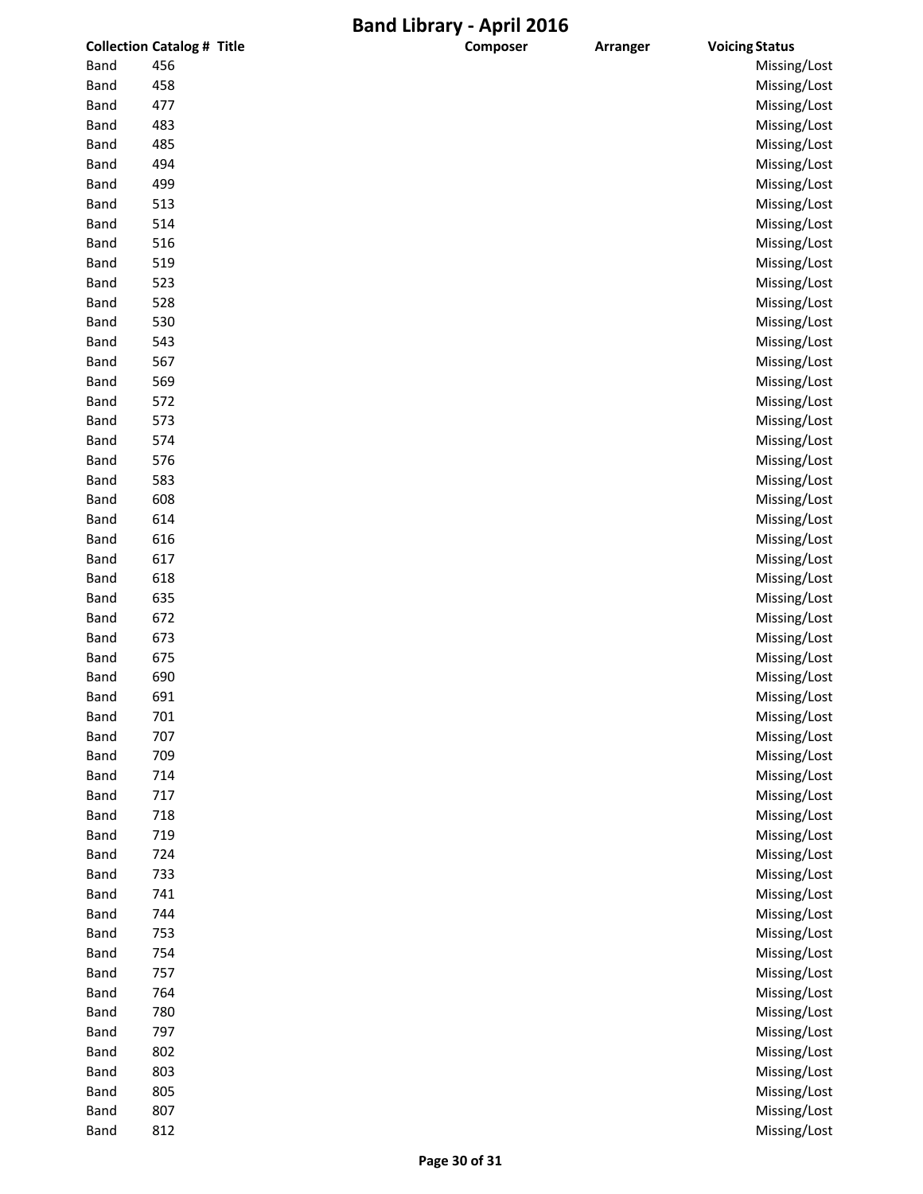# Band Library - April 2016

| Collection | Catalog # | Title | Composer | Arranger | Voicing | Status |
|---|---|---|---|---|---|---|
| Band | 456 | | | | | Missing/Lost |
| Band | 458 | | | | | Missing/Lost |
| Band | 477 | | | | | Missing/Lost |
| Band | 483 | | | | | Missing/Lost |
| Band | 485 | | | | | Missing/Lost |
| Band | 494 | | | | | Missing/Lost |
| Band | 499 | | | | | Missing/Lost |
| Band | 513 | | | | | Missing/Lost |
| Band | 514 | | | | | Missing/Lost |
| Band | 516 | | | | | Missing/Lost |
| Band | 519 | | | | | Missing/Lost |
| Band | 523 | | | | | Missing/Lost |
| Band | 528 | | | | | Missing/Lost |
| Band | 530 | | | | | Missing/Lost |
| Band | 543 | | | | | Missing/Lost |
| Band | 567 | | | | | Missing/Lost |
| Band | 569 | | | | | Missing/Lost |
| Band | 572 | | | | | Missing/Lost |
| Band | 573 | | | | | Missing/Lost |
| Band | 574 | | | | | Missing/Lost |
| Band | 576 | | | | | Missing/Lost |
| Band | 583 | | | | | Missing/Lost |
| Band | 608 | | | | | Missing/Lost |
| Band | 614 | | | | | Missing/Lost |
| Band | 616 | | | | | Missing/Lost |
| Band | 617 | | | | | Missing/Lost |
| Band | 618 | | | | | Missing/Lost |
| Band | 635 | | | | | Missing/Lost |
| Band | 672 | | | | | Missing/Lost |
| Band | 673 | | | | | Missing/Lost |
| Band | 675 | | | | | Missing/Lost |
| Band | 690 | | | | | Missing/Lost |
| Band | 691 | | | | | Missing/Lost |
| Band | 701 | | | | | Missing/Lost |
| Band | 707 | | | | | Missing/Lost |
| Band | 709 | | | | | Missing/Lost |
| Band | 714 | | | | | Missing/Lost |
| Band | 717 | | | | | Missing/Lost |
| Band | 718 | | | | | Missing/Lost |
| Band | 719 | | | | | Missing/Lost |
| Band | 724 | | | | | Missing/Lost |
| Band | 733 | | | | | Missing/Lost |
| Band | 741 | | | | | Missing/Lost |
| Band | 744 | | | | | Missing/Lost |
| Band | 753 | | | | | Missing/Lost |
| Band | 754 | | | | | Missing/Lost |
| Band | 757 | | | | | Missing/Lost |
| Band | 764 | | | | | Missing/Lost |
| Band | 780 | | | | | Missing/Lost |
| Band | 797 | | | | | Missing/Lost |
| Band | 802 | | | | | Missing/Lost |
| Band | 803 | | | | | Missing/Lost |
| Band | 805 | | | | | Missing/Lost |
| Band | 807 | | | | | Missing/Lost |
| Band | 812 | | | | | Missing/Lost |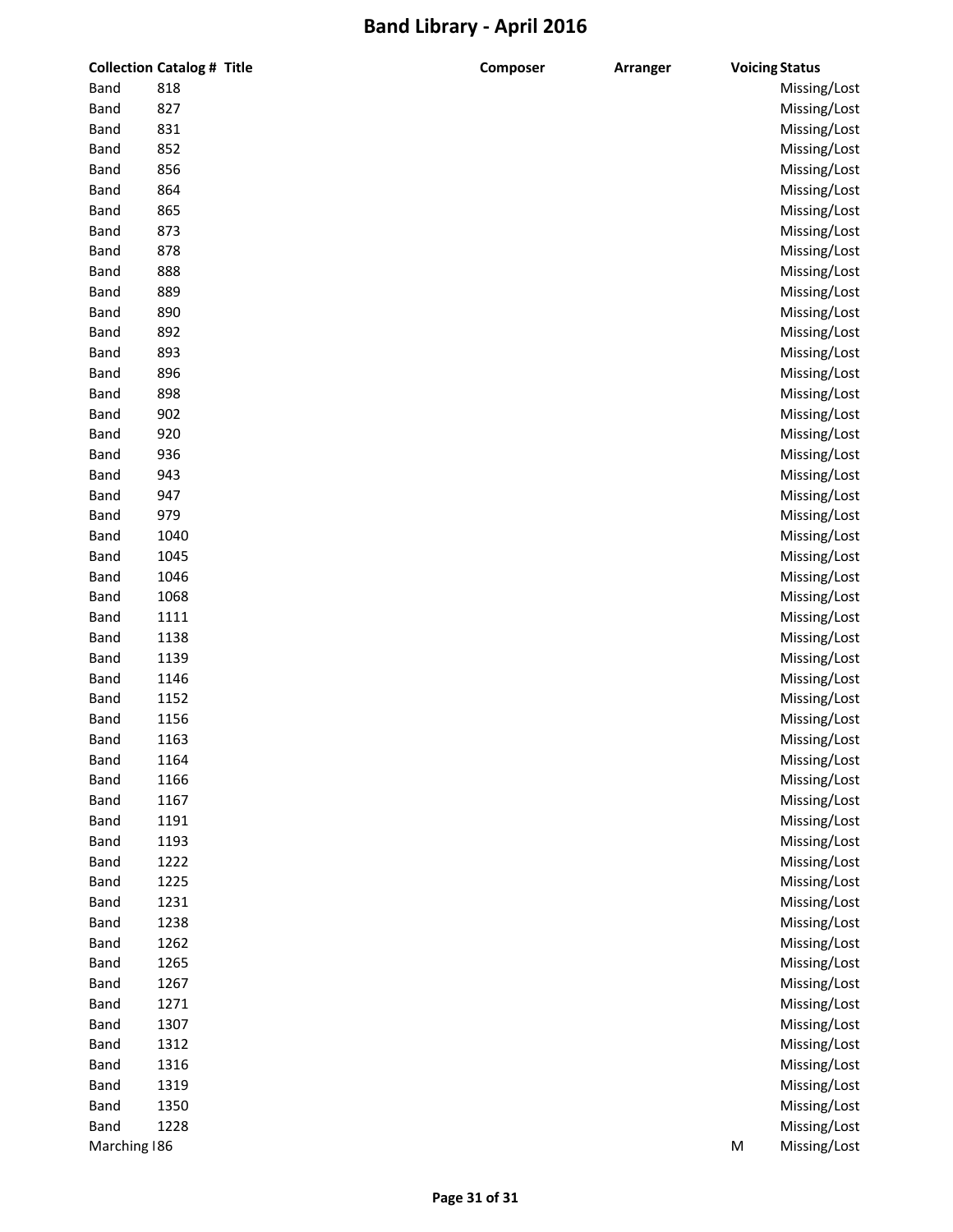# Band Library - April 2016

| Collection | Catalog # | Title | Composer | Arranger | Voicing | Status |
|---|---|---|---|---|---|---|
| Band | 818 | | | | | Missing/Lost |
| Band | 827 | | | | | Missing/Lost |
| Band | 831 | | | | | Missing/Lost |
| Band | 852 | | | | | Missing/Lost |
| Band | 856 | | | | | Missing/Lost |
| Band | 864 | | | | | Missing/Lost |
| Band | 865 | | | | | Missing/Lost |
| Band | 873 | | | | | Missing/Lost |
| Band | 878 | | | | | Missing/Lost |
| Band | 888 | | | | | Missing/Lost |
| Band | 889 | | | | | Missing/Lost |
| Band | 890 | | | | | Missing/Lost |
| Band | 892 | | | | | Missing/Lost |
| Band | 893 | | | | | Missing/Lost |
| Band | 896 | | | | | Missing/Lost |
| Band | 898 | | | | | Missing/Lost |
| Band | 902 | | | | | Missing/Lost |
| Band | 920 | | | | | Missing/Lost |
| Band | 936 | | | | | Missing/Lost |
| Band | 943 | | | | | Missing/Lost |
| Band | 947 | | | | | Missing/Lost |
| Band | 979 | | | | | Missing/Lost |
| Band | 1040 | | | | | Missing/Lost |
| Band | 1045 | | | | | Missing/Lost |
| Band | 1046 | | | | | Missing/Lost |
| Band | 1068 | | | | | Missing/Lost |
| Band | 1111 | | | | | Missing/Lost |
| Band | 1138 | | | | | Missing/Lost |
| Band | 1139 | | | | | Missing/Lost |
| Band | 1146 | | | | | Missing/Lost |
| Band | 1152 | | | | | Missing/Lost |
| Band | 1156 | | | | | Missing/Lost |
| Band | 1163 | | | | | Missing/Lost |
| Band | 1164 | | | | | Missing/Lost |
| Band | 1166 | | | | | Missing/Lost |
| Band | 1167 | | | | | Missing/Lost |
| Band | 1191 | | | | | Missing/Lost |
| Band | 1193 | | | | | Missing/Lost |
| Band | 1222 | | | | | Missing/Lost |
| Band | 1225 | | | | | Missing/Lost |
| Band | 1231 | | | | | Missing/Lost |
| Band | 1238 | | | | | Missing/Lost |
| Band | 1262 | | | | | Missing/Lost |
| Band | 1265 | | | | | Missing/Lost |
| Band | 1267 | | | | | Missing/Lost |
| Band | 1271 | | | | | Missing/Lost |
| Band | 1307 | | | | | Missing/Lost |
| Band | 1312 | | | | | Missing/Lost |
| Band | 1316 | | | | | Missing/Lost |
| Band | 1319 | | | | | Missing/Lost |
| Band | 1350 | | | | | Missing/Lost |
| Band | 1228 | | | | | Missing/Lost |
| Marching I | 86 | | | | M | Missing/Lost |